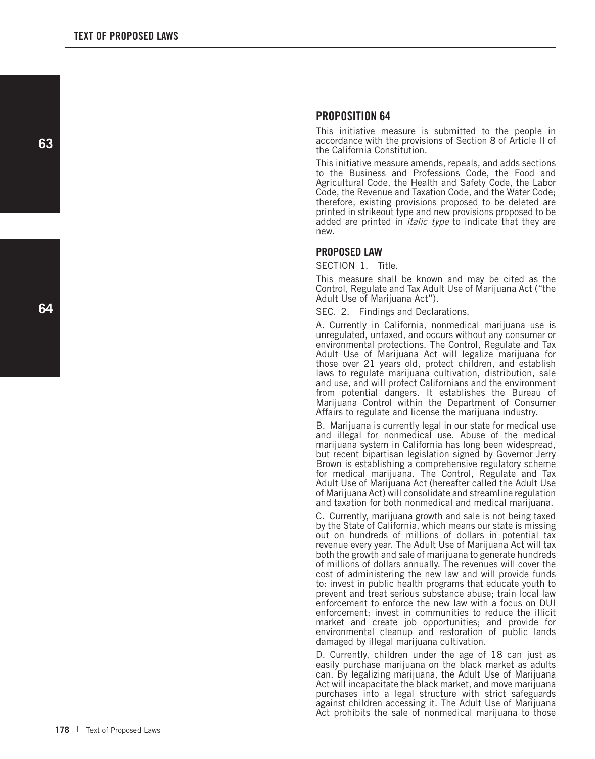## PROPOSITION 64

This initiative measure is submitted to the people in accordance with the provisions of Section 8 of Article II of the California Constitution.

This initiative measure amends, repeals, and adds sections to the Business and Professions Code, the Food and Agricultural Code, the Health and Safety Code, the Labor Code, the Revenue and Taxation Code, and the Water Code; therefore, existing provisions proposed to be deleted are printed in ~~strikeout type~~ and new provisions proposed to be added are printed in *italic type* to indicate that they are new.

### PROPOSED LAW

SECTION 1. Title.

This measure shall be known and may be cited as the Control, Regulate and Tax Adult Use of Marijuana Act ("the Adult Use of Marijuana Act").

SEC. 2. Findings and Declarations.

A. Currently in California, nonmedical marijuana use is unregulated, untaxed, and occurs without any consumer or environmental protections. The Control, Regulate and Tax Adult Use of Marijuana Act will legalize marijuana for those over 21 years old, protect children, and establish laws to regulate marijuana cultivation, distribution, sale and use, and will protect Californians and the environment from potential dangers. It establishes the Bureau of Marijuana Control within the Department of Consumer Affairs to regulate and license the marijuana industry.

B. Marijuana is currently legal in our state for medical use and illegal for nonmedical use. Abuse of the medical marijuana system in California has long been widespread, but recent bipartisan legislation signed by Governor Jerry Brown is establishing a comprehensive regulatory scheme for medical marijuana. The Control, Regulate and Tax Adult Use of Marijuana Act (hereafter called the Adult Use of Marijuana Act) will consolidate and streamline regulation and taxation for both nonmedical and medical marijuana.

C. Currently, marijuana growth and sale is not being taxed by the State of California, which means our state is missing out on hundreds of millions of dollars in potential tax revenue every year. The Adult Use of Marijuana Act will tax both the growth and sale of marijuana to generate hundreds of millions of dollars annually. The revenues will cover the cost of administering the new law and will provide funds to: invest in public health programs that educate youth to prevent and treat serious substance abuse; train local law enforcement to enforce the new law with a focus on DUI enforcement; invest in communities to reduce the illicit market and create job opportunities; and provide for environmental cleanup and restoration of public lands damaged by illegal marijuana cultivation.

D. Currently, children under the age of 18 can just as easily purchase marijuana on the black market as adults can. By legalizing marijuana, the Adult Use of Marijuana Act will incapacitate the black market, and move marijuana purchases into a legal structure with strict safeguards against children accessing it. The Adult Use of Marijuana Act prohibits the sale of nonmedical marijuana to those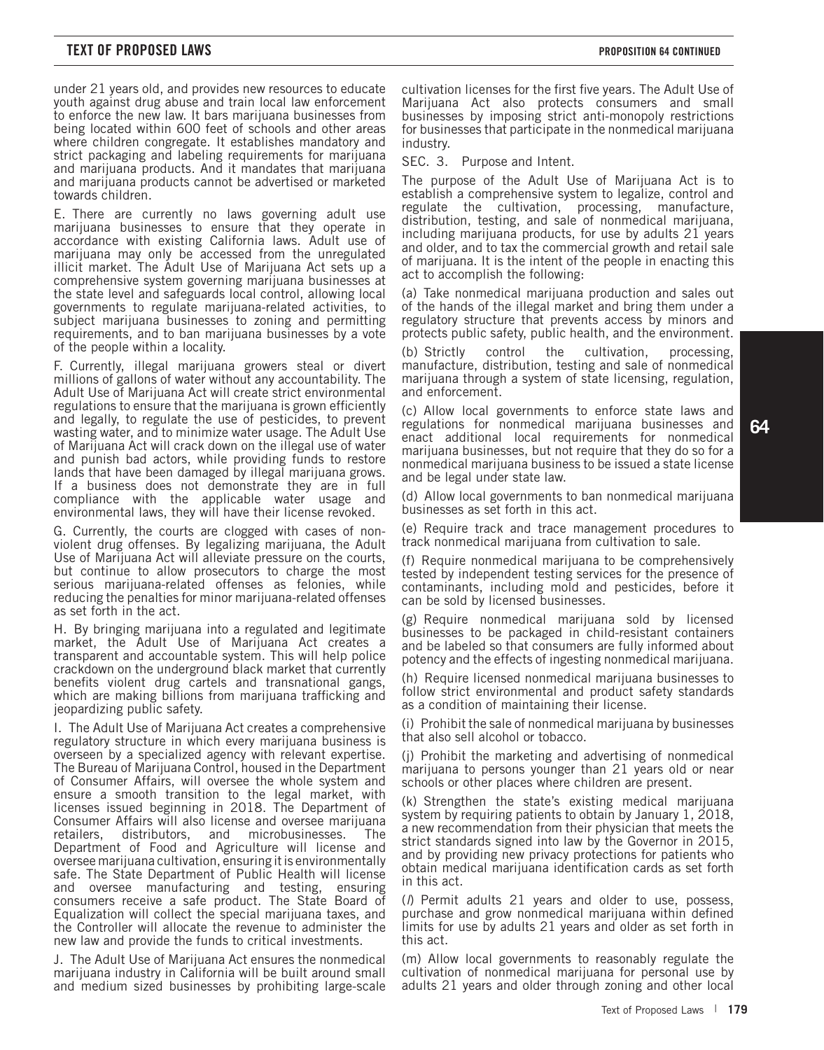under 21 years old, and provides new resources to educate youth against drug abuse and train local law enforcement to enforce the new law. It bars marijuana businesses from being located within 600 feet of schools and other areas where children congregate. It establishes mandatory and strict packaging and labeling requirements for marijuana and marijuana products. And it mandates that marijuana and marijuana products cannot be advertised or marketed towards children.

E. There are currently no laws governing adult use marijuana businesses to ensure that they operate in accordance with existing California laws. Adult use of marijuana may only be accessed from the unregulated illicit market. The Adult Use of Marijuana Act sets up a comprehensive system governing marijuana businesses at the state level and safeguards local control, allowing local governments to regulate marijuana-related activities, to subject marijuana businesses to zoning and permitting requirements, and to ban marijuana businesses by a vote of the people within a locality.

F. Currently, illegal marijuana growers steal or divert millions of gallons of water without any accountability. The Adult Use of Marijuana Act will create strict environmental regulations to ensure that the marijuana is grown efficiently and legally, to regulate the use of pesticides, to prevent wasting water, and to minimize water usage. The Adult Use of Marijuana Act will crack down on the illegal use of water and punish bad actors, while providing funds to restore lands that have been damaged by illegal marijuana grows. If a business does not demonstrate they are in full compliance with the applicable water usage and environmental laws, they will have their license revoked.

G. Currently, the courts are clogged with cases of non-violent drug offenses. By legalizing marijuana, the Adult Use of Marijuana Act will alleviate pressure on the courts, but continue to allow prosecutors to charge the most serious marijuana-related offenses as felonies, while reducing the penalties for minor marijuana-related offenses as set forth in the act.

H. By bringing marijuana into a regulated and legitimate market, the Adult Use of Marijuana Act creates a transparent and accountable system. This will help police crackdown on the underground black market that currently benefits violent drug cartels and transnational gangs, which are making billions from marijuana trafficking and jeopardizing public safety.

I. The Adult Use of Marijuana Act creates a comprehensive regulatory structure in which every marijuana business is overseen by a specialized agency with relevant expertise. The Bureau of Marijuana Control, housed in the Department of Consumer Affairs, will oversee the whole system and ensure a smooth transition to the legal market, with licenses issued beginning in 2018. The Department of Consumer Affairs will also license and oversee marijuana retailers, distributors, and microbusinesses. The Department of Food and Agriculture will license and oversee marijuana cultivation, ensuring it is environmentally safe. The State Department of Public Health will license and oversee manufacturing and testing, ensuring consumers receive a safe product. The State Board of Equalization will collect the special marijuana taxes, and the Controller will allocate the revenue to administer the new law and provide the funds to critical investments.

J. The Adult Use of Marijuana Act ensures the nonmedical marijuana industry in California will be built around small and medium sized businesses by prohibiting large-scale cultivation licenses for the first five years. The Adult Use of Marijuana Act also protects consumers and small businesses by imposing strict anti-monopoly restrictions for businesses that participate in the nonmedical marijuana industry.

SEC. 3. Purpose and Intent.

The purpose of the Adult Use of Marijuana Act is to establish a comprehensive system to legalize, control and regulate the cultivation, processing, manufacture, distribution, testing, and sale of nonmedical marijuana, including marijuana products, for use by adults 21 years and older, and to tax the commercial growth and retail sale of marijuana. It is the intent of the people in enacting this act to accomplish the following:

(a) Take nonmedical marijuana production and sales out of the hands of the illegal market and bring them under a regulatory structure that prevents access by minors and protects public safety, public health, and the environment.

(b) Strictly control the cultivation, processing, manufacture, distribution, testing and sale of nonmedical marijuana through a system of state licensing, regulation, and enforcement.

(c) Allow local governments to enforce state laws and regulations for nonmedical marijuana businesses and enact additional local requirements for nonmedical marijuana businesses, but not require that they do so for a nonmedical marijuana business to be issued a state license and be legal under state law.

(d) Allow local governments to ban nonmedical marijuana businesses as set forth in this act.

(e) Require track and trace management procedures to track nonmedical marijuana from cultivation to sale.

(f) Require nonmedical marijuana to be comprehensively tested by independent testing services for the presence of contaminants, including mold and pesticides, before it can be sold by licensed businesses.

(g) Require nonmedical marijuana sold by licensed businesses to be packaged in child-resistant containers and be labeled so that consumers are fully informed about potency and the effects of ingesting nonmedical marijuana.

(h) Require licensed nonmedical marijuana businesses to follow strict environmental and product safety standards as a condition of maintaining their license.

(i) Prohibit the sale of nonmedical marijuana by businesses that also sell alcohol or tobacco.

(j) Prohibit the marketing and advertising of nonmedical marijuana to persons younger than 21 years old or near schools or other places where children are present.

(k) Strengthen the state's existing medical marijuana system by requiring patients to obtain by January 1, 2018, a new recommendation from their physician that meets the strict standards signed into law by the Governor in 2015, and by providing new privacy protections for patients who obtain medical marijuana identification cards as set forth in this act.

(*l*) Permit adults 21 years and older to use, possess, purchase and grow nonmedical marijuana within defined limits for use by adults 21 years and older as set forth in this act.

(m) Allow local governments to reasonably regulate the cultivation of nonmedical marijuana for personal use by adults 21 years and older through zoning and other local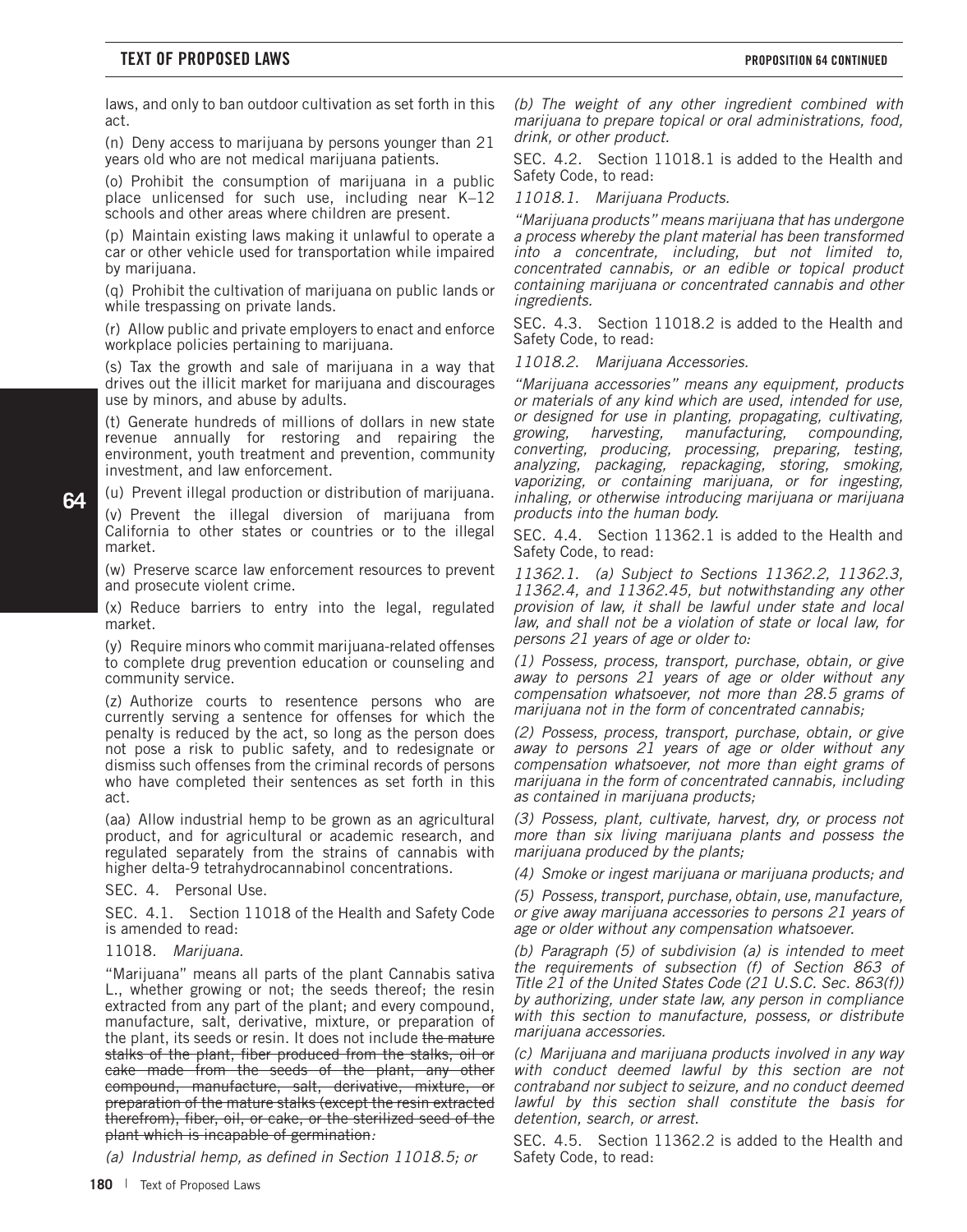laws, and only to ban outdoor cultivation as set forth in this act.

(n) Deny access to marijuana by persons younger than 21 years old who are not medical marijuana patients.

(o) Prohibit the consumption of marijuana in a public place unlicensed for such use, including near K–12 schools and other areas where children are present.

(p) Maintain existing laws making it unlawful to operate a car or other vehicle used for transportation while impaired by marijuana.

(q) Prohibit the cultivation of marijuana on public lands or while trespassing on private lands.

(r) Allow public and private employers to enact and enforce workplace policies pertaining to marijuana.

(s) Tax the growth and sale of marijuana in a way that drives out the illicit market for marijuana and discourages use by minors, and abuse by adults.

(t) Generate hundreds of millions of dollars in new state revenue annually for restoring and repairing the environment, youth treatment and prevention, community investment, and law enforcement.

(u) Prevent illegal production or distribution of marijuana.

(v) Prevent the illegal diversion of marijuana from California to other states or countries or to the illegal market.

(w) Preserve scarce law enforcement resources to prevent and prosecute violent crime.

(x) Reduce barriers to entry into the legal, regulated market.

(y) Require minors who commit marijuana-related offenses to complete drug prevention education or counseling and community service.

(z) Authorize courts to resentence persons who are currently serving a sentence for offenses for which the penalty is reduced by the act, so long as the person does not pose a risk to public safety, and to redesignate or dismiss such offenses from the criminal records of persons who have completed their sentences as set forth in this act.

(aa) Allow industrial hemp to be grown as an agricultural product, and for agricultural or academic research, and regulated separately from the strains of cannabis with higher delta-9 tetrahydrocannabinol concentrations.

SEC. 4. Personal Use.

SEC. 4.1. Section 11018 of the Health and Safety Code is amended to read:

11018. *Marijuana.*

"Marijuana" means all parts of the plant Cannabis sativa L., whether growing or not; the seeds thereof; the resin extracted from any part of the plant; and every compound, manufacture, salt, derivative, mixture, or preparation of the plant, its seeds or resin. It does not include ~~the mature stalks of the plant, fiber produced from the stalks, oil or cake made from the seeds of the plant, any other compound, manufacture, salt, derivative, mixture, or preparation of the mature stalks (except the resin extracted therefrom), fiber, oil, or cake, or the sterilized seed of the plant which is incapable of germination~~*:*

*(a) Industrial hemp, as defined in Section 11018.5; or*

*(b) The weight of any other ingredient combined with marijuana to prepare topical or oral administrations, food, drink, or other product.*

SEC. 4.2. Section 11018.1 is added to the Health and Safety Code, to read:

*11018.1. Marijuana Products.*

*"Marijuana products" means marijuana that has undergone a process whereby the plant material has been transformed into a concentrate, including, but not limited to, concentrated cannabis, or an edible or topical product containing marijuana or concentrated cannabis and other ingredients.*

SEC. 4.3. Section 11018.2 is added to the Health and Safety Code, to read:

*11018.2. Marijuana Accessories.*

*"Marijuana accessories" means any equipment, products or materials of any kind which are used, intended for use, or designed for use in planting, propagating, cultivating, growing, harvesting, manufacturing, compounding, converting, producing, processing, preparing, testing, analyzing, packaging, repackaging, storing, smoking, vaporizing, or containing marijuana, or for ingesting, inhaling, or otherwise introducing marijuana or marijuana products into the human body.*

SEC. 4.4. Section 11362.1 is added to the Health and Safety Code, to read:

*11362.1. (a) Subject to Sections 11362.2, 11362.3, 11362.4, and 11362.45, but notwithstanding any other provision of law, it shall be lawful under state and local law, and shall not be a violation of state or local law, for persons 21 years of age or older to:*

*(1) Possess, process, transport, purchase, obtain, or give away to persons 21 years of age or older without any compensation whatsoever, not more than 28.5 grams of marijuana not in the form of concentrated cannabis;*

*(2) Possess, process, transport, purchase, obtain, or give away to persons 21 years of age or older without any compensation whatsoever, not more than eight grams of marijuana in the form of concentrated cannabis, including as contained in marijuana products;*

*(3) Possess, plant, cultivate, harvest, dry, or process not more than six living marijuana plants and possess the marijuana produced by the plants;*

*(4) Smoke or ingest marijuana or marijuana products; and*

*(5) Possess, transport, purchase, obtain, use, manufacture, or give away marijuana accessories to persons 21 years of age or older without any compensation whatsoever.*

*(b) Paragraph (5) of subdivision (a) is intended to meet the requirements of subsection (f) of Section 863 of Title 21 of the United States Code (21 U.S.C. Sec. 863(f)) by authorizing, under state law, any person in compliance with this section to manufacture, possess, or distribute marijuana accessories.*

*(c) Marijuana and marijuana products involved in any way with conduct deemed lawful by this section are not contraband nor subject to seizure, and no conduct deemed lawful by this section shall constitute the basis for detention, search, or arrest.*

SEC. 4.5. Section 11362.2 is added to the Health and Safety Code, to read: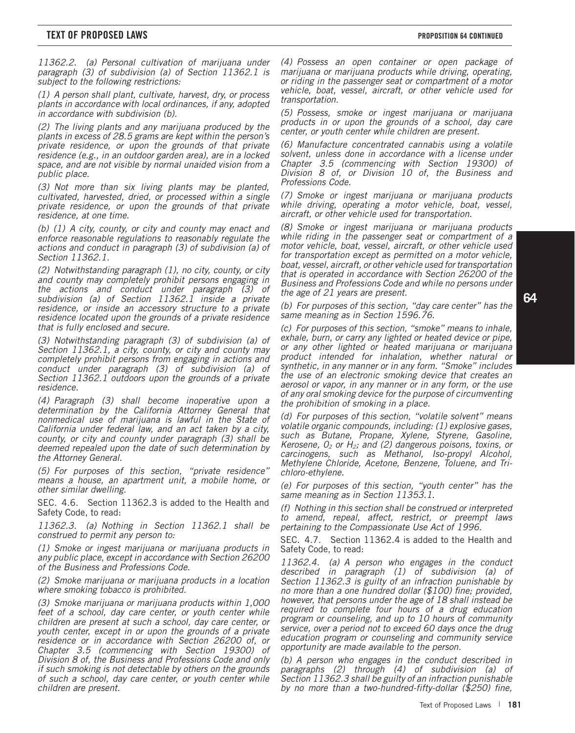*11362.2. (a) Personal cultivation of marijuana under paragraph (3) of subdivision (a) of Section 11362.1 is subject to the following restrictions:*

*(1) A person shall plant, cultivate, harvest, dry, or process plants in accordance with local ordinances, if any, adopted in accordance with subdivision (b).*

*(2) The living plants and any marijuana produced by the plants in excess of 28.5 grams are kept within the person's private residence, or upon the grounds of that private residence (e.g., in an outdoor garden area), are in a locked space, and are not visible by normal unaided vision from a public place.*

*(3) Not more than six living plants may be planted, cultivated, harvested, dried, or processed within a single private residence, or upon the grounds of that private residence, at one time.*

*(b) (1) A city, county, or city and county may enact and enforce reasonable regulations to reasonably regulate the actions and conduct in paragraph (3) of subdivision (a) of Section 11362.1.*

*(2) Notwithstanding paragraph (1), no city, county, or city and county may completely prohibit persons engaging in the actions and conduct under paragraph (3) of subdivision (a) of Section 11362.1 inside a private residence, or inside an accessory structure to a private residence located upon the grounds of a private residence that is fully enclosed and secure.*

*(3) Notwithstanding paragraph (3) of subdivision (a) of Section 11362.1, a city, county, or city and county may completely prohibit persons from engaging in actions and conduct under paragraph (3) of subdivision (a) of Section 11362.1 outdoors upon the grounds of a private residence.*

*(4) Paragraph (3) shall become inoperative upon a determination by the California Attorney General that nonmedical use of marijuana is lawful in the State of California under federal law, and an act taken by a city, county, or city and county under paragraph (3) shall be deemed repealed upon the date of such determination by the Attorney General.*

*(5) For purposes of this section, "private residence" means a house, an apartment unit, a mobile home, or other similar dwelling.*

SEC. 4.6. Section 11362.3 is added to the Health and Safety Code, to read:

*11362.3. (a) Nothing in Section 11362.1 shall be construed to permit any person to:*

*(1) Smoke or ingest marijuana or marijuana products in any public place, except in accordance with Section 26200 of the Business and Professions Code.*

*(2) Smoke marijuana or marijuana products in a location where smoking tobacco is prohibited.*

*(3) Smoke marijuana or marijuana products within 1,000 feet of a school, day care center, or youth center while children are present at such a school, day care center, or youth center, except in or upon the grounds of a private residence or in accordance with Section 26200 of, or Chapter 3.5 (commencing with Section 19300) of Division 8 of, the Business and Professions Code and only if such smoking is not detectable by others on the grounds of such a school, day care center, or youth center while children are present.*

*(4) Possess an open container or open package of marijuana or marijuana products while driving, operating, or riding in the passenger seat or compartment of a motor vehicle, boat, vessel, aircraft, or other vehicle used for transportation.*

*(5) Possess, smoke or ingest marijuana or marijuana products in or upon the grounds of a school, day care center, or youth center while children are present.*

*(6) Manufacture concentrated cannabis using a volatile solvent, unless done in accordance with a license under Chapter 3.5 (commencing with Section 19300) of Division 8 of, or Division 10 of, the Business and Professions Code.*

*(7) Smoke or ingest marijuana or marijuana products while driving, operating a motor vehicle, boat, vessel, aircraft, or other vehicle used for transportation.*

*(8) Smoke or ingest marijuana or marijuana products while riding in the passenger seat or compartment of a motor vehicle, boat, vessel, aircraft, or other vehicle used for transportation except as permitted on a motor vehicle, boat, vessel, aircraft, or other vehicle used for transportation that is operated in accordance with Section 26200 of the Business and Professions Code and while no persons under the age of 21 years are present.*

*(b) For purposes of this section, "day care center" has the same meaning as in Section 1596.76.*

*(c) For purposes of this section, "smoke" means to inhale, exhale, burn, or carry any lighted or heated device or pipe, or any other lighted or heated marijuana or marijuana product intended for inhalation, whether natural or synthetic, in any manner or in any form. "Smoke" includes the use of an electronic smoking device that creates an aerosol or vapor, in any manner or in any form, or the use of any oral smoking device for the purpose of circumventing the prohibition of smoking in a place.*

*(d) For purposes of this section, "volatile solvent" means volatile organic compounds, including: (1) explosive gases, such as Butane, Propane, Xylene, Styrene, Gasoline, Kerosene, $O_2$ or $H_2$; and (2) dangerous poisons, toxins, or carcinogens, such as Methanol, Iso-propyl Alcohol, Methylene Chloride, Acetone, Benzene, Toluene, and Tri-chloro-ethylene.*

*(e) For purposes of this section, "youth center" has the same meaning as in Section 11353.1.*

*(f) Nothing in this section shall be construed or interpreted to amend, repeal, affect, restrict, or preempt laws pertaining to the Compassionate Use Act of 1996.*

SEC. 4.7. Section 11362.4 is added to the Health and Safety Code, to read:

*11362.4. (a) A person who engages in the conduct described in paragraph (1) of subdivision (a) of Section 11362.3 is guilty of an infraction punishable by no more than a one hundred dollar ($100) fine; provided, however, that persons under the age of 18 shall instead be required to complete four hours of a drug education program or counseling, and up to 10 hours of community service, over a period not to exceed 60 days once the drug education program or counseling and community service opportunity are made available to the person.*

*(b) A person who engages in the conduct described in paragraphs (2) through (4) of subdivision (a) of Section 11362.3 shall be guilty of an infraction punishable by no more than a two-hundred-fifty-dollar ($250) fine,*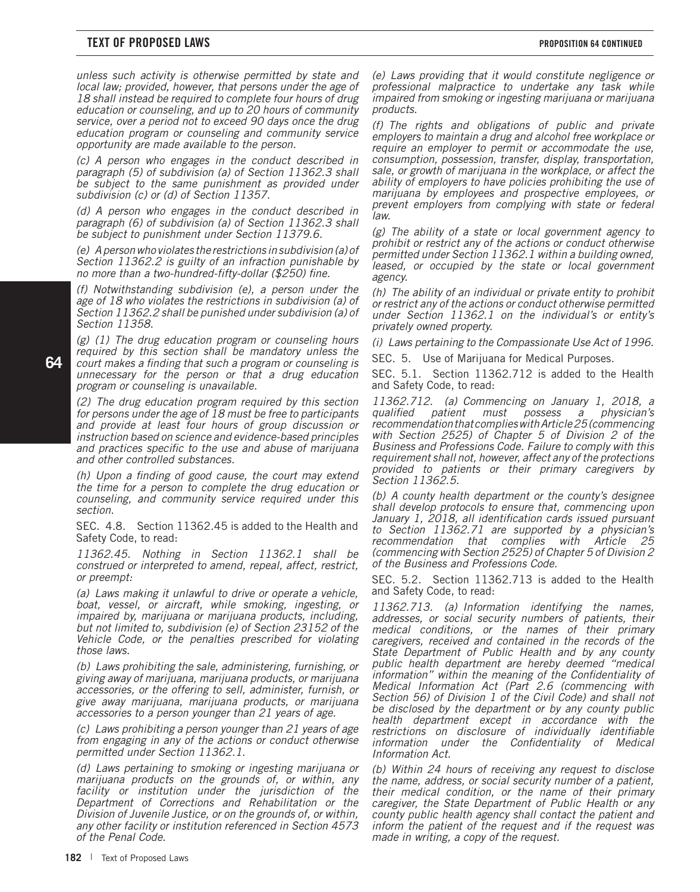*unless such activity is otherwise permitted by state and local law; provided, however, that persons under the age of 18 shall instead be required to complete four hours of drug education or counseling, and up to 20 hours of community service, over a period not to exceed 90 days once the drug education program or counseling and community service opportunity are made available to the person.*

*(c) A person who engages in the conduct described in paragraph (5) of subdivision (a) of Section 11362.3 shall be subject to the same punishment as provided under subdivision (c) or (d) of Section 11357.*

*(d) A person who engages in the conduct described in paragraph (6) of subdivision (a) of Section 11362.3 shall be subject to punishment under Section 11379.6.*

*(e) A person who violates the restrictions in subdivision (a) of Section 11362.2 is guilty of an infraction punishable by no more than a two-hundred-fifty-dollar ($250) fine.*

*(f) Notwithstanding subdivision (e), a person under the age of 18 who violates the restrictions in subdivision (a) of Section 11362.2 shall be punished under subdivision (a) of Section 11358.*

*(g) (1) The drug education program or counseling hours required by this section shall be mandatory unless the court makes a finding that such a program or counseling is unnecessary for the person or that a drug education program or counseling is unavailable.*

*(2) The drug education program required by this section for persons under the age of 18 must be free to participants and provide at least four hours of group discussion or instruction based on science and evidence-based principles and practices specific to the use and abuse of marijuana and other controlled substances.*

*(h) Upon a finding of good cause, the court may extend the time for a person to complete the drug education or counseling, and community service required under this section.*

SEC. 4.8. Section 11362.45 is added to the Health and Safety Code, to read:

*11362.45. Nothing in Section 11362.1 shall be construed or interpreted to amend, repeal, affect, restrict, or preempt:*

*(a) Laws making it unlawful to drive or operate a vehicle, boat, vessel, or aircraft, while smoking, ingesting, or impaired by, marijuana or marijuana products, including, but not limited to, subdivision (e) of Section 23152 of the Vehicle Code, or the penalties prescribed for violating those laws.*

*(b) Laws prohibiting the sale, administering, furnishing, or giving away of marijuana, marijuana products, or marijuana accessories, or the offering to sell, administer, furnish, or give away marijuana, marijuana products, or marijuana accessories to a person younger than 21 years of age.*

*(c) Laws prohibiting a person younger than 21 years of age from engaging in any of the actions or conduct otherwise permitted under Section 11362.1.*

*(d) Laws pertaining to smoking or ingesting marijuana or marijuana products on the grounds of, or within, any facility or institution under the jurisdiction of the Department of Corrections and Rehabilitation or the Division of Juvenile Justice, or on the grounds of, or within, any other facility or institution referenced in Section 4573 of the Penal Code.*

*(e) Laws providing that it would constitute negligence or professional malpractice to undertake any task while impaired from smoking or ingesting marijuana or marijuana products.*

*(f) The rights and obligations of public and private employers to maintain a drug and alcohol free workplace or require an employer to permit or accommodate the use, consumption, possession, transfer, display, transportation, sale, or growth of marijuana in the workplace, or affect the ability of employers to have policies prohibiting the use of marijuana by employees and prospective employees, or prevent employers from complying with state or federal law.*

*(g) The ability of a state or local government agency to prohibit or restrict any of the actions or conduct otherwise permitted under Section 11362.1 within a building owned, leased, or occupied by the state or local government agency.*

*(h) The ability of an individual or private entity to prohibit or restrict any of the actions or conduct otherwise permitted under Section 11362.1 on the individual's or entity's privately owned property.*

*(i) Laws pertaining to the Compassionate Use Act of 1996.*

SEC. 5. Use of Marijuana for Medical Purposes.

SEC. 5.1. Section 11362.712 is added to the Health and Safety Code, to read:

*11362.712. (a) Commencing on January 1, 2018, a qualified patient must possess a physician's recommendation that complies with Article 25 (commencing with Section 2525) of Chapter 5 of Division 2 of the Business and Professions Code. Failure to comply with this requirement shall not, however, affect any of the protections provided to patients or their primary caregivers by Section 11362.5.*

*(b) A county health department or the county's designee shall develop protocols to ensure that, commencing upon January 1, 2018, all identification cards issued pursuant to Section 11362.71 are supported by a physician's recommendation that complies with Article 25 (commencing with Section 2525) of Chapter 5 of Division 2 of the Business and Professions Code.*

SEC. 5.2. Section 11362.713 is added to the Health and Safety Code, to read:

*11362.713. (a) Information identifying the names, addresses, or social security numbers of patients, their medical conditions, or the names of their primary caregivers, received and contained in the records of the State Department of Public Health and by any county public health department are hereby deemed "medical information" within the meaning of the Confidentiality of Medical Information Act (Part 2.6 (commencing with Section 56) of Division 1 of the Civil Code) and shall not be disclosed by the department or by any county public health department except in accordance with the restrictions on disclosure of individually identifiable information under the Confidentiality of Medical Information Act.*

*(b) Within 24 hours of receiving any request to disclose the name, address, or social security number of a patient, their medical condition, or the name of their primary caregiver, the State Department of Public Health or any county public health agency shall contact the patient and inform the patient of the request and if the request was made in writing, a copy of the request.*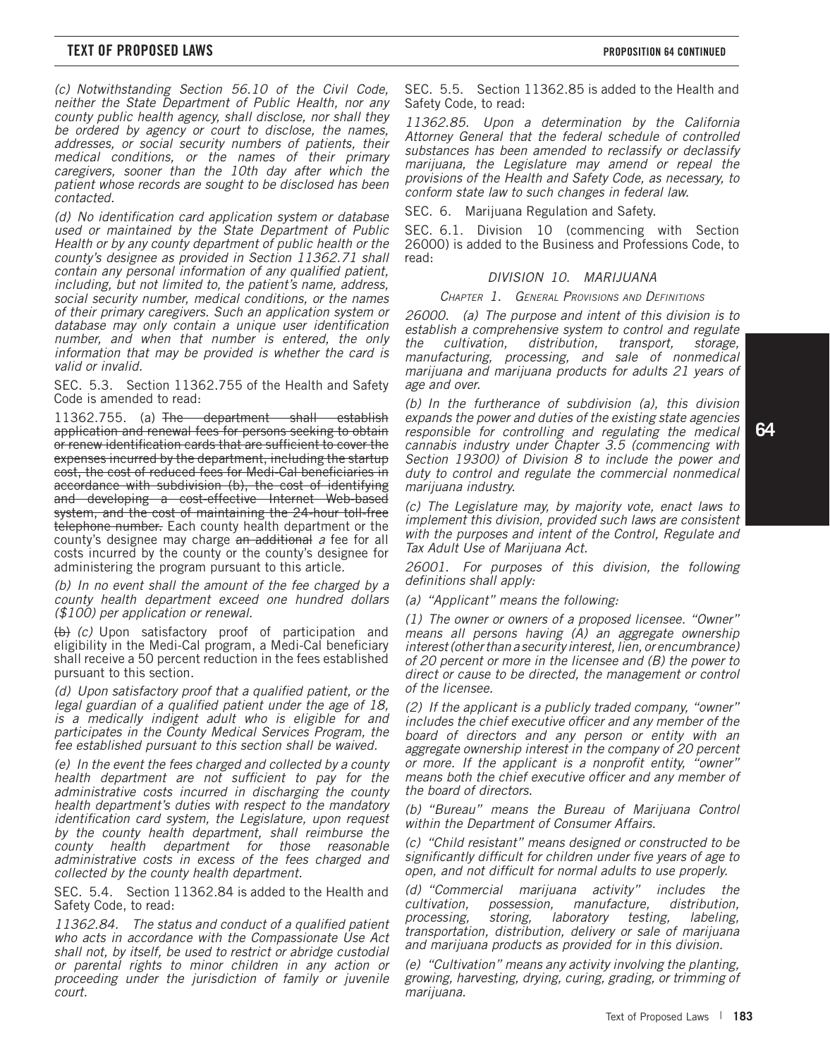*(c) Notwithstanding Section 56.10 of the Civil Code, neither the State Department of Public Health, nor any county public health agency, shall disclose, nor shall they be ordered by agency or court to disclose, the names, addresses, or social security numbers of patients, their medical conditions, or the names of their primary caregivers, sooner than the 10th day after which the patient whose records are sought to be disclosed has been contacted.*

*(d) No identification card application system or database used or maintained by the State Department of Public Health or by any county department of public health or the county's designee as provided in Section 11362.71 shall contain any personal information of any qualified patient, including, but not limited to, the patient's name, address, social security number, medical conditions, or the names of their primary caregivers. Such an application system or database may only contain a unique user identification number, and when that number is entered, the only information that may be provided is whether the card is valid or invalid.*

SEC. 5.3. Section 11362.755 of the Health and Safety Code is amended to read:

11362.755. (a) ~~The department shall establish application and renewal fees for persons seeking to obtain or renew identification cards that are sufficient to cover the expenses incurred by the department, including the startup cost, the cost of reduced fees for Medi-Cal beneficiaries in accordance with subdivision (b), the cost of identifying and developing a cost-effective Internet Web-based system, and the cost of maintaining the 24-hour toll-free telephone number.~~ Each county health department or the county's designee may charge ~~an additional~~ *a* fee for all costs incurred by the county or the county's designee for administering the program pursuant to this article.

*(b) In no event shall the amount of the fee charged by a county health department exceed one hundred dollars ($100) per application or renewal.*

~~(b)~~ *(c)* Upon satisfactory proof of participation and eligibility in the Medi-Cal program, a Medi-Cal beneficiary shall receive a 50 percent reduction in the fees established pursuant to this section.

*(d) Upon satisfactory proof that a qualified patient, or the legal guardian of a qualified patient under the age of 18, is a medically indigent adult who is eligible for and participates in the County Medical Services Program, the fee established pursuant to this section shall be waived.*

*(e) In the event the fees charged and collected by a county health department are not sufficient to pay for the administrative costs incurred in discharging the county health department's duties with respect to the mandatory identification card system, the Legislature, upon request by the county health department, shall reimburse the county health department for those reasonable administrative costs in excess of the fees charged and collected by the county health department.*

SEC. 5.4. Section 11362.84 is added to the Health and Safety Code, to read:

*11362.84. The status and conduct of a qualified patient who acts in accordance with the Compassionate Use Act shall not, by itself, be used to restrict or abridge custodial or parental rights to minor children in any action or proceeding under the jurisdiction of family or juvenile court.*

SEC. 5.5. Section 11362.85 is added to the Health and Safety Code, to read:

*11362.85. Upon a determination by the California Attorney General that the federal schedule of controlled substances has been amended to reclassify or declassify marijuana, the Legislature may amend or repeal the provisions of the Health and Safety Code, as necessary, to conform state law to such changes in federal law.*

SEC. 6. Marijuana Regulation and Safety.

SEC. 6.1. Division 10 (commencing with Section 26000) is added to the Business and Professions Code, to read:

*DIVISION 10. MARIJUANA*

*CHAPTER 1. GENERAL PROVISIONS AND DEFINITIONS*

*26000. (a) The purpose and intent of this division is to establish a comprehensive system to control and regulate the cultivation, distribution, transport, storage, manufacturing, processing, and sale of nonmedical marijuana and marijuana products for adults 21 years of age and over.*

*(b) In the furtherance of subdivision (a), this division expands the power and duties of the existing state agencies responsible for controlling and regulating the medical cannabis industry under Chapter 3.5 (commencing with Section 19300) of Division 8 to include the power and duty to control and regulate the commercial nonmedical marijuana industry.*

*(c) The Legislature may, by majority vote, enact laws to implement this division, provided such laws are consistent with the purposes and intent of the Control, Regulate and Tax Adult Use of Marijuana Act.*

*26001. For purposes of this division, the following definitions shall apply:*

*(a) "Applicant" means the following:*

*(1) The owner or owners of a proposed licensee. "Owner" means all persons having (A) an aggregate ownership interest (other than a security interest, lien, or encumbrance) of 20 percent or more in the licensee and (B) the power to direct or cause to be directed, the management or control of the licensee.*

*(2) If the applicant is a publicly traded company, "owner" includes the chief executive officer and any member of the board of directors and any person or entity with an aggregate ownership interest in the company of 20 percent or more. If the applicant is a nonprofit entity, "owner" means both the chief executive officer and any member of the board of directors.*

*(b) "Bureau" means the Bureau of Marijuana Control within the Department of Consumer Affairs.*

*(c) "Child resistant" means designed or constructed to be significantly difficult for children under five years of age to open, and not difficult for normal adults to use properly.*

*(d) "Commercial marijuana activity" includes the cultivation, possession, manufacture, distribution, processing, storing, laboratory testing, labeling, transportation, distribution, delivery or sale of marijuana and marijuana products as provided for in this division.*

*(e) "Cultivation" means any activity involving the planting, growing, harvesting, drying, curing, grading, or trimming of marijuana.*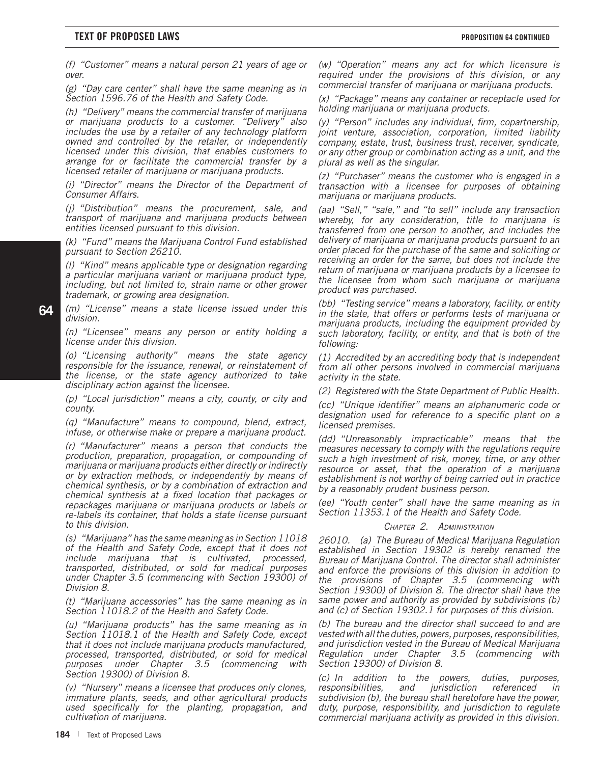*(f) "Customer" means a natural person 21 years of age or over.*

*(g) "Day care center" shall have the same meaning as in Section 1596.76 of the Health and Safety Code.*

*(h) "Delivery" means the commercial transfer of marijuana or marijuana products to a customer. "Delivery" also includes the use by a retailer of any technology platform owned and controlled by the retailer, or independently licensed under this division, that enables customers to arrange for or facilitate the commercial transfer by a licensed retailer of marijuana or marijuana products.*

*(i) "Director" means the Director of the Department of Consumer Affairs.*

*(j) "Distribution" means the procurement, sale, and transport of marijuana and marijuana products between entities licensed pursuant to this division.*

*(k) "Fund" means the Marijuana Control Fund established pursuant to Section 26210.*

*(l) "Kind" means applicable type or designation regarding a particular marijuana variant or marijuana product type, including, but not limited to, strain name or other grower trademark, or growing area designation.*

*(m) "License" means a state license issued under this division.*

*(n) "Licensee" means any person or entity holding a license under this division.*

*(o) "Licensing authority" means the state agency responsible for the issuance, renewal, or reinstatement of the license, or the state agency authorized to take disciplinary action against the licensee.*

*(p) "Local jurisdiction" means a city, county, or city and county.*

*(q) "Manufacture" means to compound, blend, extract, infuse, or otherwise make or prepare a marijuana product.*

*(r) "Manufacturer" means a person that conducts the production, preparation, propagation, or compounding of marijuana or marijuana products either directly or indirectly or by extraction methods, or independently by means of chemical synthesis, or by a combination of extraction and chemical synthesis at a fixed location that packages or repackages marijuana or marijuana products or labels or re-labels its container, that holds a state license pursuant to this division.*

*(s) "Marijuana" has the same meaning as in Section 11018 of the Health and Safety Code, except that it does not include marijuana that is cultivated, processed, transported, distributed, or sold for medical purposes under Chapter 3.5 (commencing with Section 19300) of Division 8.*

*(t) "Marijuana accessories" has the same meaning as in Section 11018.2 of the Health and Safety Code.*

*(u) "Marijuana products" has the same meaning as in Section 11018.1 of the Health and Safety Code, except that it does not include marijuana products manufactured, processed, transported, distributed, or sold for medical purposes under Chapter 3.5 (commencing with Section 19300) of Division 8.*

*(v) "Nursery" means a licensee that produces only clones, immature plants, seeds, and other agricultural products used specifically for the planting, propagation, and cultivation of marijuana.*

*(w) "Operation" means any act for which licensure is required under the provisions of this division, or any commercial transfer of marijuana or marijuana products.*

*(x) "Package" means any container or receptacle used for holding marijuana or marijuana products.*

*(y) "Person" includes any individual, firm, copartnership, joint venture, association, corporation, limited liability company, estate, trust, business trust, receiver, syndicate, or any other group or combination acting as a unit, and the plural as well as the singular.*

*(z) "Purchaser" means the customer who is engaged in a transaction with a licensee for purposes of obtaining marijuana or marijuana products.*

*(aa) "Sell," "sale," and "to sell" include any transaction whereby, for any consideration, title to marijuana is transferred from one person to another, and includes the delivery of marijuana or marijuana products pursuant to an order placed for the purchase of the same and soliciting or receiving an order for the same, but does not include the return of marijuana or marijuana products by a licensee to the licensee from whom such marijuana or marijuana product was purchased.*

*(bb) "Testing service" means a laboratory, facility, or entity in the state, that offers or performs tests of marijuana or marijuana products, including the equipment provided by such laboratory, facility, or entity, and that is both of the following:*

*(1) Accredited by an accrediting body that is independent from all other persons involved in commercial marijuana activity in the state.*

*(2) Registered with the State Department of Public Health.*

*(cc) "Unique identifier" means an alphanumeric code or designation used for reference to a specific plant on a licensed premises.*

*(dd) "Unreasonably impracticable" means that the measures necessary to comply with the regulations require such a high investment of risk, money, time, or any other resource or asset, that the operation of a marijuana establishment is not worthy of being carried out in practice by a reasonably prudent business person.*

*(ee) "Youth center" shall have the same meaning as in Section 11353.1 of the Health and Safety Code.*

*Chapter 2. Administration*

*26010. (a) The Bureau of Medical Marijuana Regulation established in Section 19302 is hereby renamed the Bureau of Marijuana Control. The director shall administer and enforce the provisions of this division in addition to the provisions of Chapter 3.5 (commencing with Section 19300) of Division 8. The director shall have the same power and authority as provided by subdivisions (b) and (c) of Section 19302.1 for purposes of this division.*

*(b) The bureau and the director shall succeed to and are vested with all the duties, powers, purposes, responsibilities, and jurisdiction vested in the Bureau of Medical Marijuana Regulation under Chapter 3.5 (commencing with Section 19300) of Division 8.*

*(c) In addition to the powers, duties, purposes, responsibilities, and jurisdiction referenced in subdivision (b), the bureau shall heretofore have the power, duty, purpose, responsibility, and jurisdiction to regulate commercial marijuana activity as provided in this division.*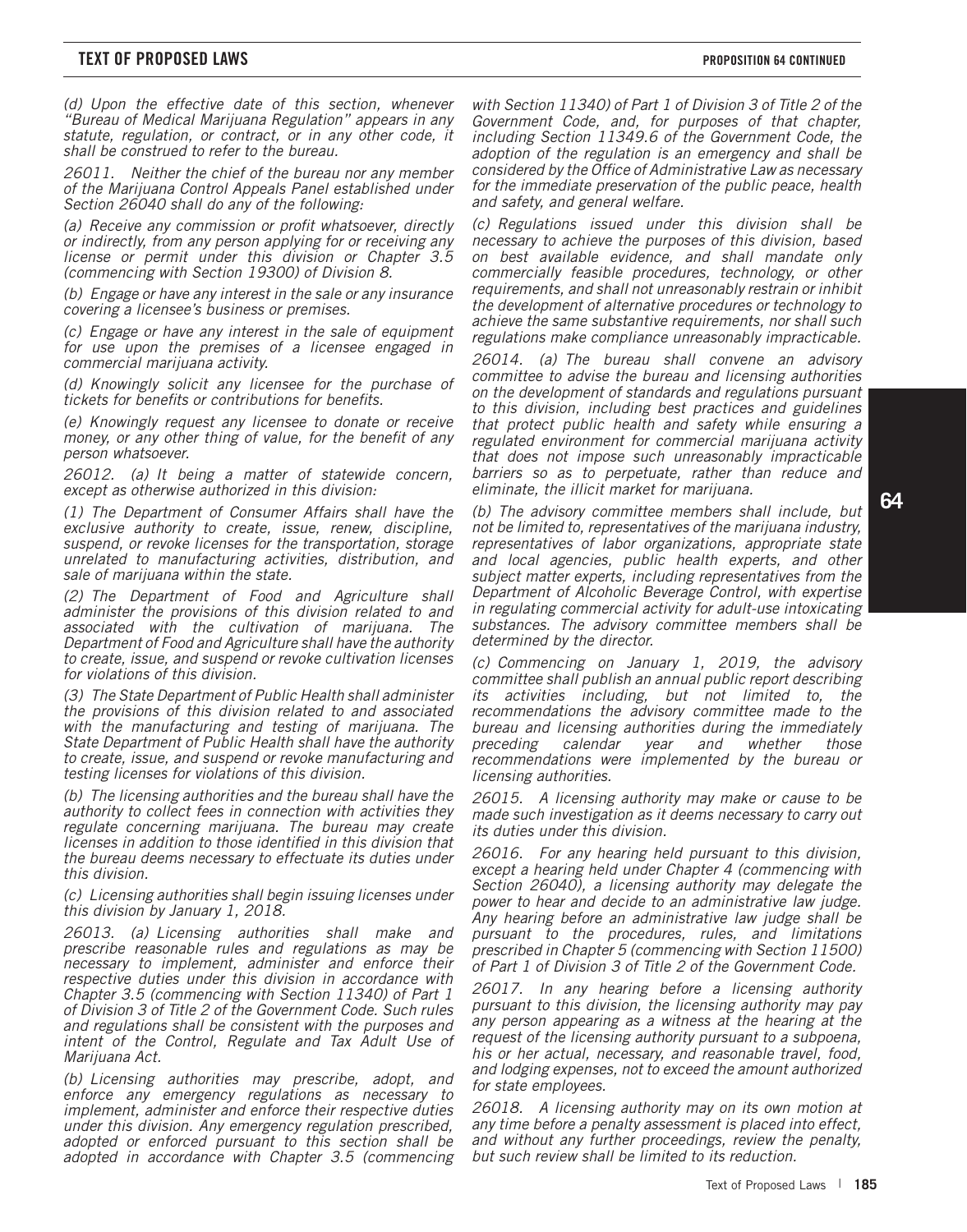*(d) Upon the effective date of this section, whenever "Bureau of Medical Marijuana Regulation" appears in any statute, regulation, or contract, or in any other code, it shall be construed to refer to the bureau.*

*26011. Neither the chief of the bureau nor any member of the Marijuana Control Appeals Panel established under Section 26040 shall do any of the following:*

*(a) Receive any commission or profit whatsoever, directly or indirectly, from any person applying for or receiving any license or permit under this division or Chapter 3.5 (commencing with Section 19300) of Division 8.*

*(b) Engage or have any interest in the sale or any insurance covering a licensee's business or premises.*

*(c) Engage or have any interest in the sale of equipment for use upon the premises of a licensee engaged in commercial marijuana activity.*

*(d) Knowingly solicit any licensee for the purchase of tickets for benefits or contributions for benefits.*

*(e) Knowingly request any licensee to donate or receive money, or any other thing of value, for the benefit of any person whatsoever.*

*26012. (a) It being a matter of statewide concern, except as otherwise authorized in this division:*

*(1) The Department of Consumer Affairs shall have the exclusive authority to create, issue, renew, discipline, suspend, or revoke licenses for the transportation, storage unrelated to manufacturing activities, distribution, and sale of marijuana within the state.*

*(2) The Department of Food and Agriculture shall administer the provisions of this division related to and associated with the cultivation of marijuana. The Department of Food and Agriculture shall have the authority to create, issue, and suspend or revoke cultivation licenses for violations of this division.*

*(3) The State Department of Public Health shall administer the provisions of this division related to and associated with the manufacturing and testing of marijuana. The State Department of Public Health shall have the authority to create, issue, and suspend or revoke manufacturing and testing licenses for violations of this division.*

*(b) The licensing authorities and the bureau shall have the authority to collect fees in connection with activities they regulate concerning marijuana. The bureau may create licenses in addition to those identified in this division that the bureau deems necessary to effectuate its duties under this division.*

*(c) Licensing authorities shall begin issuing licenses under this division by January 1, 2018.*

*26013. (a) Licensing authorities shall make and prescribe reasonable rules and regulations as may be necessary to implement, administer and enforce their respective duties under this division in accordance with Chapter 3.5 (commencing with Section 11340) of Part 1 of Division 3 of Title 2 of the Government Code. Such rules and regulations shall be consistent with the purposes and intent of the Control, Regulate and Tax Adult Use of Marijuana Act.*

*(b) Licensing authorities may prescribe, adopt, and enforce any emergency regulations as necessary to implement, administer and enforce their respective duties under this division. Any emergency regulation prescribed, adopted or enforced pursuant to this section shall be adopted in accordance with Chapter 3.5 (commencing with Section 11340) of Part 1 of Division 3 of Title 2 of the Government Code, and, for purposes of that chapter, including Section 11349.6 of the Government Code, the adoption of the regulation is an emergency and shall be considered by the Office of Administrative Law as necessary for the immediate preservation of the public peace, health and safety, and general welfare.*

*(c) Regulations issued under this division shall be necessary to achieve the purposes of this division, based on best available evidence, and shall mandate only commercially feasible procedures, technology, or other requirements, and shall not unreasonably restrain or inhibit the development of alternative procedures or technology to achieve the same substantive requirements, nor shall such regulations make compliance unreasonably impracticable.*

*26014. (a) The bureau shall convene an advisory committee to advise the bureau and licensing authorities on the development of standards and regulations pursuant to this division, including best practices and guidelines that protect public health and safety while ensuring a regulated environment for commercial marijuana activity that does not impose such unreasonably impracticable barriers so as to perpetuate, rather than reduce and eliminate, the illicit market for marijuana.*

*(b) The advisory committee members shall include, but not be limited to, representatives of the marijuana industry, representatives of labor organizations, appropriate state and local agencies, public health experts, and other subject matter experts, including representatives from the Department of Alcoholic Beverage Control, with expertise in regulating commercial activity for adult-use intoxicating substances. The advisory committee members shall be determined by the director.*

*(c) Commencing on January 1, 2019, the advisory committee shall publish an annual public report describing its activities including, but not limited to, the recommendations the advisory committee made to the bureau and licensing authorities during the immediately preceding calendar year and whether those recommendations were implemented by the bureau or licensing authorities.*

*26015. A licensing authority may make or cause to be made such investigation as it deems necessary to carry out its duties under this division.*

*26016. For any hearing held pursuant to this division, except a hearing held under Chapter 4 (commencing with Section 26040), a licensing authority may delegate the power to hear and decide to an administrative law judge. Any hearing before an administrative law judge shall be pursuant to the procedures, rules, and limitations prescribed in Chapter 5 (commencing with Section 11500) of Part 1 of Division 3 of Title 2 of the Government Code.*

*26017. In any hearing before a licensing authority pursuant to this division, the licensing authority may pay any person appearing as a witness at the hearing at the request of the licensing authority pursuant to a subpoena, his or her actual, necessary, and reasonable travel, food, and lodging expenses, not to exceed the amount authorized for state employees.*

*26018. A licensing authority may on its own motion at any time before a penalty assessment is placed into effect, and without any further proceedings, review the penalty, but such review shall be limited to its reduction.*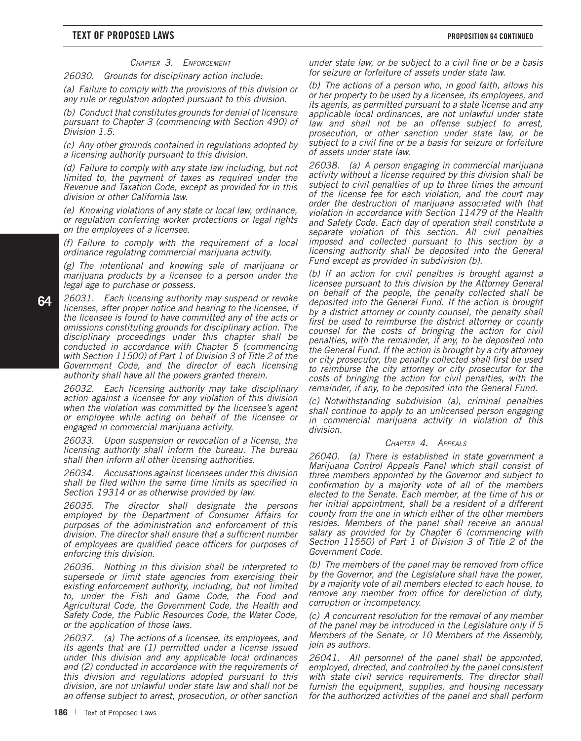### *Chapter 3. Enforcement*

*26030. Grounds for disciplinary action include:*

*(a) Failure to comply with the provisions of this division or any rule or regulation adopted pursuant to this division.*

*(b) Conduct that constitutes grounds for denial of licensure pursuant to Chapter 3 (commencing with Section 490) of Division 1.5.*

*(c) Any other grounds contained in regulations adopted by a licensing authority pursuant to this division.*

*(d) Failure to comply with any state law including, but not limited to, the payment of taxes as required under the Revenue and Taxation Code, except as provided for in this division or other California law.*

*(e) Knowing violations of any state or local law, ordinance, or regulation conferring worker protections or legal rights on the employees of a licensee.*

*(f) Failure to comply with the requirement of a local ordinance regulating commercial marijuana activity.*

*(g) The intentional and knowing sale of marijuana or marijuana products by a licensee to a person under the legal age to purchase or possess.*

*26031. Each licensing authority may suspend or revoke licenses, after proper notice and hearing to the licensee, if the licensee is found to have committed any of the acts or omissions constituting grounds for disciplinary action. The disciplinary proceedings under this chapter shall be conducted in accordance with Chapter 5 (commencing with Section 11500) of Part 1 of Division 3 of Title 2 of the Government Code, and the director of each licensing authority shall have all the powers granted therein.*

*26032. Each licensing authority may take disciplinary action against a licensee for any violation of this division when the violation was committed by the licensee's agent or employee while acting on behalf of the licensee or engaged in commercial marijuana activity.*

*26033. Upon suspension or revocation of a license, the licensing authority shall inform the bureau. The bureau shall then inform all other licensing authorities.*

*26034. Accusations against licensees under this division shall be filed within the same time limits as specified in Section 19314 or as otherwise provided by law.*

*26035. The director shall designate the persons employed by the Department of Consumer Affairs for purposes of the administration and enforcement of this division. The director shall ensure that a sufficient number of employees are qualified peace officers for purposes of enforcing this division.*

*26036. Nothing in this division shall be interpreted to supersede or limit state agencies from exercising their existing enforcement authority, including, but not limited to, under the Fish and Game Code, the Food and Agricultural Code, the Government Code, the Health and Safety Code, the Public Resources Code, the Water Code, or the application of those laws.*

*26037. (a) The actions of a licensee, its employees, and its agents that are (1) permitted under a license issued under this division and any applicable local ordinances and (2) conducted in accordance with the requirements of this division and regulations adopted pursuant to this division, are not unlawful under state law and shall not be an offense subject to arrest, prosecution, or other sanction under state law, or be subject to a civil fine or be a basis for seizure or forfeiture of assets under state law.*

*(b) The actions of a person who, in good faith, allows his or her property to be used by a licensee, its employees, and its agents, as permitted pursuant to a state license and any applicable local ordinances, are not unlawful under state law and shall not be an offense subject to arrest, prosecution, or other sanction under state law, or be subject to a civil fine or be a basis for seizure or forfeiture of assets under state law.*

*26038. (a) A person engaging in commercial marijuana activity without a license required by this division shall be subject to civil penalties of up to three times the amount of the license fee for each violation, and the court may order the destruction of marijuana associated with that violation in accordance with Section 11479 of the Health and Safety Code. Each day of operation shall constitute a separate violation of this section. All civil penalties imposed and collected pursuant to this section by a licensing authority shall be deposited into the General Fund except as provided in subdivision (b).*

*(b) If an action for civil penalties is brought against a licensee pursuant to this division by the Attorney General on behalf of the people, the penalty collected shall be deposited into the General Fund. If the action is brought by a district attorney or county counsel, the penalty shall first be used to reimburse the district attorney or county counsel for the costs of bringing the action for civil penalties, with the remainder, if any, to be deposited into the General Fund. If the action is brought by a city attorney or city prosecutor, the penalty collected shall first be used to reimburse the city attorney or city prosecutor for the costs of bringing the action for civil penalties, with the remainder, if any, to be deposited into the General Fund.*

*(c) Notwithstanding subdivision (a), criminal penalties shall continue to apply to an unlicensed person engaging in commercial marijuana activity in violation of this division.*

### *Chapter 4. Appeals*

*26040. (a) There is established in state government a Marijuana Control Appeals Panel which shall consist of three members appointed by the Governor and subject to confirmation by a majority vote of all of the members elected to the Senate. Each member, at the time of his or her initial appointment, shall be a resident of a different county from the one in which either of the other members resides. Members of the panel shall receive an annual salary as provided for by Chapter 6 (commencing with Section 11550) of Part 1 of Division 3 of Title 2 of the Government Code.*

*(b) The members of the panel may be removed from office by the Governor, and the Legislature shall have the power, by a majority vote of all members elected to each house, to remove any member from office for dereliction of duty, corruption or incompetency.*

*(c) A concurrent resolution for the removal of any member of the panel may be introduced in the Legislature only if 5 Members of the Senate, or 10 Members of the Assembly, join as authors.*

*26041. All personnel of the panel shall be appointed, employed, directed, and controlled by the panel consistent with state civil service requirements. The director shall furnish the equipment, supplies, and housing necessary for the authorized activities of the panel and shall perform*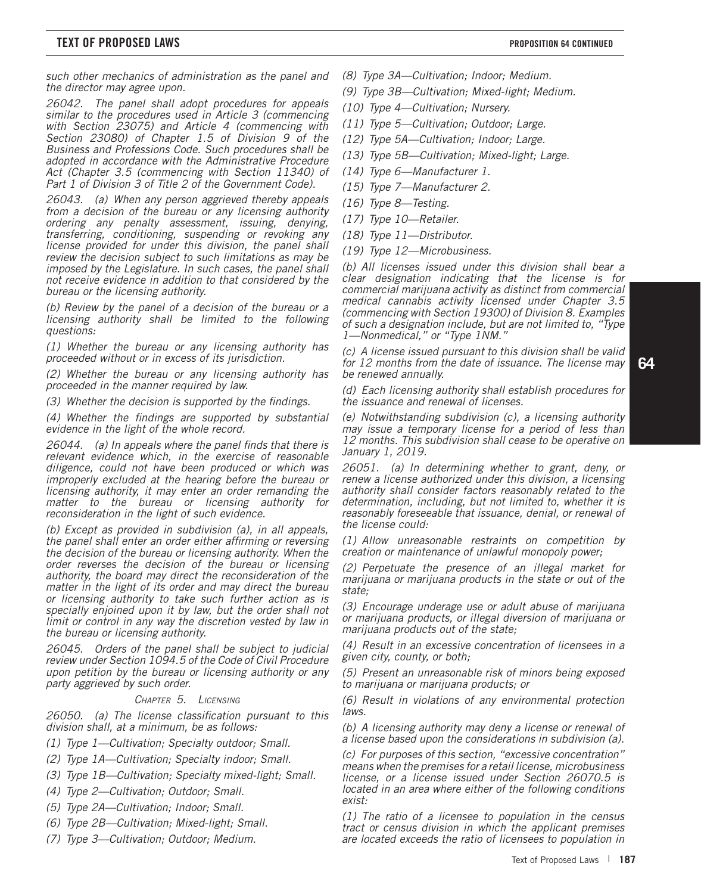*such other mechanics of administration as the panel and the director may agree upon.*

*26042. The panel shall adopt procedures for appeals similar to the procedures used in Article 3 (commencing with Section 23075) and Article 4 (commencing with Section 23080) of Chapter 1.5 of Division 9 of the Business and Professions Code. Such procedures shall be adopted in accordance with the Administrative Procedure Act (Chapter 3.5 (commencing with Section 11340) of Part 1 of Division 3 of Title 2 of the Government Code).*

*26043. (a) When any person aggrieved thereby appeals from a decision of the bureau or any licensing authority ordering any penalty assessment, issuing, denying, transferring, conditioning, suspending or revoking any license provided for under this division, the panel shall review the decision subject to such limitations as may be imposed by the Legislature. In such cases, the panel shall not receive evidence in addition to that considered by the bureau or the licensing authority.*

*(b) Review by the panel of a decision of the bureau or a licensing authority shall be limited to the following questions:*

*(1) Whether the bureau or any licensing authority has proceeded without or in excess of its jurisdiction.*

*(2) Whether the bureau or any licensing authority has proceeded in the manner required by law.*

*(3) Whether the decision is supported by the findings.*

*(4) Whether the findings are supported by substantial evidence in the light of the whole record.*

*26044. (a) In appeals where the panel finds that there is relevant evidence which, in the exercise of reasonable diligence, could not have been produced or which was improperly excluded at the hearing before the bureau or licensing authority, it may enter an order remanding the matter to the bureau or licensing authority for reconsideration in the light of such evidence.*

*(b) Except as provided in subdivision (a), in all appeals, the panel shall enter an order either affirming or reversing the decision of the bureau or licensing authority. When the order reverses the decision of the bureau or licensing authority, the board may direct the reconsideration of the matter in the light of its order and may direct the bureau or licensing authority to take such further action as is specially enjoined upon it by law, but the order shall not limit or control in any way the discretion vested by law in the bureau or licensing authority.*

*26045. Orders of the panel shall be subject to judicial review under Section 1094.5 of the Code of Civil Procedure upon petition by the bureau or licensing authority or any party aggrieved by such order.*

*Chapter 5. Licensing*

*26050. (a) The license classification pursuant to this division shall, at a minimum, be as follows:*

*(1) Type 1—Cultivation; Specialty outdoor; Small.*

*(2) Type 1A—Cultivation; Specialty indoor; Small.*

*(3) Type 1B—Cultivation; Specialty mixed-light; Small.*

*(4) Type 2—Cultivation; Outdoor; Small.*

*(5) Type 2A—Cultivation; Indoor; Small.*

*(6) Type 2B—Cultivation; Mixed-light; Small.*

*(7) Type 3—Cultivation; Outdoor; Medium.*

*(8) Type 3A—Cultivation; Indoor; Medium.*

*(9) Type 3B—Cultivation; Mixed-light; Medium.*

*(10) Type 4—Cultivation; Nursery.*

*(11) Type 5—Cultivation; Outdoor; Large.*

*(12) Type 5A—Cultivation; Indoor; Large.*

*(13) Type 5B—Cultivation; Mixed-light; Large.*

*(14) Type 6—Manufacturer 1.*

*(15) Type 7—Manufacturer 2.*

*(16) Type 8—Testing.*

*(17) Type 10—Retailer.*

*(18) Type 11—Distributor.*

*(19) Type 12—Microbusiness.*

*(b) All licenses issued under this division shall bear a clear designation indicating that the license is for commercial marijuana activity as distinct from commercial medical cannabis activity licensed under Chapter 3.5 (commencing with Section 19300) of Division 8. Examples of such a designation include, but are not limited to, "Type 1—Nonmedical," or "Type 1NM."*

*(c) A license issued pursuant to this division shall be valid for 12 months from the date of issuance. The license may be renewed annually.*

*(d) Each licensing authority shall establish procedures for the issuance and renewal of licenses.*

*(e) Notwithstanding subdivision (c), a licensing authority may issue a temporary license for a period of less than 12 months. This subdivision shall cease to be operative on January 1, 2019.*

*26051. (a) In determining whether to grant, deny, or renew a license authorized under this division, a licensing authority shall consider factors reasonably related to the determination, including, but not limited to, whether it is reasonably foreseeable that issuance, denial, or renewal of the license could:*

*(1) Allow unreasonable restraints on competition by creation or maintenance of unlawful monopoly power;*

*(2) Perpetuate the presence of an illegal market for marijuana or marijuana products in the state or out of the state;*

*(3) Encourage underage use or adult abuse of marijuana or marijuana products, or illegal diversion of marijuana or marijuana products out of the state;*

*(4) Result in an excessive concentration of licensees in a given city, county, or both;*

*(5) Present an unreasonable risk of minors being exposed to marijuana or marijuana products; or*

*(6) Result in violations of any environmental protection laws.*

*(b) A licensing authority may deny a license or renewal of a license based upon the considerations in subdivision (a).*

*(c) For purposes of this section, "excessive concentration" means when the premises for a retail license, microbusiness license, or a license issued under Section 26070.5 is located in an area where either of the following conditions exist:*

*(1) The ratio of a licensee to population in the census tract or census division in which the applicant premises are located exceeds the ratio of licensees to population in*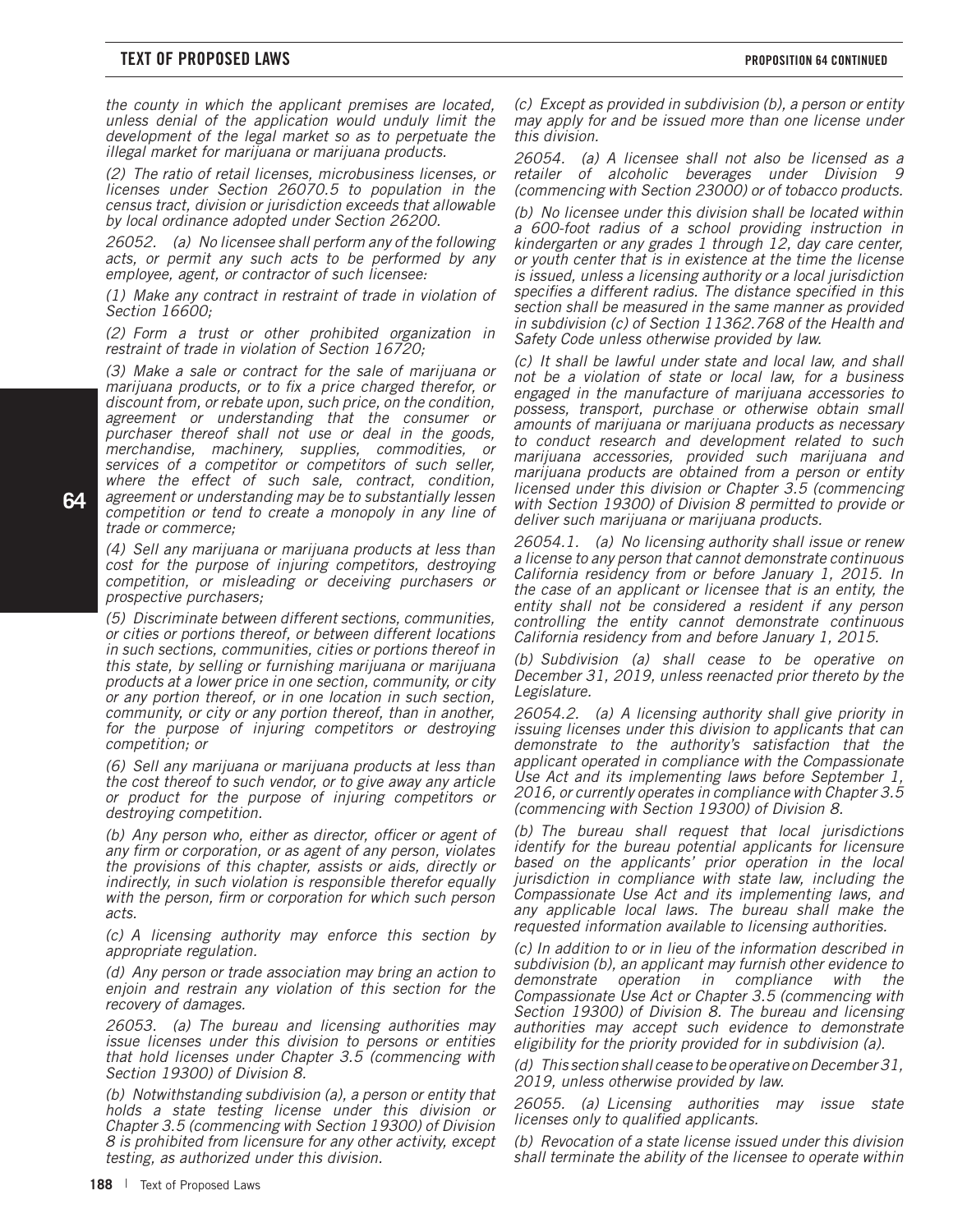*the county in which the applicant premises are located, unless denial of the application would unduly limit the development of the legal market so as to perpetuate the illegal market for marijuana or marijuana products.*

*(2) The ratio of retail licenses, microbusiness licenses, or licenses under Section 26070.5 to population in the census tract, division or jurisdiction exceeds that allowable by local ordinance adopted under Section 26200.*

*26052. (a) No licensee shall perform any of the following acts, or permit any such acts to be performed by any employee, agent, or contractor of such licensee:*

*(1) Make any contract in restraint of trade in violation of Section 16600;*

*(2) Form a trust or other prohibited organization in restraint of trade in violation of Section 16720;*

*(3) Make a sale or contract for the sale of marijuana or marijuana products, or to fix a price charged therefor, or discount from, or rebate upon, such price, on the condition, agreement or understanding that the consumer or purchaser thereof shall not use or deal in the goods, merchandise, machinery, supplies, commodities, or services of a competitor or competitors of such seller, where the effect of such sale, contract, condition, agreement or understanding may be to substantially lessen competition or tend to create a monopoly in any line of trade or commerce;*

*(4) Sell any marijuana or marijuana products at less than cost for the purpose of injuring competitors, destroying competition, or misleading or deceiving purchasers or prospective purchasers;*

*(5) Discriminate between different sections, communities, or cities or portions thereof, or between different locations in such sections, communities, cities or portions thereof in this state, by selling or furnishing marijuana or marijuana products at a lower price in one section, community, or city or any portion thereof, or in one location in such section, community, or city or any portion thereof, than in another, for the purpose of injuring competitors or destroying competition; or*

*(6) Sell any marijuana or marijuana products at less than the cost thereof to such vendor, or to give away any article or product for the purpose of injuring competitors or destroying competition.*

*(b) Any person who, either as director, officer or agent of any firm or corporation, or as agent of any person, violates the provisions of this chapter, assists or aids, directly or indirectly, in such violation is responsible therefor equally with the person, firm or corporation for which such person acts.*

*(c) A licensing authority may enforce this section by appropriate regulation.*

*(d) Any person or trade association may bring an action to enjoin and restrain any violation of this section for the recovery of damages.*

*26053. (a) The bureau and licensing authorities may issue licenses under this division to persons or entities that hold licenses under Chapter 3.5 (commencing with Section 19300) of Division 8.*

*(b) Notwithstanding subdivision (a), a person or entity that holds a state testing license under this division or Chapter 3.5 (commencing with Section 19300) of Division 8 is prohibited from licensure for any other activity, except testing, as authorized under this division.*

*(c) Except as provided in subdivision (b), a person or entity may apply for and be issued more than one license under this division.*

*26054. (a) A licensee shall not also be licensed as a retailer of alcoholic beverages under Division 9 (commencing with Section 23000) or of tobacco products.*

*(b) No licensee under this division shall be located within a 600-foot radius of a school providing instruction in kindergarten or any grades 1 through 12, day care center, or youth center that is in existence at the time the license is issued, unless a licensing authority or a local jurisdiction specifies a different radius. The distance specified in this section shall be measured in the same manner as provided in subdivision (c) of Section 11362.768 of the Health and Safety Code unless otherwise provided by law.*

*(c) It shall be lawful under state and local law, and shall not be a violation of state or local law, for a business engaged in the manufacture of marijuana accessories to possess, transport, purchase or otherwise obtain small amounts of marijuana or marijuana products as necessary to conduct research and development related to such marijuana accessories, provided such marijuana and marijuana products are obtained from a person or entity licensed under this division or Chapter 3.5 (commencing with Section 19300) of Division 8 permitted to provide or deliver such marijuana or marijuana products.*

*26054.1. (a) No licensing authority shall issue or renew a license to any person that cannot demonstrate continuous California residency from or before January 1, 2015. In the case of an applicant or licensee that is an entity, the entity shall not be considered a resident if any person controlling the entity cannot demonstrate continuous California residency from and before January 1, 2015.*

*(b) Subdivision (a) shall cease to be operative on December 31, 2019, unless reenacted prior thereto by the Legislature.*

*26054.2. (a) A licensing authority shall give priority in issuing licenses under this division to applicants that can demonstrate to the authority's satisfaction that the applicant operated in compliance with the Compassionate Use Act and its implementing laws before September 1, 2016, or currently operates in compliance with Chapter 3.5 (commencing with Section 19300) of Division 8.*

*(b) The bureau shall request that local jurisdictions identify for the bureau potential applicants for licensure based on the applicants' prior operation in the local jurisdiction in compliance with state law, including the Compassionate Use Act and its implementing laws, and any applicable local laws. The bureau shall make the requested information available to licensing authorities.*

*(c) In addition to or in lieu of the information described in subdivision (b), an applicant may furnish other evidence to demonstrate operation in compliance with the Compassionate Use Act or Chapter 3.5 (commencing with Section 19300) of Division 8. The bureau and licensing authorities may accept such evidence to demonstrate eligibility for the priority provided for in subdivision (a).*

*(d) This section shall cease to be operative on December 31, 2019, unless otherwise provided by law.*

*26055. (a) Licensing authorities may issue state licenses only to qualified applicants.*

*(b) Revocation of a state license issued under this division shall terminate the ability of the licensee to operate within*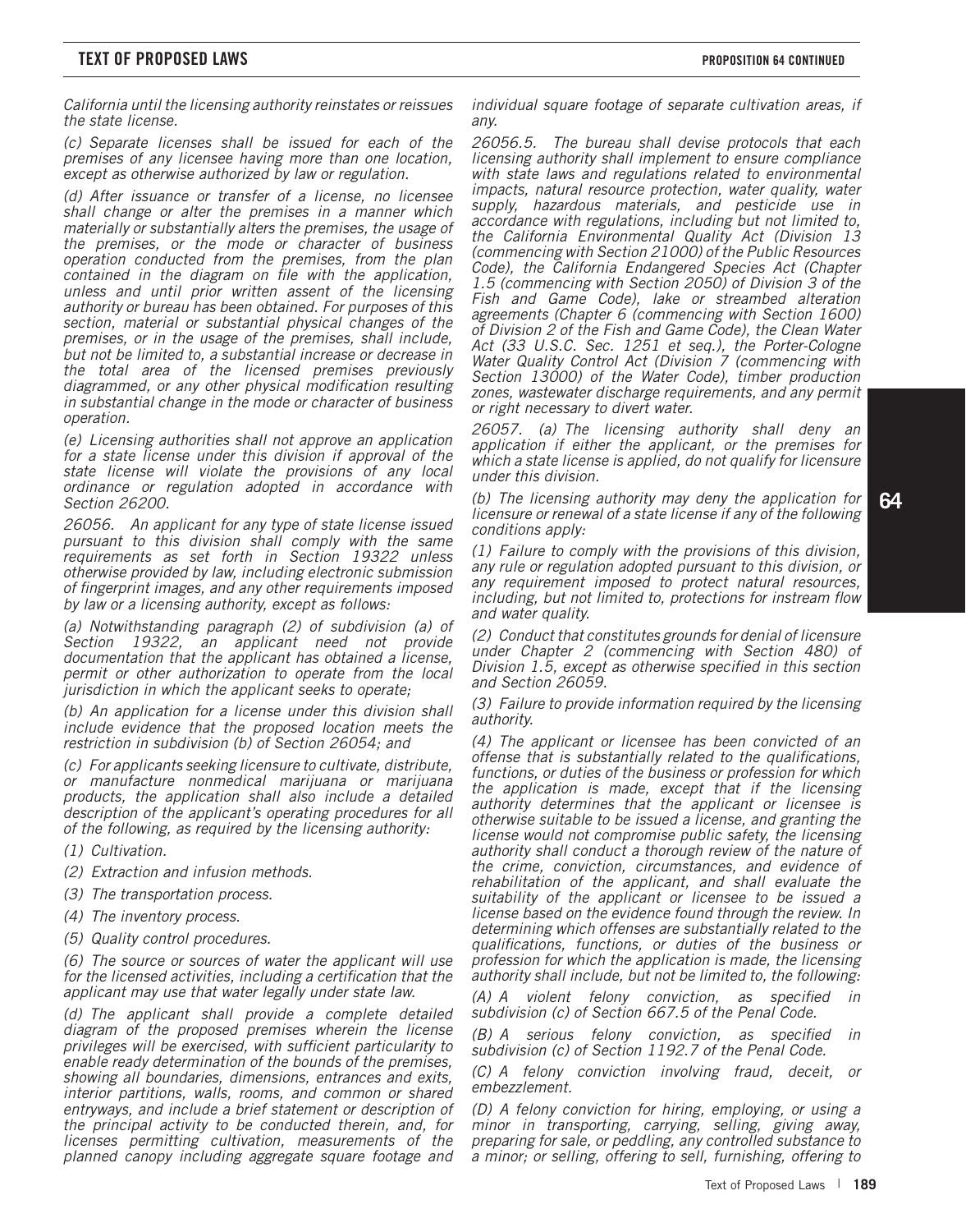*California until the licensing authority reinstates or reissues the state license.*

*(c) Separate licenses shall be issued for each of the premises of any licensee having more than one location, except as otherwise authorized by law or regulation.*

*(d) After issuance or transfer of a license, no licensee shall change or alter the premises in a manner which materially or substantially alters the premises, the usage of the premises, or the mode or character of business operation conducted from the premises, from the plan contained in the diagram on file with the application, unless and until prior written assent of the licensing authority or bureau has been obtained. For purposes of this section, material or substantial physical changes of the premises, or in the usage of the premises, shall include, but not be limited to, a substantial increase or decrease in the total area of the licensed premises previously diagrammed, or any other physical modification resulting in substantial change in the mode or character of business operation.*

*(e) Licensing authorities shall not approve an application for a state license under this division if approval of the state license will violate the provisions of any local ordinance or regulation adopted in accordance with Section 26200.*

*26056. An applicant for any type of state license issued pursuant to this division shall comply with the same requirements as set forth in Section 19322 unless otherwise provided by law, including electronic submission of fingerprint images, and any other requirements imposed by law or a licensing authority, except as follows:*

*(a) Notwithstanding paragraph (2) of subdivision (a) of Section 19322, an applicant need not provide documentation that the applicant has obtained a license, permit or other authorization to operate from the local jurisdiction in which the applicant seeks to operate;*

*(b) An application for a license under this division shall include evidence that the proposed location meets the restriction in subdivision (b) of Section 26054; and*

*(c) For applicants seeking licensure to cultivate, distribute, or manufacture nonmedical marijuana or marijuana products, the application shall also include a detailed description of the applicant's operating procedures for all of the following, as required by the licensing authority:*

*(1) Cultivation.*

*(2) Extraction and infusion methods.*

*(3) The transportation process.*

*(4) The inventory process.*

*(5) Quality control procedures.*

*(6) The source or sources of water the applicant will use for the licensed activities, including a certification that the applicant may use that water legally under state law.*

*(d) The applicant shall provide a complete detailed diagram of the proposed premises wherein the license privileges will be exercised, with sufficient particularity to enable ready determination of the bounds of the premises, showing all boundaries, dimensions, entrances and exits, interior partitions, walls, rooms, and common or shared entryways, and include a brief statement or description of the principal activity to be conducted therein, and, for licenses permitting cultivation, measurements of the planned canopy including aggregate square footage and individual square footage of separate cultivation areas, if any.*

*26056.5. The bureau shall devise protocols that each licensing authority shall implement to ensure compliance with state laws and regulations related to environmental impacts, natural resource protection, water quality, water supply, hazardous materials, and pesticide use in accordance with regulations, including but not limited to, the California Environmental Quality Act (Division 13 (commencing with Section 21000) of the Public Resources Code), the California Endangered Species Act (Chapter 1.5 (commencing with Section 2050) of Division 3 of the Fish and Game Code), lake or streambed alteration agreements (Chapter 6 (commencing with Section 1600) of Division 2 of the Fish and Game Code), the Clean Water Act (33 U.S.C. Sec. 1251 et seq.), the Porter-Cologne Water Quality Control Act (Division 7 (commencing with Section 13000) of the Water Code), timber production zones, wastewater discharge requirements, and any permit or right necessary to divert water.*

*26057. (a) The licensing authority shall deny an application if either the applicant, or the premises for which a state license is applied, do not qualify for licensure under this division.*

*(b) The licensing authority may deny the application for licensure or renewal of a state license if any of the following conditions apply:*

*(1) Failure to comply with the provisions of this division, any rule or regulation adopted pursuant to this division, or any requirement imposed to protect natural resources, including, but not limited to, protections for instream flow and water quality.*

*(2) Conduct that constitutes grounds for denial of licensure under Chapter 2 (commencing with Section 480) of Division 1.5, except as otherwise specified in this section and Section 26059.*

*(3) Failure to provide information required by the licensing authority.*

*(4) The applicant or licensee has been convicted of an offense that is substantially related to the qualifications, functions, or duties of the business or profession for which the application is made, except that if the licensing authority determines that the applicant or licensee is otherwise suitable to be issued a license, and granting the license would not compromise public safety, the licensing authority shall conduct a thorough review of the nature of the crime, conviction, circumstances, and evidence of rehabilitation of the applicant, and shall evaluate the suitability of the applicant or licensee to be issued a license based on the evidence found through the review. In determining which offenses are substantially related to the qualifications, functions, or duties of the business or profession for which the application is made, the licensing authority shall include, but not be limited to, the following:*

*(A) A violent felony conviction, as specified in subdivision (c) of Section 667.5 of the Penal Code.*

*(B) A serious felony conviction, as specified in subdivision (c) of Section 1192.7 of the Penal Code.*

*(C) A felony conviction involving fraud, deceit, or embezzlement.*

*(D) A felony conviction for hiring, employing, or using a minor in transporting, carrying, selling, giving away, preparing for sale, or peddling, any controlled substance to a minor; or selling, offering to sell, furnishing, offering to*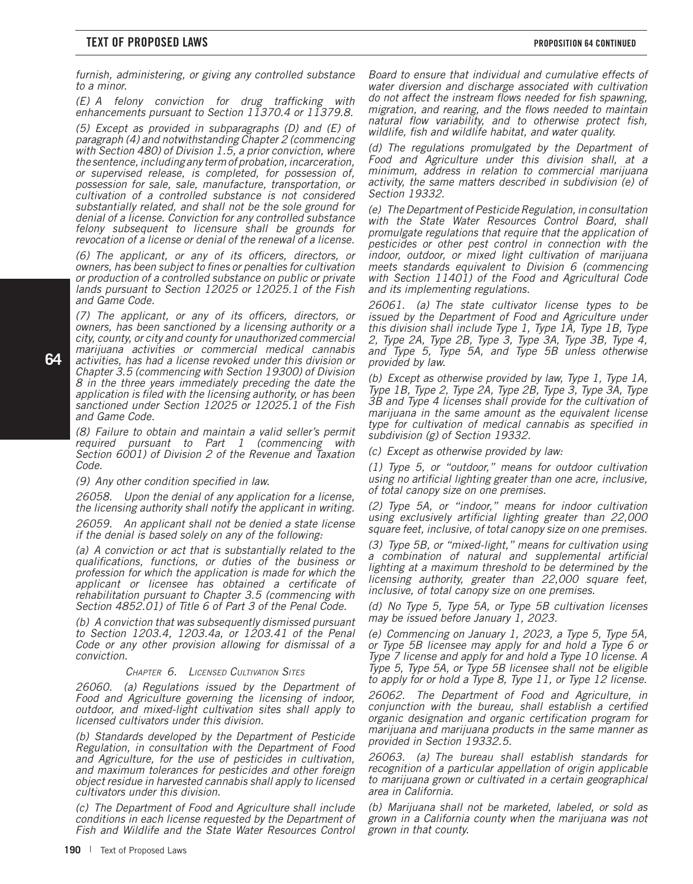*furnish, administering, or giving any controlled substance to a minor.*

*(E) A felony conviction for drug trafficking with enhancements pursuant to Section 11370.4 or 11379.8.*

*(5) Except as provided in subparagraphs (D) and (E) of paragraph (4) and notwithstanding Chapter 2 (commencing with Section 480) of Division 1.5, a prior conviction, where the sentence, including any term of probation, incarceration, or supervised release, is completed, for possession of, possession for sale, sale, manufacture, transportation, or cultivation of a controlled substance is not considered substantially related, and shall not be the sole ground for denial of a license. Conviction for any controlled substance felony subsequent to licensure shall be grounds for revocation of a license or denial of the renewal of a license.*

*(6) The applicant, or any of its officers, directors, or owners, has been subject to fines or penalties for cultivation or production of a controlled substance on public or private lands pursuant to Section 12025 or 12025.1 of the Fish and Game Code.*

*(7) The applicant, or any of its officers, directors, or owners, has been sanctioned by a licensing authority or a city, county, or city and county for unauthorized commercial marijuana activities or commercial medical cannabis activities, has had a license revoked under this division or Chapter 3.5 (commencing with Section 19300) of Division 8 in the three years immediately preceding the date the application is filed with the licensing authority, or has been sanctioned under Section 12025 or 12025.1 of the Fish and Game Code.*

*(8) Failure to obtain and maintain a valid seller's permit required pursuant to Part 1 (commencing with Section 6001) of Division 2 of the Revenue and Taxation Code.*

*(9) Any other condition specified in law.*

*26058. Upon the denial of any application for a license, the licensing authority shall notify the applicant in writing.*

*26059. An applicant shall not be denied a state license if the denial is based solely on any of the following:*

*(a) A conviction or act that is substantially related to the qualifications, functions, or duties of the business or profession for which the application is made for which the applicant or licensee has obtained a certificate of rehabilitation pursuant to Chapter 3.5 (commencing with Section 4852.01) of Title 6 of Part 3 of the Penal Code.*

*(b) A conviction that was subsequently dismissed pursuant to Section 1203.4, 1203.4a, or 1203.41 of the Penal Code or any other provision allowing for dismissal of a conviction.*

### *Chapter 6. Licensed Cultivation Sites*

*26060. (a) Regulations issued by the Department of Food and Agriculture governing the licensing of indoor, outdoor, and mixed-light cultivation sites shall apply to licensed cultivators under this division.*

*(b) Standards developed by the Department of Pesticide Regulation, in consultation with the Department of Food and Agriculture, for the use of pesticides in cultivation, and maximum tolerances for pesticides and other foreign object residue in harvested cannabis shall apply to licensed cultivators under this division.*

*(c) The Department of Food and Agriculture shall include conditions in each license requested by the Department of Fish and Wildlife and the State Water Resources Control Board to ensure that individual and cumulative effects of water diversion and discharge associated with cultivation do not affect the instream flows needed for fish spawning, migration, and rearing, and the flows needed to maintain natural flow variability, and to otherwise protect fish, wildlife, fish and wildlife habitat, and water quality.*

*(d) The regulations promulgated by the Department of Food and Agriculture under this division shall, at a minimum, address in relation to commercial marijuana activity, the same matters described in subdivision (e) of Section 19332.*

*(e) The Department of Pesticide Regulation, in consultation with the State Water Resources Control Board, shall promulgate regulations that require that the application of pesticides or other pest control in connection with the indoor, outdoor, or mixed light cultivation of marijuana meets standards equivalent to Division 6 (commencing with Section 11401) of the Food and Agricultural Code and its implementing regulations.*

*26061. (a) The state cultivator license types to be issued by the Department of Food and Agriculture under this division shall include Type 1, Type 1A, Type 1B, Type 2, Type 2A, Type 2B, Type 3, Type 3A, Type 3B, Type 4, and Type 5, Type 5A, and Type 5B unless otherwise provided by law.*

*(b) Except as otherwise provided by law, Type 1, Type 1A, Type 1B, Type 2, Type 2A, Type 2B, Type 3, Type 3A, Type 3B and Type 4 licenses shall provide for the cultivation of marijuana in the same amount as the equivalent license type for cultivation of medical cannabis as specified in subdivision (g) of Section 19332.*

*(c) Except as otherwise provided by law:*

*(1) Type 5, or "outdoor," means for outdoor cultivation using no artificial lighting greater than one acre, inclusive, of total canopy size on one premises.*

*(2) Type 5A, or "indoor," means for indoor cultivation using exclusively artificial lighting greater than 22,000 square feet, inclusive, of total canopy size on one premises.*

*(3) Type 5B, or "mixed-light," means for cultivation using a combination of natural and supplemental artificial lighting at a maximum threshold to be determined by the licensing authority, greater than 22,000 square feet, inclusive, of total canopy size on one premises.*

*(d) No Type 5, Type 5A, or Type 5B cultivation licenses may be issued before January 1, 2023.*

*(e) Commencing on January 1, 2023, a Type 5, Type 5A, or Type 5B licensee may apply for and hold a Type 6 or Type 7 license and apply for and hold a Type 10 license. A Type 5, Type 5A, or Type 5B licensee shall not be eligible to apply for or hold a Type 8, Type 11, or Type 12 license.*

*26062. The Department of Food and Agriculture, in conjunction with the bureau, shall establish a certified organic designation and organic certification program for marijuana and marijuana products in the same manner as provided in Section 19332.5.*

*26063. (a) The bureau shall establish standards for recognition of a particular appellation of origin applicable to marijuana grown or cultivated in a certain geographical area in California.*

*(b) Marijuana shall not be marketed, labeled, or sold as grown in a California county when the marijuana was not grown in that county.*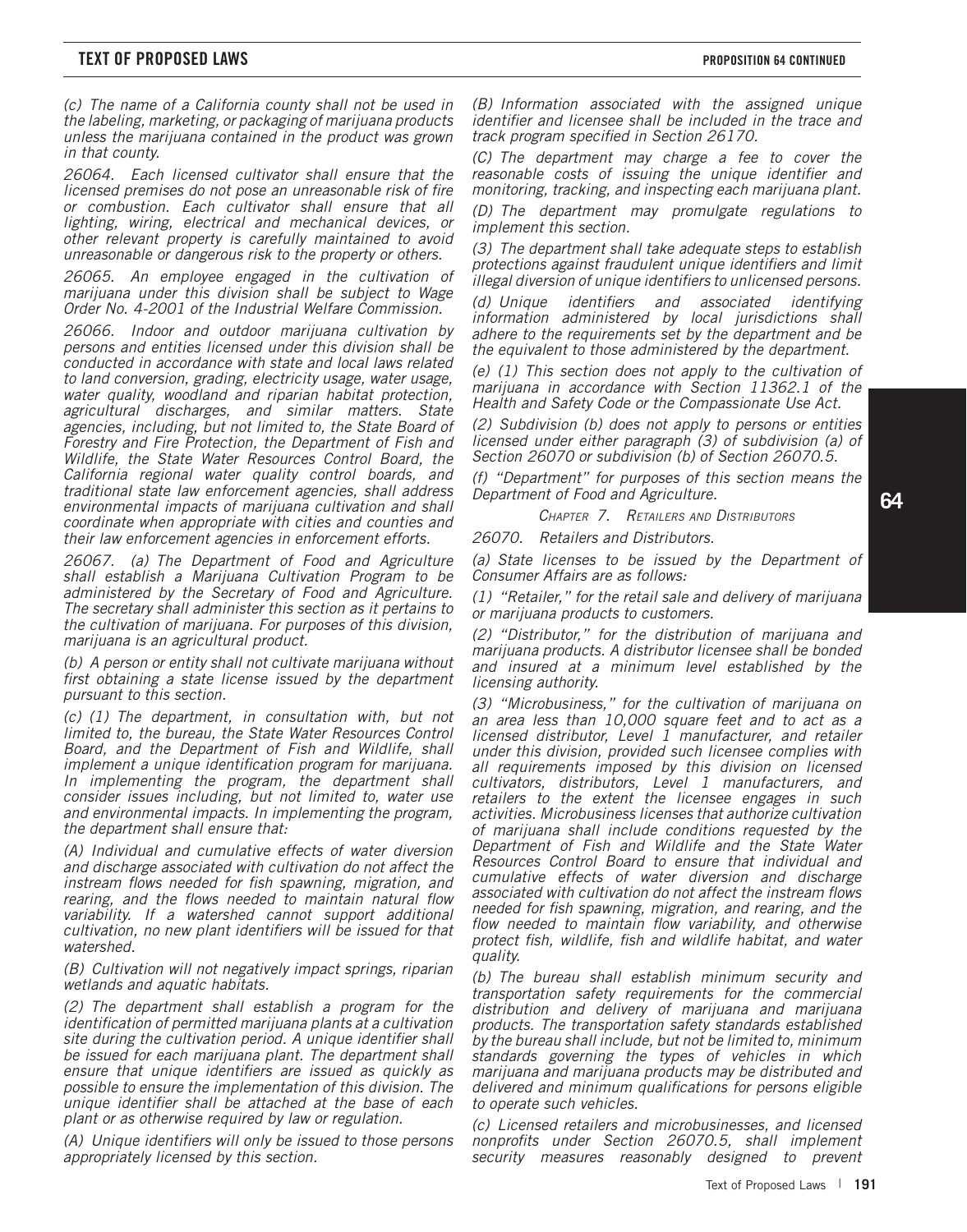*(c) The name of a California county shall not be used in the labeling, marketing, or packaging of marijuana products unless the marijuana contained in the product was grown in that county.*

*26064. Each licensed cultivator shall ensure that the licensed premises do not pose an unreasonable risk of fire or combustion. Each cultivator shall ensure that all lighting, wiring, electrical and mechanical devices, or other relevant property is carefully maintained to avoid unreasonable or dangerous risk to the property or others.*

*26065. An employee engaged in the cultivation of marijuana under this division shall be subject to Wage Order No. 4-2001 of the Industrial Welfare Commission.*

*26066. Indoor and outdoor marijuana cultivation by persons and entities licensed under this division shall be conducted in accordance with state and local laws related to land conversion, grading, electricity usage, water usage, water quality, woodland and riparian habitat protection, agricultural discharges, and similar matters. State agencies, including, but not limited to, the State Board of Forestry and Fire Protection, the Department of Fish and Wildlife, the State Water Resources Control Board, the California regional water quality control boards, and traditional state law enforcement agencies, shall address environmental impacts of marijuana cultivation and shall coordinate when appropriate with cities and counties and their law enforcement agencies in enforcement efforts.*

*26067. (a) The Department of Food and Agriculture shall establish a Marijuana Cultivation Program to be administered by the Secretary of Food and Agriculture. The secretary shall administer this section as it pertains to the cultivation of marijuana. For purposes of this division, marijuana is an agricultural product.*

*(b) A person or entity shall not cultivate marijuana without first obtaining a state license issued by the department pursuant to this section.*

*(c) (1) The department, in consultation with, but not limited to, the bureau, the State Water Resources Control Board, and the Department of Fish and Wildlife, shall implement a unique identification program for marijuana. In implementing the program, the department shall consider issues including, but not limited to, water use and environmental impacts. In implementing the program, the department shall ensure that:*

*(A) Individual and cumulative effects of water diversion and discharge associated with cultivation do not affect the instream flows needed for fish spawning, migration, and rearing, and the flows needed to maintain natural flow variability. If a watershed cannot support additional cultivation, no new plant identifiers will be issued for that watershed.*

*(B) Cultivation will not negatively impact springs, riparian wetlands and aquatic habitats.*

*(2) The department shall establish a program for the identification of permitted marijuana plants at a cultivation site during the cultivation period. A unique identifier shall be issued for each marijuana plant. The department shall ensure that unique identifiers are issued as quickly as possible to ensure the implementation of this division. The unique identifier shall be attached at the base of each plant or as otherwise required by law or regulation.*

*(A) Unique identifiers will only be issued to those persons appropriately licensed by this section.*

*(B) Information associated with the assigned unique identifier and licensee shall be included in the trace and track program specified in Section 26170.*

*(C) The department may charge a fee to cover the reasonable costs of issuing the unique identifier and monitoring, tracking, and inspecting each marijuana plant.*

*(D) The department may promulgate regulations to implement this section.*

*(3) The department shall take adequate steps to establish protections against fraudulent unique identifiers and limit illegal diversion of unique identifiers to unlicensed persons.*

*(d) Unique identifiers and associated identifying information administered by local jurisdictions shall adhere to the requirements set by the department and be the equivalent to those administered by the department.*

*(e) (1) This section does not apply to the cultivation of marijuana in accordance with Section 11362.1 of the Health and Safety Code or the Compassionate Use Act.*

*(2) Subdivision (b) does not apply to persons or entities licensed under either paragraph (3) of subdivision (a) of Section 26070 or subdivision (b) of Section 26070.5.*

*(f) "Department" for purposes of this section means the Department of Food and Agriculture.*

*Chapter 7. Retailers and Distributors*

*26070. Retailers and Distributors.*

*(a) State licenses to be issued by the Department of Consumer Affairs are as follows:*

*(1) "Retailer," for the retail sale and delivery of marijuana or marijuana products to customers.*

*(2) "Distributor," for the distribution of marijuana and marijuana products. A distributor licensee shall be bonded and insured at a minimum level established by the licensing authority.*

*(3) "Microbusiness," for the cultivation of marijuana on an area less than 10,000 square feet and to act as a licensed distributor, Level 1 manufacturer, and retailer under this division, provided such licensee complies with all requirements imposed by this division on licensed cultivators, distributors, Level 1 manufacturers, and retailers to the extent the licensee engages in such activities. Microbusiness licenses that authorize cultivation of marijuana shall include conditions requested by the Department of Fish and Wildlife and the State Water Resources Control Board to ensure that individual and cumulative effects of water diversion and discharge associated with cultivation do not affect the instream flows needed for fish spawning, migration, and rearing, and the flow needed to maintain flow variability, and otherwise protect fish, wildlife, fish and wildlife habitat, and water quality.*

*(b) The bureau shall establish minimum security and transportation safety requirements for the commercial distribution and delivery of marijuana and marijuana products. The transportation safety standards established by the bureau shall include, but not be limited to, minimum standards governing the types of vehicles in which marijuana and marijuana products may be distributed and delivered and minimum qualifications for persons eligible to operate such vehicles.*

*(c) Licensed retailers and microbusinesses, and licensed nonprofits under Section 26070.5, shall implement security measures reasonably designed to prevent*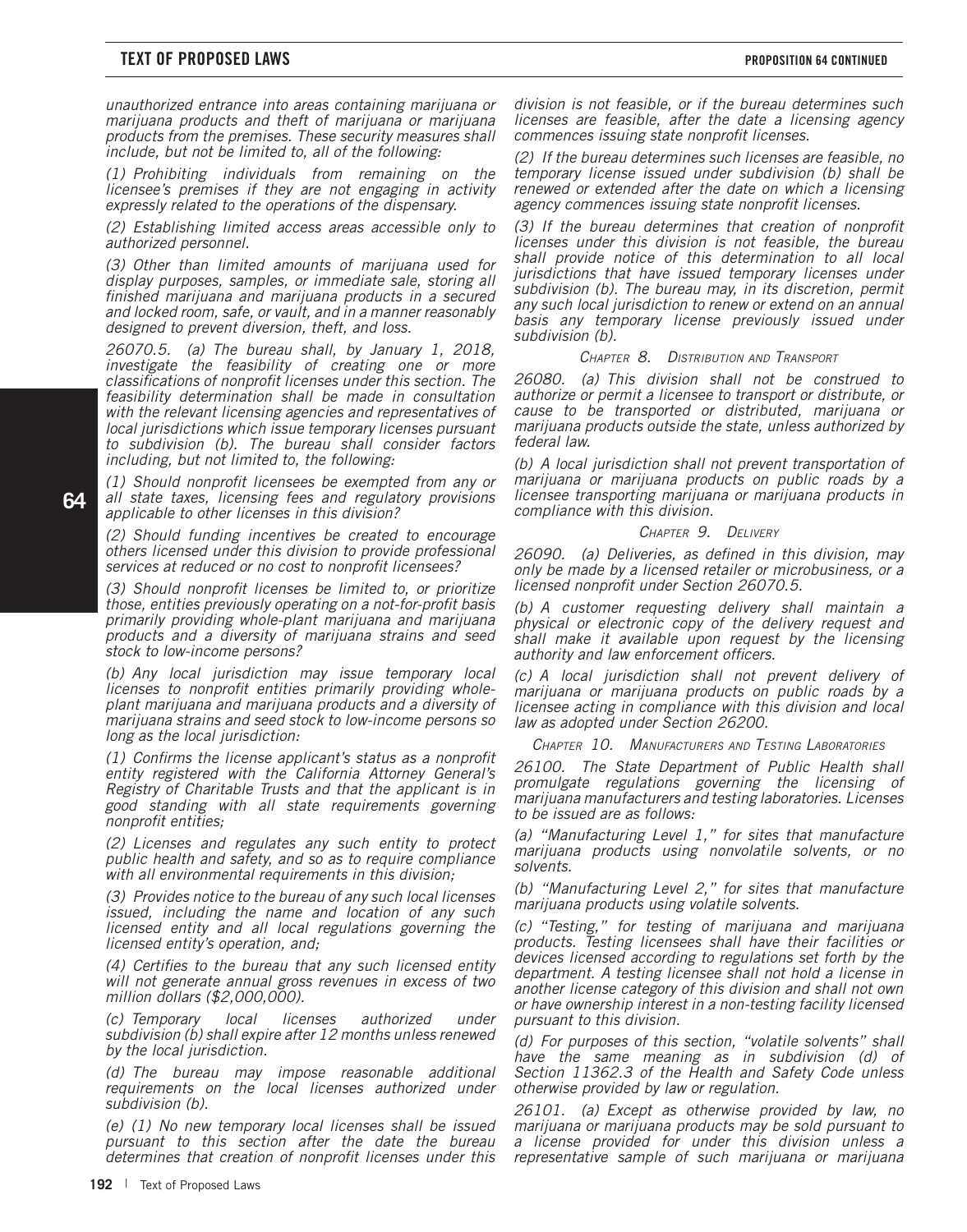*unauthorized entrance into areas containing marijuana or marijuana products and theft of marijuana or marijuana products from the premises. These security measures shall include, but not be limited to, all of the following:*

*(1) Prohibiting individuals from remaining on the licensee's premises if they are not engaging in activity expressly related to the operations of the dispensary.*

*(2) Establishing limited access areas accessible only to authorized personnel.*

*(3) Other than limited amounts of marijuana used for display purposes, samples, or immediate sale, storing all finished marijuana and marijuana products in a secured and locked room, safe, or vault, and in a manner reasonably designed to prevent diversion, theft, and loss.*

*26070.5. (a) The bureau shall, by January 1, 2018, investigate the feasibility of creating one or more classifications of nonprofit licenses under this section. The feasibility determination shall be made in consultation with the relevant licensing agencies and representatives of local jurisdictions which issue temporary licenses pursuant to subdivision (b). The bureau shall consider factors including, but not limited to, the following:*

*(1) Should nonprofit licensees be exempted from any or all state taxes, licensing fees and regulatory provisions applicable to other licenses in this division?*

*(2) Should funding incentives be created to encourage others licensed under this division to provide professional services at reduced or no cost to nonprofit licensees?*

*(3) Should nonprofit licenses be limited to, or prioritize those, entities previously operating on a not-for-profit basis primarily providing whole-plant marijuana and marijuana products and a diversity of marijuana strains and seed stock to low-income persons?*

*(b) Any local jurisdiction may issue temporary local licenses to nonprofit entities primarily providing whole-plant marijuana and marijuana products and a diversity of marijuana strains and seed stock to low-income persons so long as the local jurisdiction:*

*(1) Confirms the license applicant's status as a nonprofit entity registered with the California Attorney General's Registry of Charitable Trusts and that the applicant is in good standing with all state requirements governing nonprofit entities;*

*(2) Licenses and regulates any such entity to protect public health and safety, and so as to require compliance with all environmental requirements in this division;*

*(3) Provides notice to the bureau of any such local licenses issued, including the name and location of any such licensed entity and all local regulations governing the licensed entity's operation, and;*

*(4) Certifies to the bureau that any such licensed entity will not generate annual gross revenues in excess of two million dollars ($2,000,000).*

*(c) Temporary local licenses authorized under subdivision (b) shall expire after 12 months unless renewed by the local jurisdiction.*

*(d) The bureau may impose reasonable additional requirements on the local licenses authorized under subdivision (b).*

*(e) (1) No new temporary local licenses shall be issued pursuant to this section after the date the bureau determines that creation of nonprofit licenses under this division is not feasible, or if the bureau determines such licenses are feasible, after the date a licensing agency commences issuing state nonprofit licenses.*

*(2) If the bureau determines such licenses are feasible, no temporary license issued under subdivision (b) shall be renewed or extended after the date on which a licensing agency commences issuing state nonprofit licenses.*

*(3) If the bureau determines that creation of nonprofit licenses under this division is not feasible, the bureau shall provide notice of this determination to all local jurisdictions that have issued temporary licenses under subdivision (b). The bureau may, in its discretion, permit any such local jurisdiction to renew or extend on an annual basis any temporary license previously issued under subdivision (b).*

*Chapter 8. Distribution and Transport*

*26080. (a) This division shall not be construed to authorize or permit a licensee to transport or distribute, or cause to be transported or distributed, marijuana or marijuana products outside the state, unless authorized by federal law.*

*(b) A local jurisdiction shall not prevent transportation of marijuana or marijuana products on public roads by a licensee transporting marijuana or marijuana products in compliance with this division.*

*Chapter 9. Delivery*

*26090. (a) Deliveries, as defined in this division, may only be made by a licensed retailer or microbusiness, or a licensed nonprofit under Section 26070.5.*

*(b) A customer requesting delivery shall maintain a physical or electronic copy of the delivery request and shall make it available upon request by the licensing authority and law enforcement officers.*

*(c) A local jurisdiction shall not prevent delivery of marijuana or marijuana products on public roads by a licensee acting in compliance with this division and local law as adopted under Section 26200.*

*Chapter 10. Manufacturers and Testing Laboratories*

*26100. The State Department of Public Health shall promulgate regulations governing the licensing of marijuana manufacturers and testing laboratories. Licenses to be issued are as follows:*

*(a) "Manufacturing Level 1," for sites that manufacture marijuana products using nonvolatile solvents, or no solvents.*

*(b) "Manufacturing Level 2," for sites that manufacture marijuana products using volatile solvents.*

*(c) "Testing," for testing of marijuana and marijuana products. Testing licensees shall have their facilities or devices licensed according to regulations set forth by the department. A testing licensee shall not hold a license in another license category of this division and shall not own or have ownership interest in a non-testing facility licensed pursuant to this division.*

*(d) For purposes of this section, "volatile solvents" shall have the same meaning as in subdivision (d) of Section 11362.3 of the Health and Safety Code unless otherwise provided by law or regulation.*

*26101. (a) Except as otherwise provided by law, no marijuana or marijuana products may be sold pursuant to a license provided for under this division unless a representative sample of such marijuana or marijuana*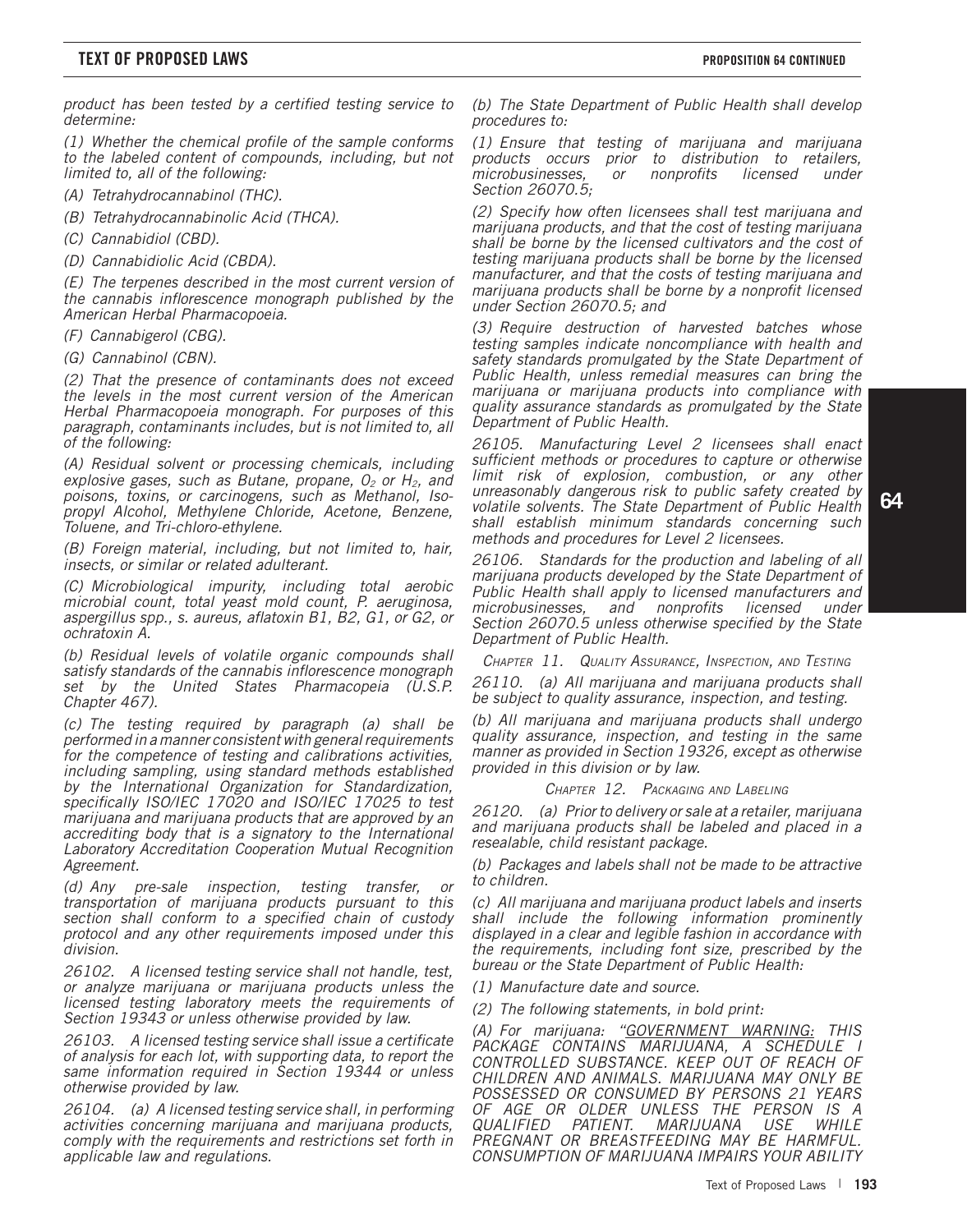*product has been tested by a certified testing service to determine:*

*(1) Whether the chemical profile of the sample conforms to the labeled content of compounds, including, but not limited to, all of the following:*

*(A) Tetrahydrocannabinol (THC).*

*(B) Tetrahydrocannabinolic Acid (THCA).*

*(C) Cannabidiol (CBD).*

*(D) Cannabidiolic Acid (CBDA).*

*(E) The terpenes described in the most current version of the cannabis inflorescence monograph published by the American Herbal Pharmacopoeia.*

*(F) Cannabigerol (CBG).*

*(G) Cannabinol (CBN).*

*(2) That the presence of contaminants does not exceed the levels in the most current version of the American Herbal Pharmacopoeia monograph. For purposes of this paragraph, contaminants includes, but is not limited to, all of the following:*

*(A) Residual solvent or processing chemicals, including explosive gases, such as Butane, propane, $O_2$ or $H_2$, and poisons, toxins, or carcinogens, such as Methanol, Iso-propyl Alcohol, Methylene Chloride, Acetone, Benzene, Toluene, and Tri-chloro-ethylene.*

*(B) Foreign material, including, but not limited to, hair, insects, or similar or related adulterant.*

*(C) Microbiological impurity, including total aerobic microbial count, total yeast mold count, P. aeruginosa, aspergillus spp., s. aureus, aflatoxin B1, B2, G1, or G2, or ochratoxin A.*

*(b) Residual levels of volatile organic compounds shall satisfy standards of the cannabis inflorescence monograph set by the United States Pharmacopeia (U.S.P. Chapter 467).*

*(c) The testing required by paragraph (a) shall be performed in a manner consistent with general requirements for the competence of testing and calibrations activities, including sampling, using standard methods established by the International Organization for Standardization, specifically ISO/IEC 17020 and ISO/IEC 17025 to test marijuana and marijuana products that are approved by an accrediting body that is a signatory to the International Laboratory Accreditation Cooperation Mutual Recognition Agreement.*

*(d) Any pre-sale inspection, testing transfer, or transportation of marijuana products pursuant to this section shall conform to a specified chain of custody protocol and any other requirements imposed under this division.*

*26102. A licensed testing service shall not handle, test, or analyze marijuana or marijuana products unless the licensed testing laboratory meets the requirements of Section 19343 or unless otherwise provided by law.*

*26103. A licensed testing service shall issue a certificate of analysis for each lot, with supporting data, to report the same information required in Section 19344 or unless otherwise provided by law.*

*26104. (a) A licensed testing service shall, in performing activities concerning marijuana and marijuana products, comply with the requirements and restrictions set forth in applicable law and regulations.*

*(b) The State Department of Public Health shall develop procedures to:*

*(1) Ensure that testing of marijuana and marijuana products occurs prior to distribution to retailers, microbusinesses, or nonprofits licensed under Section 26070.5;*

*(2) Specify how often licensees shall test marijuana and marijuana products, and that the cost of testing marijuana shall be borne by the licensed cultivators and the cost of testing marijuana products shall be borne by the licensed manufacturer, and that the costs of testing marijuana and marijuana products shall be borne by a nonprofit licensed under Section 26070.5; and*

*(3) Require destruction of harvested batches whose testing samples indicate noncompliance with health and safety standards promulgated by the State Department of Public Health, unless remedial measures can bring the marijuana or marijuana products into compliance with quality assurance standards as promulgated by the State Department of Public Health.*

*26105. Manufacturing Level 2 licensees shall enact sufficient methods or procedures to capture or otherwise limit risk of explosion, combustion, or any other unreasonably dangerous risk to public safety created by volatile solvents. The State Department of Public Health shall establish minimum standards concerning such methods and procedures for Level 2 licensees.*

*26106. Standards for the production and labeling of all marijuana products developed by the State Department of Public Health shall apply to licensed manufacturers and microbusinesses, and nonprofits licensed under Section 26070.5 unless otherwise specified by the State Department of Public Health.*

*CHAPTER 11. QUALITY ASSURANCE, INSPECTION, AND TESTING*

*26110. (a) All marijuana and marijuana products shall be subject to quality assurance, inspection, and testing.*

*(b) All marijuana and marijuana products shall undergo quality assurance, inspection, and testing in the same manner as provided in Section 19326, except as otherwise provided in this division or by law.*

*CHAPTER 12. PACKAGING AND LABELING*

*26120. (a) Prior to delivery or sale at a retailer, marijuana and marijuana products shall be labeled and placed in a resealable, child resistant package.*

*(b) Packages and labels shall not be made to be attractive to children.*

*(c) All marijuana and marijuana product labels and inserts shall include the following information prominently displayed in a clear and legible fashion in accordance with the requirements, including font size, prescribed by the bureau or the State Department of Public Health:*

*(1) Manufacture date and source.*

*(2) The following statements, in bold print:*

***(A) For marijuana: "GOVERNMENT WARNING: THIS PACKAGE CONTAINS MARIJUANA, A SCHEDULE I CONTROLLED SUBSTANCE. KEEP OUT OF REACH OF CHILDREN AND ANIMALS. MARIJUANA MAY ONLY BE POSSESSED OR CONSUMED BY PERSONS 21 YEARS OF AGE OR OLDER UNLESS THE PERSON IS A QUALIFIED PATIENT. MARIJUANA USE WHILE PREGNANT OR BREASTFEEDING MAY BE HARMFUL. CONSUMPTION OF MARIJUANA IMPAIRS YOUR ABILITY***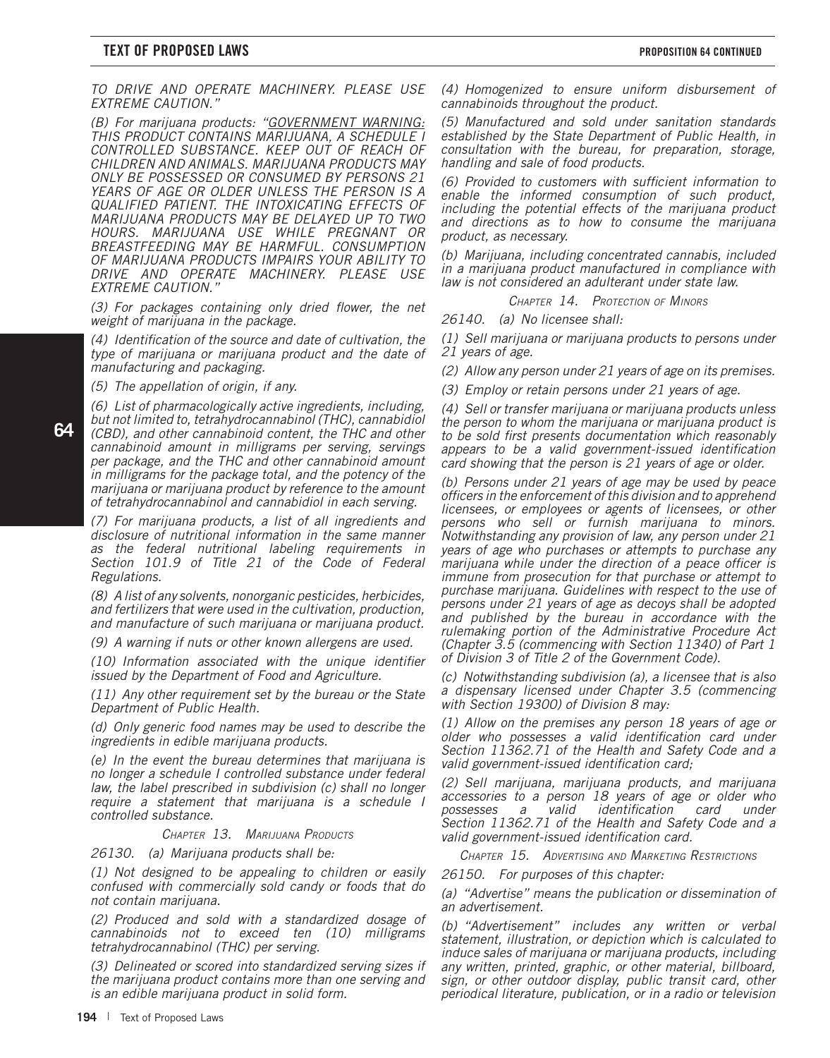*TO DRIVE AND OPERATE MACHINERY. PLEASE USE EXTREME CAUTION."*

*(B) For marijuana products: "GOVERNMENT WARNING: THIS PRODUCT CONTAINS MARIJUANA, A SCHEDULE I CONTROLLED SUBSTANCE. KEEP OUT OF REACH OF CHILDREN AND ANIMALS. MARIJUANA PRODUCTS MAY ONLY BE POSSESSED OR CONSUMED BY PERSONS 21 YEARS OF AGE OR OLDER UNLESS THE PERSON IS A QUALIFIED PATIENT. THE INTOXICATING EFFECTS OF MARIJUANA PRODUCTS MAY BE DELAYED UP TO TWO HOURS. MARIJUANA USE WHILE PREGNANT OR BREASTFEEDING MAY BE HARMFUL. CONSUMPTION OF MARIJUANA PRODUCTS IMPAIRS YOUR ABILITY TO DRIVE AND OPERATE MACHINERY. PLEASE USE EXTREME CAUTION."*

*(3) For packages containing only dried flower, the net weight of marijuana in the package.*

*(4) Identification of the source and date of cultivation, the type of marijuana or marijuana product and the date of manufacturing and packaging.*

*(5) The appellation of origin, if any.*

*(6) List of pharmacologically active ingredients, including, but not limited to, tetrahydrocannabinol (THC), cannabidiol (CBD), and other cannabinoid content, the THC and other cannabinoid amount in milligrams per serving, servings per package, and the THC and other cannabinoid amount in milligrams for the package total, and the potency of the marijuana or marijuana product by reference to the amount of tetrahydrocannabinol and cannabidiol in each serving.*

*(7) For marijuana products, a list of all ingredients and disclosure of nutritional information in the same manner as the federal nutritional labeling requirements in Section 101.9 of Title 21 of the Code of Federal Regulations.*

*(8) A list of any solvents, nonorganic pesticides, herbicides, and fertilizers that were used in the cultivation, production, and manufacture of such marijuana or marijuana product.*

*(9) A warning if nuts or other known allergens are used.*

*(10) Information associated with the unique identifier issued by the Department of Food and Agriculture.*

*(11) Any other requirement set by the bureau or the State Department of Public Health.*

*(d) Only generic food names may be used to describe the ingredients in edible marijuana products.*

*(e) In the event the bureau determines that marijuana is no longer a schedule I controlled substance under federal law, the label prescribed in subdivision (c) shall no longer require a statement that marijuana is a schedule I controlled substance.*

### *Chapter 13. Marijuana Products*

*26130. (a) Marijuana products shall be:*

*(1) Not designed to be appealing to children or easily confused with commercially sold candy or foods that do not contain marijuana.*

*(2) Produced and sold with a standardized dosage of cannabinoids not to exceed ten (10) milligrams tetrahydrocannabinol (THC) per serving.*

*(3) Delineated or scored into standardized serving sizes if the marijuana product contains more than one serving and is an edible marijuana product in solid form.*

*(4) Homogenized to ensure uniform disbursement of cannabinoids throughout the product.*

*(5) Manufactured and sold under sanitation standards established by the State Department of Public Health, in consultation with the bureau, for preparation, storage, handling and sale of food products.*

*(6) Provided to customers with sufficient information to enable the informed consumption of such product, including the potential effects of the marijuana product and directions as to how to consume the marijuana product, as necessary.*

*(b) Marijuana, including concentrated cannabis, included in a marijuana product manufactured in compliance with law is not considered an adulterant under state law.*

### *Chapter 14. Protection of Minors*

*26140. (a) No licensee shall:*

*(1) Sell marijuana or marijuana products to persons under 21 years of age.*

*(2) Allow any person under 21 years of age on its premises.*

*(3) Employ or retain persons under 21 years of age.*

*(4) Sell or transfer marijuana or marijuana products unless the person to whom the marijuana or marijuana product is to be sold first presents documentation which reasonably appears to be a valid government-issued identification card showing that the person is 21 years of age or older.*

*(b) Persons under 21 years of age may be used by peace officers in the enforcement of this division and to apprehend licensees, or employees or agents of licensees, or other persons who sell or furnish marijuana to minors. Notwithstanding any provision of law, any person under 21 years of age who purchases or attempts to purchase any marijuana while under the direction of a peace officer is immune from prosecution for that purchase or attempt to purchase marijuana. Guidelines with respect to the use of persons under 21 years of age as decoys shall be adopted and published by the bureau in accordance with the rulemaking portion of the Administrative Procedure Act (Chapter 3.5 (commencing with Section 11340) of Part 1 of Division 3 of Title 2 of the Government Code).*

*(c) Notwithstanding subdivision (a), a licensee that is also a dispensary licensed under Chapter 3.5 (commencing with Section 19300) of Division 8 may:*

*(1) Allow on the premises any person 18 years of age or older who possesses a valid identification card under Section 11362.71 of the Health and Safety Code and a valid government-issued identification card;*

*(2) Sell marijuana, marijuana products, and marijuana accessories to a person 18 years of age or older who possesses a valid identification card under Section 11362.71 of the Health and Safety Code and a valid government-issued identification card.*

### *Chapter 15. Advertising and Marketing Restrictions*

*26150. For purposes of this chapter:*

*(a) "Advertise" means the publication or dissemination of an advertisement.*

*(b) "Advertisement" includes any written or verbal statement, illustration, or depiction which is calculated to induce sales of marijuana or marijuana products, including any written, printed, graphic, or other material, billboard, sign, or other outdoor display, public transit card, other periodical literature, publication, or in a radio or television*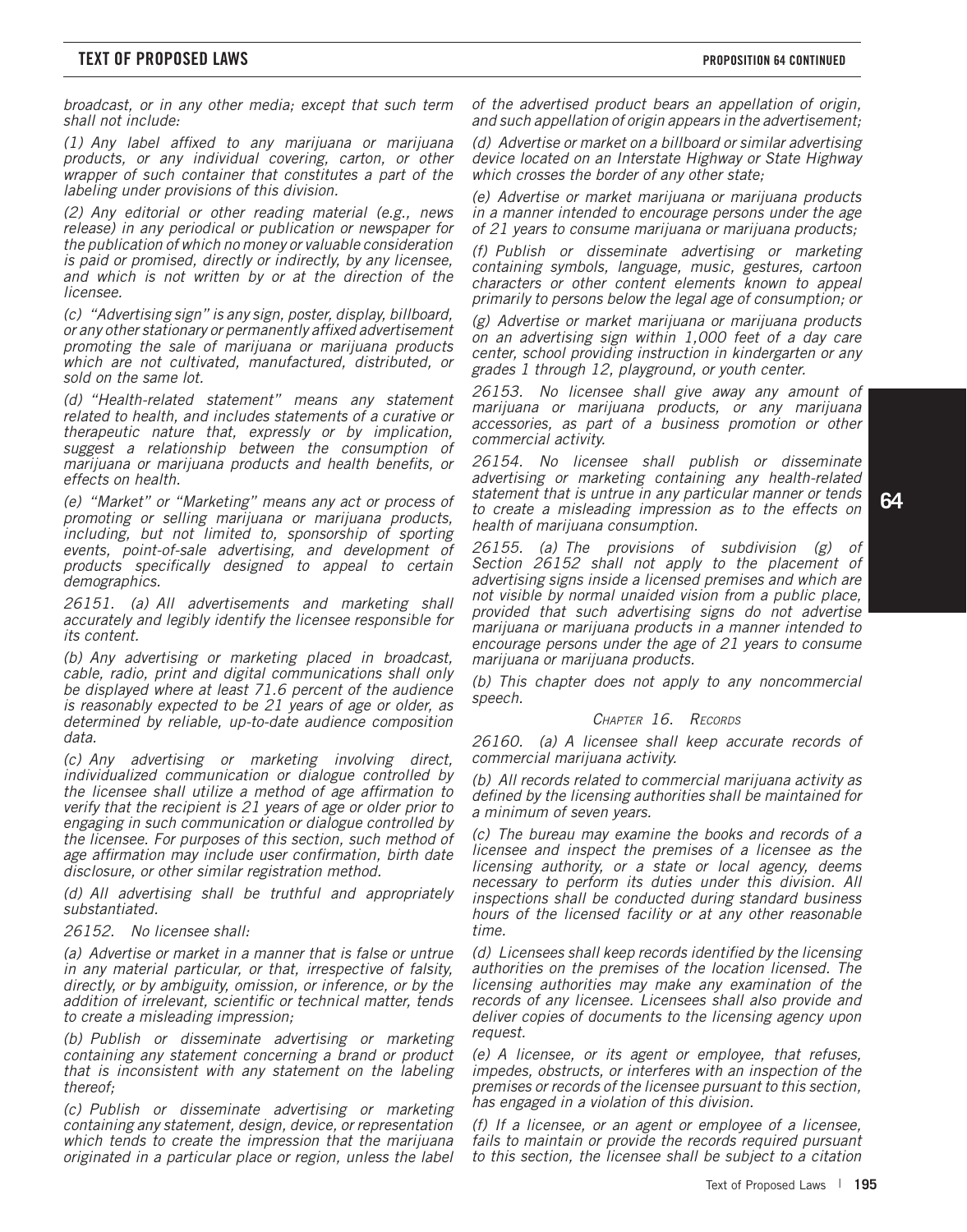*broadcast, or in any other media; except that such term shall not include:*

*(1) Any label affixed to any marijuana or marijuana products, or any individual covering, carton, or other wrapper of such container that constitutes a part of the labeling under provisions of this division.*

*(2) Any editorial or other reading material (e.g., news release) in any periodical or publication or newspaper for the publication of which no money or valuable consideration is paid or promised, directly or indirectly, by any licensee, and which is not written by or at the direction of the licensee.*

*(c) "Advertising sign" is any sign, poster, display, billboard, or any other stationary or permanently affixed advertisement promoting the sale of marijuana or marijuana products which are not cultivated, manufactured, distributed, or sold on the same lot.*

*(d) "Health-related statement" means any statement related to health, and includes statements of a curative or therapeutic nature that, expressly or by implication, suggest a relationship between the consumption of marijuana or marijuana products and health benefits, or effects on health.*

*(e) "Market" or "Marketing" means any act or process of promoting or selling marijuana or marijuana products, including, but not limited to, sponsorship of sporting events, point-of-sale advertising, and development of products specifically designed to appeal to certain demographics.*

*26151. (a) All advertisements and marketing shall accurately and legibly identify the licensee responsible for its content.*

*(b) Any advertising or marketing placed in broadcast, cable, radio, print and digital communications shall only be displayed where at least 71.6 percent of the audience is reasonably expected to be 21 years of age or older, as determined by reliable, up-to-date audience composition data.*

*(c) Any advertising or marketing involving direct, individualized communication or dialogue controlled by the licensee shall utilize a method of age affirmation to verify that the recipient is 21 years of age or older prior to engaging in such communication or dialogue controlled by the licensee. For purposes of this section, such method of age affirmation may include user confirmation, birth date disclosure, or other similar registration method.*

*(d) All advertising shall be truthful and appropriately substantiated.*

*26152. No licensee shall:*

*(a) Advertise or market in a manner that is false or untrue in any material particular, or that, irrespective of falsity, directly, or by ambiguity, omission, or inference, or by the addition of irrelevant, scientific or technical matter, tends to create a misleading impression;*

*(b) Publish or disseminate advertising or marketing containing any statement concerning a brand or product that is inconsistent with any statement on the labeling thereof;*

*(c) Publish or disseminate advertising or marketing containing any statement, design, device, or representation which tends to create the impression that the marijuana originated in a particular place or region, unless the label of the advertised product bears an appellation of origin, and such appellation of origin appears in the advertisement;*

*(d) Advertise or market on a billboard or similar advertising device located on an Interstate Highway or State Highway which crosses the border of any other state;*

*(e) Advertise or market marijuana or marijuana products in a manner intended to encourage persons under the age of 21 years to consume marijuana or marijuana products;*

*(f) Publish or disseminate advertising or marketing containing symbols, language, music, gestures, cartoon characters or other content elements known to appeal primarily to persons below the legal age of consumption; or*

*(g) Advertise or market marijuana or marijuana products on an advertising sign within 1,000 feet of a day care center, school providing instruction in kindergarten or any grades 1 through 12, playground, or youth center.*

*26153. No licensee shall give away any amount of marijuana or marijuana products, or any marijuana accessories, as part of a business promotion or other commercial activity.*

*26154. No licensee shall publish or disseminate advertising or marketing containing any health-related statement that is untrue in any particular manner or tends to create a misleading impression as to the effects on health of marijuana consumption.*

*26155. (a) The provisions of subdivision (g) of Section 26152 shall not apply to the placement of advertising signs inside a licensed premises and which are not visible by normal unaided vision from a public place, provided that such advertising signs do not advertise marijuana or marijuana products in a manner intended to encourage persons under the age of 21 years to consume marijuana or marijuana products.*

*(b) This chapter does not apply to any noncommercial speech.*

*Chapter 16. Records*

*26160. (a) A licensee shall keep accurate records of commercial marijuana activity.*

*(b) All records related to commercial marijuana activity as defined by the licensing authorities shall be maintained for a minimum of seven years.*

*(c) The bureau may examine the books and records of a licensee and inspect the premises of a licensee as the licensing authority, or a state or local agency, deems necessary to perform its duties under this division. All inspections shall be conducted during standard business hours of the licensed facility or at any other reasonable time.*

*(d) Licensees shall keep records identified by the licensing authorities on the premises of the location licensed. The licensing authorities may make any examination of the records of any licensee. Licensees shall also provide and deliver copies of documents to the licensing agency upon request.*

*(e) A licensee, or its agent or employee, that refuses, impedes, obstructs, or interferes with an inspection of the premises or records of the licensee pursuant to this section, has engaged in a violation of this division.*

*(f) If a licensee, or an agent or employee of a licensee, fails to maintain or provide the records required pursuant to this section, the licensee shall be subject to a citation*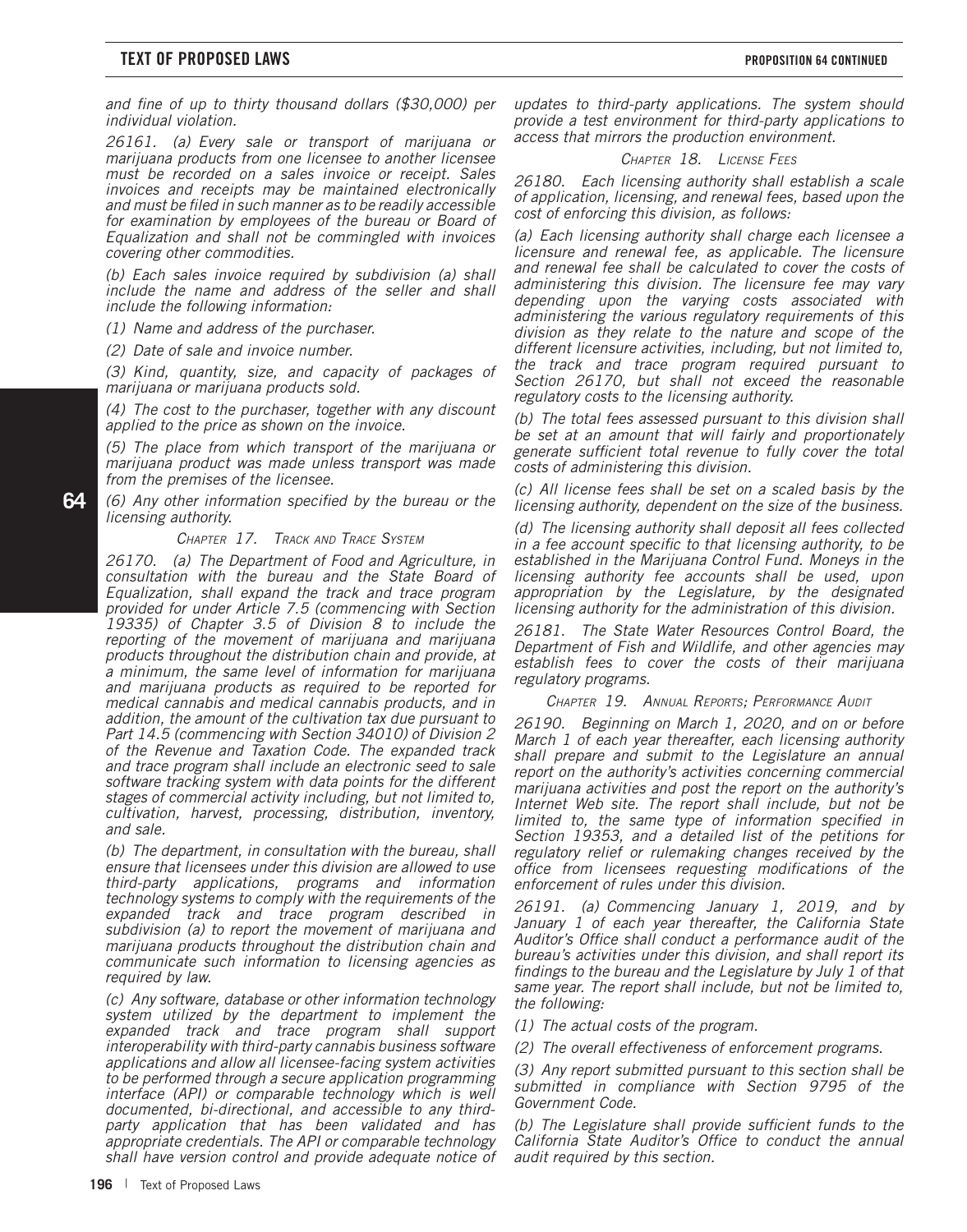*and fine of up to thirty thousand dollars ($30,000) per individual violation.*

*26161. (a) Every sale or transport of marijuana or marijuana products from one licensee to another licensee must be recorded on a sales invoice or receipt. Sales invoices and receipts may be maintained electronically and must be filed in such manner as to be readily accessible for examination by employees of the bureau or Board of Equalization and shall not be commingled with invoices covering other commodities.*

*(b) Each sales invoice required by subdivision (a) shall include the name and address of the seller and shall include the following information:*

*(1) Name and address of the purchaser.*

*(2) Date of sale and invoice number.*

*(3) Kind, quantity, size, and capacity of packages of marijuana or marijuana products sold.*

*(4) The cost to the purchaser, together with any discount applied to the price as shown on the invoice.*

*(5) The place from which transport of the marijuana or marijuana product was made unless transport was made from the premises of the licensee.*

*(6) Any other information specified by the bureau or the licensing authority.*

*CHAPTER 17. TRACK AND TRACE SYSTEM*

*26170. (a) The Department of Food and Agriculture, in consultation with the bureau and the State Board of Equalization, shall expand the track and trace program provided for under Article 7.5 (commencing with Section 19335) of Chapter 3.5 of Division 8 to include the reporting of the movement of marijuana and marijuana products throughout the distribution chain and provide, at a minimum, the same level of information for marijuana and marijuana products as required to be reported for medical cannabis and medical cannabis products, and in addition, the amount of the cultivation tax due pursuant to Part 14.5 (commencing with Section 34010) of Division 2 of the Revenue and Taxation Code. The expanded track and trace program shall include an electronic seed to sale software tracking system with data points for the different stages of commercial activity including, but not limited to, cultivation, harvest, processing, distribution, inventory, and sale.*

*(b) The department, in consultation with the bureau, shall ensure that licensees under this division are allowed to use third-party applications, programs and information technology systems to comply with the requirements of the expanded track and trace program described in subdivision (a) to report the movement of marijuana and marijuana products throughout the distribution chain and communicate such information to licensing agencies as required by law.*

*(c) Any software, database or other information technology system utilized by the department to implement the expanded track and trace program shall support interoperability with third-party cannabis business software applications and allow all licensee-facing system activities to be performed through a secure application programming interface (API) or comparable technology which is well documented, bi-directional, and accessible to any third-party application that has been validated and has appropriate credentials. The API or comparable technology shall have version control and provide adequate notice of updates to third-party applications. The system should provide a test environment for third-party applications to access that mirrors the production environment.*

*CHAPTER 18. LICENSE FEES*

*26180. Each licensing authority shall establish a scale of application, licensing, and renewal fees, based upon the cost of enforcing this division, as follows:*

*(a) Each licensing authority shall charge each licensee a licensure and renewal fee, as applicable. The licensure and renewal fee shall be calculated to cover the costs of administering this division. The licensure fee may vary depending upon the varying costs associated with administering the various regulatory requirements of this division as they relate to the nature and scope of the different licensure activities, including, but not limited to, the track and trace program required pursuant to Section 26170, but shall not exceed the reasonable regulatory costs to the licensing authority.*

*(b) The total fees assessed pursuant to this division shall be set at an amount that will fairly and proportionately generate sufficient total revenue to fully cover the total costs of administering this division.*

*(c) All license fees shall be set on a scaled basis by the licensing authority, dependent on the size of the business.*

*(d) The licensing authority shall deposit all fees collected in a fee account specific to that licensing authority, to be established in the Marijuana Control Fund. Moneys in the licensing authority fee accounts shall be used, upon appropriation by the Legislature, by the designated licensing authority for the administration of this division.*

*26181. The State Water Resources Control Board, the Department of Fish and Wildlife, and other agencies may establish fees to cover the costs of their marijuana regulatory programs.*

*CHAPTER 19. ANNUAL REPORTS; PERFORMANCE AUDIT*

*26190. Beginning on March 1, 2020, and on or before March 1 of each year thereafter, each licensing authority shall prepare and submit to the Legislature an annual report on the authority's activities concerning commercial marijuana activities and post the report on the authority's Internet Web site. The report shall include, but not be limited to, the same type of information specified in Section 19353, and a detailed list of the petitions for regulatory relief or rulemaking changes received by the office from licensees requesting modifications of the enforcement of rules under this division.*

*26191. (a) Commencing January 1, 2019, and by January 1 of each year thereafter, the California State Auditor's Office shall conduct a performance audit of the bureau's activities under this division, and shall report its findings to the bureau and the Legislature by July 1 of that same year. The report shall include, but not be limited to, the following:*

*(1) The actual costs of the program.*

*(2) The overall effectiveness of enforcement programs.*

*(3) Any report submitted pursuant to this section shall be submitted in compliance with Section 9795 of the Government Code.*

*(b) The Legislature shall provide sufficient funds to the California State Auditor's Office to conduct the annual audit required by this section.*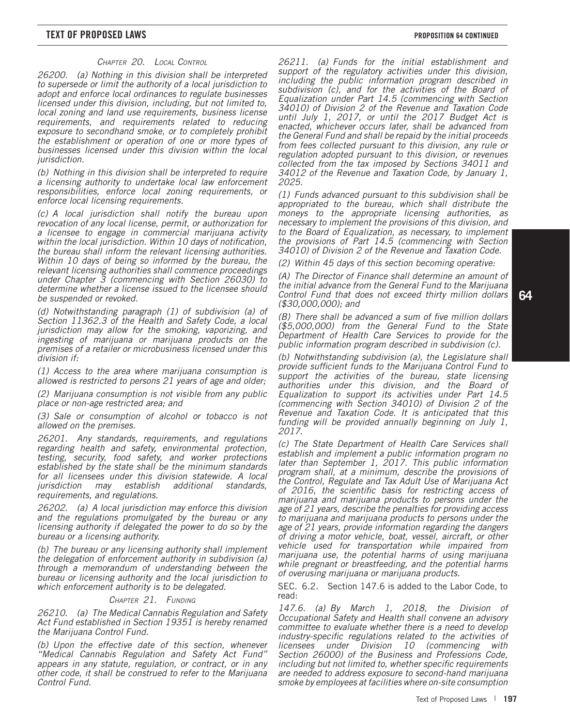### *Chapter 20. Local Control*

*26200. (a) Nothing in this division shall be interpreted to supersede or limit the authority of a local jurisdiction to adopt and enforce local ordinances to regulate businesses licensed under this division, including, but not limited to, local zoning and land use requirements, business license requirements, and requirements related to reducing exposure to secondhand smoke, or to completely prohibit the establishment or operation of one or more types of businesses licensed under this division within the local jurisdiction.*

*(b) Nothing in this division shall be interpreted to require a licensing authority to undertake local law enforcement responsibilities, enforce local zoning requirements, or enforce local licensing requirements.*

*(c) A local jurisdiction shall notify the bureau upon revocation of any local license, permit, or authorization for a licensee to engage in commercial marijuana activity within the local jurisdiction. Within 10 days of notification, the bureau shall inform the relevant licensing authorities. Within 10 days of being so informed by the bureau, the relevant licensing authorities shall commence proceedings under Chapter 3 (commencing with Section 26030) to determine whether a license issued to the licensee should be suspended or revoked.*

*(d) Notwithstanding paragraph (1) of subdivision (a) of Section 11362.3 of the Health and Safety Code, a local jurisdiction may allow for the smoking, vaporizing, and ingesting of marijuana or marijuana products on the premises of a retailer or microbusiness licensed under this division if:*

*(1) Access to the area where marijuana consumption is allowed is restricted to persons 21 years of age and older;*

*(2) Marijuana consumption is not visible from any public place or non-age restricted area; and*

*(3) Sale or consumption of alcohol or tobacco is not allowed on the premises.*

*26201. Any standards, requirements, and regulations regarding health and safety, environmental protection, testing, security, food safety, and worker protections established by the state shall be the minimum standards for all licensees under this division statewide. A local jurisdiction may establish additional standards, requirements, and regulations.*

*26202. (a) A local jurisdiction may enforce this division and the regulations promulgated by the bureau or any licensing authority if delegated the power to do so by the bureau or a licensing authority.*

*(b) The bureau or any licensing authority shall implement the delegation of enforcement authority in subdivision (a) through a memorandum of understanding between the bureau or licensing authority and the local jurisdiction to which enforcement authority is to be delegated.*

### *Chapter 21. Funding*

*26210. (a) The Medical Cannabis Regulation and Safety Act Fund established in Section 19351 is hereby renamed the Marijuana Control Fund.*

*(b) Upon the effective date of this section, whenever "Medical Cannabis Regulation and Safety Act Fund" appears in any statute, regulation, or contract, or in any other code, it shall be construed to refer to the Marijuana Control Fund.*

*26211. (a) Funds for the initial establishment and support of the regulatory activities under this division, including the public information program described in subdivision (c), and for the activities of the Board of Equalization under Part 14.5 (commencing with Section 34010) of Division 2 of the Revenue and Taxation Code until July 1, 2017, or until the 2017 Budget Act is enacted, whichever occurs later, shall be advanced from the General Fund and shall be repaid by the initial proceeds from fees collected pursuant to this division, any rule or regulation adopted pursuant to this division, or revenues collected from the tax imposed by Sections 34011 and 34012 of the Revenue and Taxation Code, by January 1, 2025.*

*(1) Funds advanced pursuant to this subdivision shall be appropriated to the bureau, which shall distribute the moneys to the appropriate licensing authorities, as necessary to implement the provisions of this division, and to the Board of Equalization, as necessary, to implement the provisions of Part 14.5 (commencing with Section 34010) of Division 2 of the Revenue and Taxation Code.*

*(2) Within 45 days of this section becoming operative:*

*(A) The Director of Finance shall determine an amount of the initial advance from the General Fund to the Marijuana Control Fund that does not exceed thirty million dollars ($30,000,000); and*

*(B) There shall be advanced a sum of five million dollars ($5,000,000) from the General Fund to the State Department of Health Care Services to provide for the public information program described in subdivision (c).*

*(b) Notwithstanding subdivision (a), the Legislature shall provide sufficient funds to the Marijuana Control Fund to support the activities of the bureau, state licensing authorities under this division, and the Board of Equalization to support its activities under Part 14.5 (commencing with Section 34010) of Division 2 of the Revenue and Taxation Code. It is anticipated that this funding will be provided annually beginning on July 1, 2017.*

*(c) The State Department of Health Care Services shall establish and implement a public information program no later than September 1, 2017. This public information program shall, at a minimum, describe the provisions of the Control, Regulate and Tax Adult Use of Marijuana Act of 2016, the scientific basis for restricting access of marijuana and marijuana products to persons under the age of 21 years, describe the penalties for providing access to marijuana and marijuana products to persons under the age of 21 years, provide information regarding the dangers of driving a motor vehicle, boat, vessel, aircraft, or other vehicle used for transportation while impaired from marijuana use, the potential harms of using marijuana while pregnant or breastfeeding, and the potential harms of overusing marijuana or marijuana products.*

SEC. 6.2. Section 147.6 is added to the Labor Code, to read:

*147.6. (a) By March 1, 2018, the Division of Occupational Safety and Health shall convene an advisory committee to evaluate whether there is a need to develop industry-specific regulations related to the activities of licensees under Division 10 (commencing with Section 26000) of the Business and Professions Code, including but not limited to, whether specific requirements are needed to address exposure to second-hand marijuana smoke by employees at facilities where on-site consumption*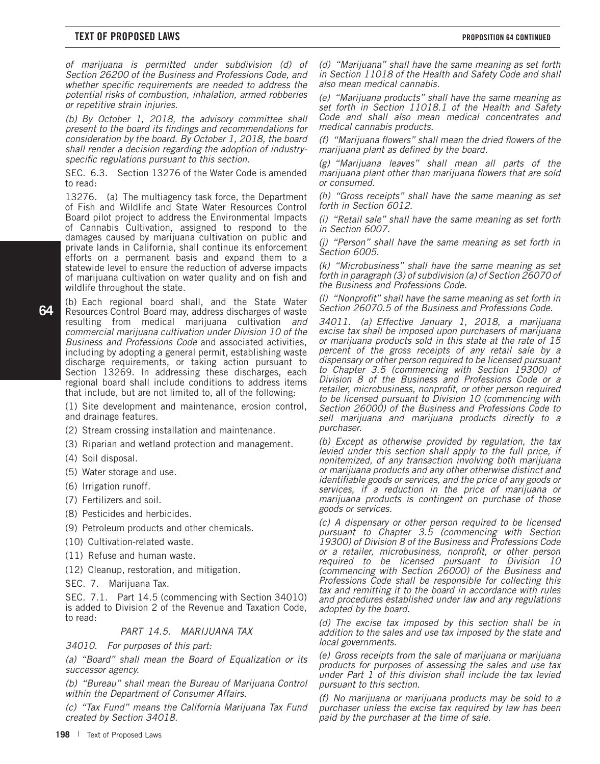*of marijuana is permitted under subdivision (d) of Section 26200 of the Business and Professions Code, and whether specific requirements are needed to address the potential risks of combustion, inhalation, armed robberies or repetitive strain injuries.*

*(b) By October 1, 2018, the advisory committee shall present to the board its findings and recommendations for consideration by the board. By October 1, 2018, the board shall render a decision regarding the adoption of industry-specific regulations pursuant to this section.*

SEC. 6.3. Section 13276 of the Water Code is amended to read:

13276. (a) The multiagency task force, the Department of Fish and Wildlife and State Water Resources Control Board pilot project to address the Environmental Impacts of Cannabis Cultivation, assigned to respond to the damages caused by marijuana cultivation on public and private lands in California, shall continue its enforcement efforts on a permanent basis and expand them to a statewide level to ensure the reduction of adverse impacts of marijuana cultivation on water quality and on fish and wildlife throughout the state.

(b) Each regional board shall, and the State Water Resources Control Board may, address discharges of waste resulting from medical marijuana cultivation *and commercial marijuana cultivation under Division 10 of the Business and Professions Code* and associated activities, including by adopting a general permit, establishing waste discharge requirements, or taking action pursuant to Section 13269. In addressing these discharges, each regional board shall include conditions to address items that include, but are not limited to, all of the following:

(1) Site development and maintenance, erosion control, and drainage features.

(2) Stream crossing installation and maintenance.

(3) Riparian and wetland protection and management.

(4) Soil disposal.

(5) Water storage and use.

(6) Irrigation runoff.

(7) Fertilizers and soil.

(8) Pesticides and herbicides.

(9) Petroleum products and other chemicals.

(10) Cultivation-related waste.

(11) Refuse and human waste.

(12) Cleanup, restoration, and mitigation.

SEC. 7. Marijuana Tax.

SEC. 7.1. Part 14.5 (commencing with Section 34010) is added to Division 2 of the Revenue and Taxation Code, to read:

*PART 14.5. MARIJUANA TAX*

*34010. For purposes of this part:*

*(a) "Board" shall mean the Board of Equalization or its successor agency.*

*(b) "Bureau" shall mean the Bureau of Marijuana Control within the Department of Consumer Affairs.*

*(c) "Tax Fund" means the California Marijuana Tax Fund created by Section 34018.*

*(d) "Marijuana" shall have the same meaning as set forth in Section 11018 of the Health and Safety Code and shall also mean medical cannabis.*

*(e) "Marijuana products" shall have the same meaning as set forth in Section 11018.1 of the Health and Safety Code and shall also mean medical concentrates and medical cannabis products.*

*(f) "Marijuana flowers" shall mean the dried flowers of the marijuana plant as defined by the board.*

*(g) "Marijuana leaves" shall mean all parts of the marijuana plant other than marijuana flowers that are sold or consumed.*

*(h) "Gross receipts" shall have the same meaning as set forth in Section 6012.*

*(i) "Retail sale" shall have the same meaning as set forth in Section 6007.*

*(j) "Person" shall have the same meaning as set forth in Section 6005.*

*(k) "Microbusiness" shall have the same meaning as set forth in paragraph (3) of subdivision (a) of Section 26070 of the Business and Professions Code.*

*(l) "Nonprofit" shall have the same meaning as set forth in Section 26070.5 of the Business and Professions Code.*

*34011. (a) Effective January 1, 2018, a marijuana excise tax shall be imposed upon purchasers of marijuana or marijuana products sold in this state at the rate of 15 percent of the gross receipts of any retail sale by a dispensary or other person required to be licensed pursuant to Chapter 3.5 (commencing with Section 19300) of Division 8 of the Business and Professions Code or a retailer, microbusiness, nonprofit, or other person required to be licensed pursuant to Division 10 (commencing with Section 26000) of the Business and Professions Code to sell marijuana and marijuana products directly to a purchaser.*

*(b) Except as otherwise provided by regulation, the tax levied under this section shall apply to the full price, if nonitemized, of any transaction involving both marijuana or marijuana products and any other otherwise distinct and identifiable goods or services, and the price of any goods or services, if a reduction in the price of marijuana or marijuana products is contingent on purchase of those goods or services.*

*(c) A dispensary or other person required to be licensed pursuant to Chapter 3.5 (commencing with Section 19300) of Division 8 of the Business and Professions Code or a retailer, microbusiness, nonprofit, or other person required to be licensed pursuant to Division 10 (commencing with Section 26000) of the Business and Professions Code shall be responsible for collecting this tax and remitting it to the board in accordance with rules and procedures established under law and any regulations adopted by the board.*

*(d) The excise tax imposed by this section shall be in addition to the sales and use tax imposed by the state and local governments.*

*(e) Gross receipts from the sale of marijuana or marijuana products for purposes of assessing the sales and use tax under Part 1 of this division shall include the tax levied pursuant to this section.*

*(f) No marijuana or marijuana products may be sold to a purchaser unless the excise tax required by law has been paid by the purchaser at the time of sale.*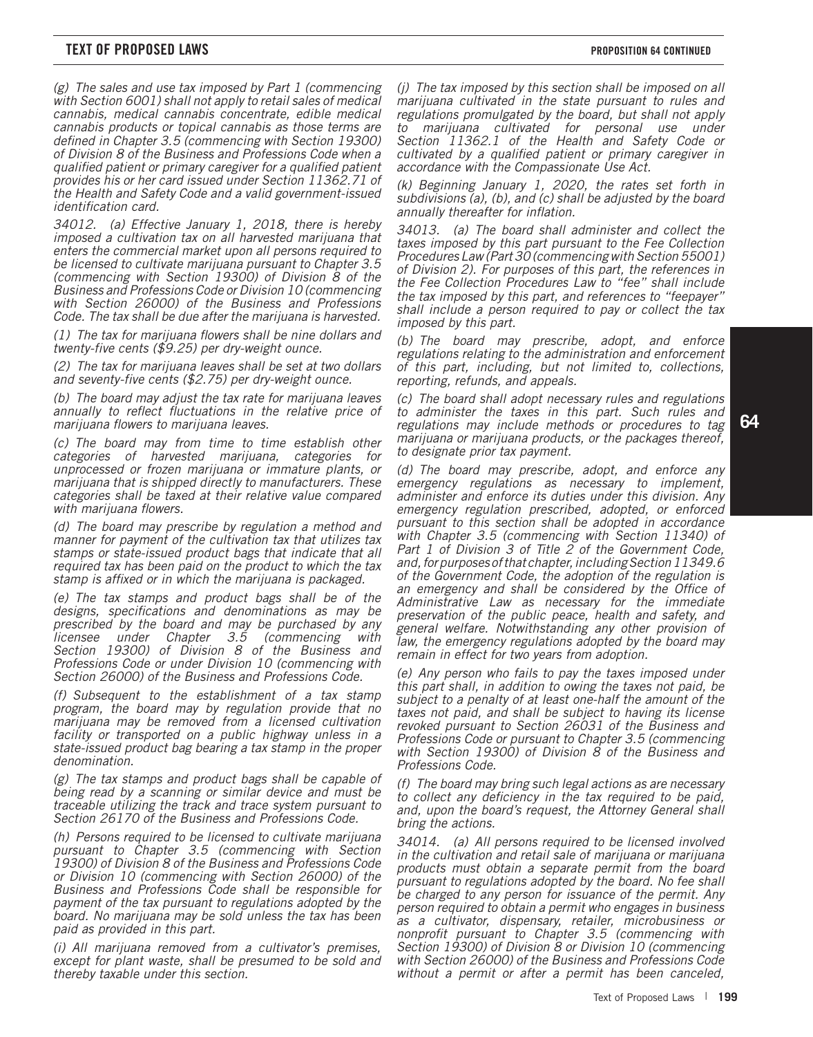*(g) The sales and use tax imposed by Part 1 (commencing with Section 6001) shall not apply to retail sales of medical cannabis, medical cannabis concentrate, edible medical cannabis products or topical cannabis as those terms are defined in Chapter 3.5 (commencing with Section 19300) of Division 8 of the Business and Professions Code when a qualified patient or primary caregiver for a qualified patient provides his or her card issued under Section 11362.71 of the Health and Safety Code and a valid government-issued identification card.*

*34012. (a) Effective January 1, 2018, there is hereby imposed a cultivation tax on all harvested marijuana that enters the commercial market upon all persons required to be licensed to cultivate marijuana pursuant to Chapter 3.5 (commencing with Section 19300) of Division 8 of the Business and Professions Code or Division 10 (commencing with Section 26000) of the Business and Professions Code. The tax shall be due after the marijuana is harvested.*

*(1) The tax for marijuana flowers shall be nine dollars and twenty-five cents ($9.25) per dry-weight ounce.*

*(2) The tax for marijuana leaves shall be set at two dollars and seventy-five cents ($2.75) per dry-weight ounce.*

*(b) The board may adjust the tax rate for marijuana leaves annually to reflect fluctuations in the relative price of marijuana flowers to marijuana leaves.*

*(c) The board may from time to time establish other categories of harvested marijuana, categories for unprocessed or frozen marijuana or immature plants, or marijuana that is shipped directly to manufacturers. These categories shall be taxed at their relative value compared with marijuana flowers.*

*(d) The board may prescribe by regulation a method and manner for payment of the cultivation tax that utilizes tax stamps or state-issued product bags that indicate that all required tax has been paid on the product to which the tax stamp is affixed or in which the marijuana is packaged.*

*(e) The tax stamps and product bags shall be of the designs, specifications and denominations as may be prescribed by the board and may be purchased by any licensee under Chapter 3.5 (commencing with Section 19300) of Division 8 of the Business and Professions Code or under Division 10 (commencing with Section 26000) of the Business and Professions Code.*

*(f) Subsequent to the establishment of a tax stamp program, the board may by regulation provide that no marijuana may be removed from a licensed cultivation facility or transported on a public highway unless in a state-issued product bag bearing a tax stamp in the proper denomination.*

*(g) The tax stamps and product bags shall be capable of being read by a scanning or similar device and must be traceable utilizing the track and trace system pursuant to Section 26170 of the Business and Professions Code.*

*(h) Persons required to be licensed to cultivate marijuana pursuant to Chapter 3.5 (commencing with Section 19300) of Division 8 of the Business and Professions Code or Division 10 (commencing with Section 26000) of the Business and Professions Code shall be responsible for payment of the tax pursuant to regulations adopted by the board. No marijuana may be sold unless the tax has been paid as provided in this part.*

*(i) All marijuana removed from a cultivator's premises, except for plant waste, shall be presumed to be sold and thereby taxable under this section.*

*(j) The tax imposed by this section shall be imposed on all marijuana cultivated in the state pursuant to rules and regulations promulgated by the board, but shall not apply to marijuana cultivated for personal use under Section 11362.1 of the Health and Safety Code or cultivated by a qualified patient or primary caregiver in accordance with the Compassionate Use Act.*

*(k) Beginning January 1, 2020, the rates set forth in subdivisions (a), (b), and (c) shall be adjusted by the board annually thereafter for inflation.*

*34013. (a) The board shall administer and collect the taxes imposed by this part pursuant to the Fee Collection Procedures Law (Part 30 (commencing with Section 55001) of Division 2). For purposes of this part, the references in the Fee Collection Procedures Law to "fee" shall include the tax imposed by this part, and references to "feepayer" shall include a person required to pay or collect the tax imposed by this part.*

*(b) The board may prescribe, adopt, and enforce regulations relating to the administration and enforcement of this part, including, but not limited to, collections, reporting, refunds, and appeals.*

*(c) The board shall adopt necessary rules and regulations to administer the taxes in this part. Such rules and regulations may include methods or procedures to tag marijuana or marijuana products, or the packages thereof, to designate prior tax payment.*

*(d) The board may prescribe, adopt, and enforce any emergency regulations as necessary to implement, administer and enforce its duties under this division. Any emergency regulation prescribed, adopted, or enforced pursuant to this section shall be adopted in accordance with Chapter 3.5 (commencing with Section 11340) of Part 1 of Division 3 of Title 2 of the Government Code, and, for purposes of that chapter, including Section 11349.6 of the Government Code, the adoption of the regulation is an emergency and shall be considered by the Office of Administrative Law as necessary for the immediate preservation of the public peace, health and safety, and general welfare. Notwithstanding any other provision of law, the emergency regulations adopted by the board may remain in effect for two years from adoption.*

*(e) Any person who fails to pay the taxes imposed under this part shall, in addition to owing the taxes not paid, be subject to a penalty of at least one-half the amount of the taxes not paid, and shall be subject to having its license revoked pursuant to Section 26031 of the Business and Professions Code or pursuant to Chapter 3.5 (commencing with Section 19300) of Division 8 of the Business and Professions Code.*

*(f) The board may bring such legal actions as are necessary to collect any deficiency in the tax required to be paid, and, upon the board's request, the Attorney General shall bring the actions.*

*34014. (a) All persons required to be licensed involved in the cultivation and retail sale of marijuana or marijuana products must obtain a separate permit from the board pursuant to regulations adopted by the board. No fee shall be charged to any person for issuance of the permit. Any person required to obtain a permit who engages in business as a cultivator, dispensary, retailer, microbusiness or nonprofit pursuant to Chapter 3.5 (commencing with Section 19300) of Division 8 or Division 10 (commencing with Section 26000) of the Business and Professions Code without a permit or after a permit has been canceled,*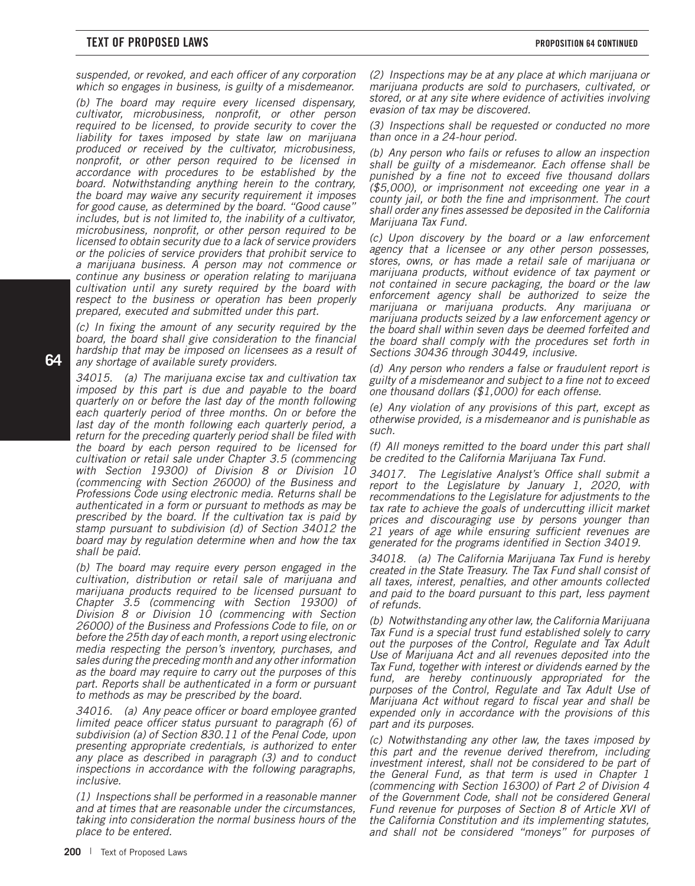*suspended, or revoked, and each officer of any corporation which so engages in business, is guilty of a misdemeanor.*

*(b) The board may require every licensed dispensary, cultivator, microbusiness, nonprofit, or other person required to be licensed, to provide security to cover the liability for taxes imposed by state law on marijuana produced or received by the cultivator, microbusiness, nonprofit, or other person required to be licensed in accordance with procedures to be established by the board. Notwithstanding anything herein to the contrary, the board may waive any security requirement it imposes for good cause, as determined by the board. "Good cause" includes, but is not limited to, the inability of a cultivator, microbusiness, nonprofit, or other person required to be licensed to obtain security due to a lack of service providers or the policies of service providers that prohibit service to a marijuana business. A person may not commence or continue any business or operation relating to marijuana cultivation until any surety required by the board with respect to the business or operation has been properly prepared, executed and submitted under this part.*

*(c) In fixing the amount of any security required by the board, the board shall give consideration to the financial hardship that may be imposed on licensees as a result of any shortage of available surety providers.*

*34015. (a) The marijuana excise tax and cultivation tax imposed by this part is due and payable to the board quarterly on or before the last day of the month following each quarterly period of three months. On or before the last day of the month following each quarterly period, a return for the preceding quarterly period shall be filed with the board by each person required to be licensed for cultivation or retail sale under Chapter 3.5 (commencing with Section 19300) of Division 8 or Division 10 (commencing with Section 26000) of the Business and Professions Code using electronic media. Returns shall be authenticated in a form or pursuant to methods as may be prescribed by the board. If the cultivation tax is paid by stamp pursuant to subdivision (d) of Section 34012 the board may by regulation determine when and how the tax shall be paid.*

*(b) The board may require every person engaged in the cultivation, distribution or retail sale of marijuana and marijuana products required to be licensed pursuant to Chapter 3.5 (commencing with Section 19300) of Division 8 or Division 10 (commencing with Section 26000) of the Business and Professions Code to file, on or before the 25th day of each month, a report using electronic media respecting the person's inventory, purchases, and sales during the preceding month and any other information as the board may require to carry out the purposes of this part. Reports shall be authenticated in a form or pursuant to methods as may be prescribed by the board.*

*34016. (a) Any peace officer or board employee granted limited peace officer status pursuant to paragraph (6) of subdivision (a) of Section 830.11 of the Penal Code, upon presenting appropriate credentials, is authorized to enter any place as described in paragraph (3) and to conduct inspections in accordance with the following paragraphs, inclusive.*

*(1) Inspections shall be performed in a reasonable manner and at times that are reasonable under the circumstances, taking into consideration the normal business hours of the place to be entered.*

*(2) Inspections may be at any place at which marijuana or marijuana products are sold to purchasers, cultivated, or stored, or at any site where evidence of activities involving evasion of tax may be discovered.*

*(3) Inspections shall be requested or conducted no more than once in a 24-hour period.*

*(b) Any person who fails or refuses to allow an inspection shall be guilty of a misdemeanor. Each offense shall be punished by a fine not to exceed five thousand dollars ($5,000), or imprisonment not exceeding one year in a county jail, or both the fine and imprisonment. The court shall order any fines assessed be deposited in the California Marijuana Tax Fund.*

*(c) Upon discovery by the board or a law enforcement agency that a licensee or any other person possesses, stores, owns, or has made a retail sale of marijuana or marijuana products, without evidence of tax payment or not contained in secure packaging, the board or the law enforcement agency shall be authorized to seize the marijuana or marijuana products. Any marijuana or marijuana products seized by a law enforcement agency or the board shall within seven days be deemed forfeited and the board shall comply with the procedures set forth in Sections 30436 through 30449, inclusive.*

*(d) Any person who renders a false or fraudulent report is guilty of a misdemeanor and subject to a fine not to exceed one thousand dollars ($1,000) for each offense.*

*(e) Any violation of any provisions of this part, except as otherwise provided, is a misdemeanor and is punishable as such.*

*(f) All moneys remitted to the board under this part shall be credited to the California Marijuana Tax Fund.*

*34017. The Legislative Analyst's Office shall submit a report to the Legislature by January 1, 2020, with recommendations to the Legislature for adjustments to the tax rate to achieve the goals of undercutting illicit market prices and discouraging use by persons younger than 21 years of age while ensuring sufficient revenues are generated for the programs identified in Section 34019.*

*34018. (a) The California Marijuana Tax Fund is hereby created in the State Treasury. The Tax Fund shall consist of all taxes, interest, penalties, and other amounts collected and paid to the board pursuant to this part, less payment of refunds.*

*(b) Notwithstanding any other law, the California Marijuana Tax Fund is a special trust fund established solely to carry out the purposes of the Control, Regulate and Tax Adult Use of Marijuana Act and all revenues deposited into the Tax Fund, together with interest or dividends earned by the fund, are hereby continuously appropriated for the purposes of the Control, Regulate and Tax Adult Use of Marijuana Act without regard to fiscal year and shall be expended only in accordance with the provisions of this part and its purposes.*

*(c) Notwithstanding any other law, the taxes imposed by this part and the revenue derived therefrom, including investment interest, shall not be considered to be part of the General Fund, as that term is used in Chapter 1 (commencing with Section 16300) of Part 2 of Division 4 of the Government Code, shall not be considered General Fund revenue for purposes of Section 8 of Article XVI of the California Constitution and its implementing statutes, and shall not be considered "moneys" for purposes of*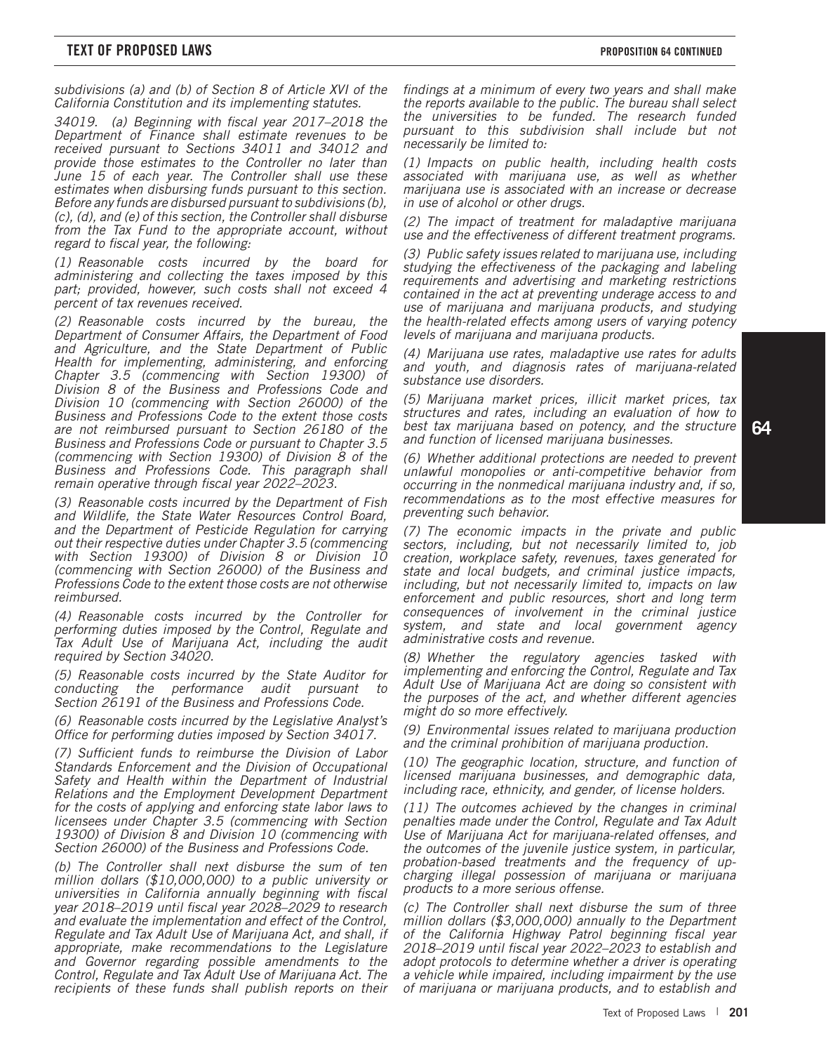*subdivisions (a) and (b) of Section 8 of Article XVI of the California Constitution and its implementing statutes.*

*34019. (a) Beginning with fiscal year 2017–2018 the Department of Finance shall estimate revenues to be received pursuant to Sections 34011 and 34012 and provide those estimates to the Controller no later than June 15 of each year. The Controller shall use these estimates when disbursing funds pursuant to this section. Before any funds are disbursed pursuant to subdivisions (b), (c), (d), and (e) of this section, the Controller shall disburse from the Tax Fund to the appropriate account, without regard to fiscal year, the following:*

*(1) Reasonable costs incurred by the board for administering and collecting the taxes imposed by this part; provided, however, such costs shall not exceed 4 percent of tax revenues received.*

*(2) Reasonable costs incurred by the bureau, the Department of Consumer Affairs, the Department of Food and Agriculture, and the State Department of Public Health for implementing, administering, and enforcing Chapter 3.5 (commencing with Section 19300) of Division 8 of the Business and Professions Code and Division 10 (commencing with Section 26000) of the Business and Professions Code to the extent those costs are not reimbursed pursuant to Section 26180 of the Business and Professions Code or pursuant to Chapter 3.5 (commencing with Section 19300) of Division 8 of the Business and Professions Code. This paragraph shall remain operative through fiscal year 2022–2023.*

*(3) Reasonable costs incurred by the Department of Fish and Wildlife, the State Water Resources Control Board, and the Department of Pesticide Regulation for carrying out their respective duties under Chapter 3.5 (commencing with Section 19300) of Division 8 or Division 10 (commencing with Section 26000) of the Business and Professions Code to the extent those costs are not otherwise reimbursed.*

*(4) Reasonable costs incurred by the Controller for performing duties imposed by the Control, Regulate and Tax Adult Use of Marijuana Act, including the audit required by Section 34020.*

*(5) Reasonable costs incurred by the State Auditor for conducting the performance audit pursuant to Section 26191 of the Business and Professions Code.*

*(6) Reasonable costs incurred by the Legislative Analyst's Office for performing duties imposed by Section 34017.*

*(7) Sufficient funds to reimburse the Division of Labor Standards Enforcement and the Division of Occupational Safety and Health within the Department of Industrial Relations and the Employment Development Department for the costs of applying and enforcing state labor laws to licensees under Chapter 3.5 (commencing with Section 19300) of Division 8 and Division 10 (commencing with Section 26000) of the Business and Professions Code.*

*(b) The Controller shall next disburse the sum of ten million dollars ($10,000,000) to a public university or universities in California annually beginning with fiscal year 2018–2019 until fiscal year 2028–2029 to research and evaluate the implementation and effect of the Control, Regulate and Tax Adult Use of Marijuana Act, and shall, if appropriate, make recommendations to the Legislature and Governor regarding possible amendments to the Control, Regulate and Tax Adult Use of Marijuana Act. The recipients of these funds shall publish reports on their findings at a minimum of every two years and shall make the reports available to the public. The bureau shall select the universities to be funded. The research funded pursuant to this subdivision shall include but not necessarily be limited to:*

*(1) Impacts on public health, including health costs associated with marijuana use, as well as whether marijuana use is associated with an increase or decrease in use of alcohol or other drugs.*

*(2) The impact of treatment for maladaptive marijuana use and the effectiveness of different treatment programs.*

*(3) Public safety issues related to marijuana use, including studying the effectiveness of the packaging and labeling requirements and advertising and marketing restrictions contained in the act at preventing underage access to and use of marijuana and marijuana products, and studying the health-related effects among users of varying potency levels of marijuana and marijuana products.*

*(4) Marijuana use rates, maladaptive use rates for adults and youth, and diagnosis rates of marijuana-related substance use disorders.*

*(5) Marijuana market prices, illicit market prices, tax structures and rates, including an evaluation of how to best tax marijuana based on potency, and the structure and function of licensed marijuana businesses.*

*(6) Whether additional protections are needed to prevent unlawful monopolies or anti-competitive behavior from occurring in the nonmedical marijuana industry and, if so, recommendations as to the most effective measures for preventing such behavior.*

*(7) The economic impacts in the private and public sectors, including, but not necessarily limited to, job creation, workplace safety, revenues, taxes generated for state and local budgets, and criminal justice impacts, including, but not necessarily limited to, impacts on law enforcement and public resources, short and long term consequences of involvement in the criminal justice system, and state and local government agency administrative costs and revenue.*

*(8) Whether the regulatory agencies tasked with implementing and enforcing the Control, Regulate and Tax Adult Use of Marijuana Act are doing so consistent with the purposes of the act, and whether different agencies might do so more effectively.*

*(9) Environmental issues related to marijuana production and the criminal prohibition of marijuana production.*

*(10) The geographic location, structure, and function of licensed marijuana businesses, and demographic data, including race, ethnicity, and gender, of license holders.*

*(11) The outcomes achieved by the changes in criminal penalties made under the Control, Regulate and Tax Adult Use of Marijuana Act for marijuana-related offenses, and the outcomes of the juvenile justice system, in particular, probation-based treatments and the frequency of up-charging illegal possession of marijuana or marijuana products to a more serious offense.*

*(c) The Controller shall next disburse the sum of three million dollars ($3,000,000) annually to the Department of the California Highway Patrol beginning fiscal year 2018–2019 until fiscal year 2022–2023 to establish and adopt protocols to determine whether a driver is operating a vehicle while impaired, including impairment by the use of marijuana or marijuana products, and to establish and*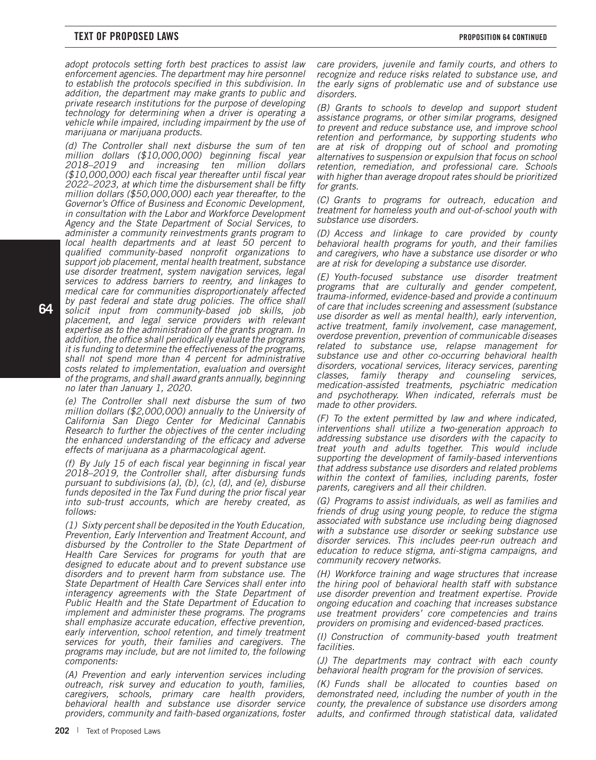*adopt protocols setting forth best practices to assist law enforcement agencies. The department may hire personnel to establish the protocols specified in this subdivision. In addition, the department may make grants to public and private research institutions for the purpose of developing technology for determining when a driver is operating a vehicle while impaired, including impairment by the use of marijuana or marijuana products.*

*(d) The Controller shall next disburse the sum of ten million dollars ($10,000,000) beginning fiscal year 2018–2019 and increasing ten million dollars ($10,000,000) each fiscal year thereafter until fiscal year 2022–2023, at which time the disbursement shall be fifty million dollars ($50,000,000) each year thereafter, to the Governor's Office of Business and Economic Development, in consultation with the Labor and Workforce Development Agency and the State Department of Social Services, to administer a community reinvestments grants program to local health departments and at least 50 percent to qualified community-based nonprofit organizations to support job placement, mental health treatment, substance use disorder treatment, system navigation services, legal services to address barriers to reentry, and linkages to medical care for communities disproportionately affected by past federal and state drug policies. The office shall solicit input from community-based job skills, job placement, and legal service providers with relevant expertise as to the administration of the grants program. In addition, the office shall periodically evaluate the programs it is funding to determine the effectiveness of the programs, shall not spend more than 4 percent for administrative costs related to implementation, evaluation and oversight of the programs, and shall award grants annually, beginning no later than January 1, 2020.*

*(e) The Controller shall next disburse the sum of two million dollars ($2,000,000) annually to the University of California San Diego Center for Medicinal Cannabis Research to further the objectives of the center including the enhanced understanding of the efficacy and adverse effects of marijuana as a pharmacological agent.*

*(f) By July 15 of each fiscal year beginning in fiscal year 2018–2019, the Controller shall, after disbursing funds pursuant to subdivisions (a), (b), (c), (d), and (e), disburse funds deposited in the Tax Fund during the prior fiscal year into sub-trust accounts, which are hereby created, as follows:*

*(1) Sixty percent shall be deposited in the Youth Education, Prevention, Early Intervention and Treatment Account, and disbursed by the Controller to the State Department of Health Care Services for programs for youth that are designed to educate about and to prevent substance use disorders and to prevent harm from substance use. The State Department of Health Care Services shall enter into interagency agreements with the State Department of Public Health and the State Department of Education to implement and administer these programs. The programs shall emphasize accurate education, effective prevention, early intervention, school retention, and timely treatment services for youth, their families and caregivers. The programs may include, but are not limited to, the following components:*

*(A) Prevention and early intervention services including outreach, risk survey and education to youth, families, caregivers, schools, primary care health providers, behavioral health and substance use disorder service providers, community and faith-based organizations, foster care providers, juvenile and family courts, and others to recognize and reduce risks related to substance use, and the early signs of problematic use and of substance use disorders.*

*(B) Grants to schools to develop and support student assistance programs, or other similar programs, designed to prevent and reduce substance use, and improve school retention and performance, by supporting students who are at risk of dropping out of school and promoting alternatives to suspension or expulsion that focus on school retention, remediation, and professional care. Schools with higher than average dropout rates should be prioritized for grants.*

*(C) Grants to programs for outreach, education and treatment for homeless youth and out-of-school youth with substance use disorders.*

*(D) Access and linkage to care provided by county behavioral health programs for youth, and their families and caregivers, who have a substance use disorder or who are at risk for developing a substance use disorder.*

*(E) Youth-focused substance use disorder treatment programs that are culturally and gender competent, trauma-informed, evidence-based and provide a continuum of care that includes screening and assessment (substance use disorder as well as mental health), early intervention, active treatment, family involvement, case management, overdose prevention, prevention of communicable diseases related to substance use, relapse management for substance use and other co-occurring behavioral health disorders, vocational services, literacy services, parenting classes, family therapy and counseling services, medication-assisted treatments, psychiatric medication and psychotherapy. When indicated, referrals must be made to other providers.*

*(F) To the extent permitted by law and where indicated, interventions shall utilize a two-generation approach to addressing substance use disorders with the capacity to treat youth and adults together. This would include supporting the development of family-based interventions that address substance use disorders and related problems within the context of families, including parents, foster parents, caregivers and all their children.*

*(G) Programs to assist individuals, as well as families and friends of drug using young people, to reduce the stigma associated with substance use including being diagnosed with a substance use disorder or seeking substance use disorder services. This includes peer-run outreach and education to reduce stigma, anti-stigma campaigns, and community recovery networks.*

*(H) Workforce training and wage structures that increase the hiring pool of behavioral health staff with substance use disorder prevention and treatment expertise. Provide ongoing education and coaching that increases substance use treatment providers' core competencies and trains providers on promising and evidenced-based practices.*

*(I) Construction of community-based youth treatment facilities.*

*(J) The departments may contract with each county behavioral health program for the provision of services.*

*(K) Funds shall be allocated to counties based on demonstrated need, including the number of youth in the county, the prevalence of substance use disorders among adults, and confirmed through statistical data, validated*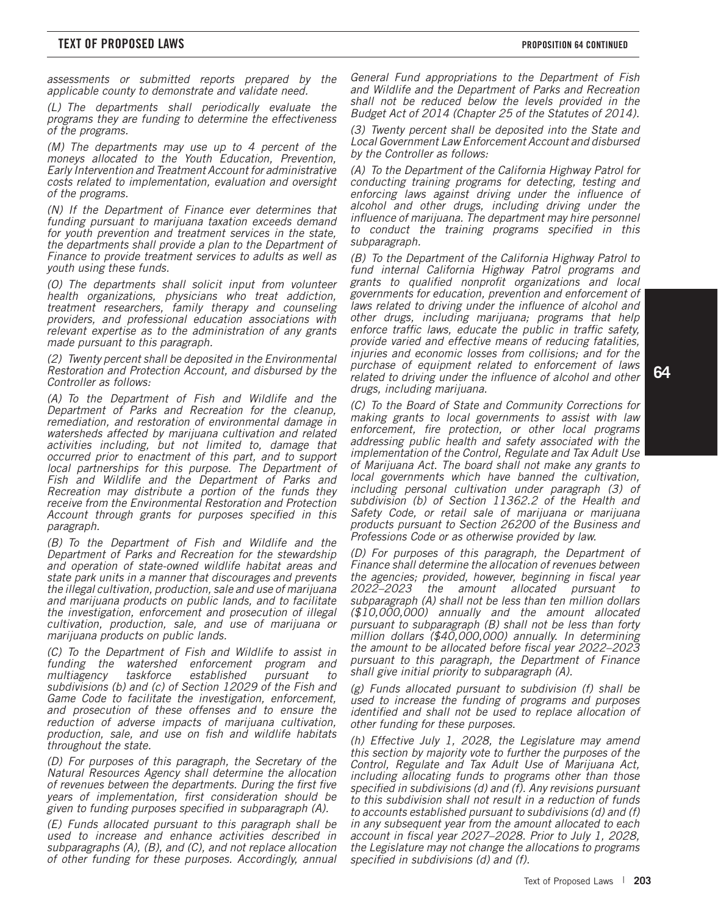*assessments or submitted reports prepared by the applicable county to demonstrate and validate need.*

*(L) The departments shall periodically evaluate the programs they are funding to determine the effectiveness of the programs.*

*(M) The departments may use up to 4 percent of the moneys allocated to the Youth Education, Prevention, Early Intervention and Treatment Account for administrative costs related to implementation, evaluation and oversight of the programs.*

*(N) If the Department of Finance ever determines that funding pursuant to marijuana taxation exceeds demand for youth prevention and treatment services in the state, the departments shall provide a plan to the Department of Finance to provide treatment services to adults as well as youth using these funds.*

*(O) The departments shall solicit input from volunteer health organizations, physicians who treat addiction, treatment researchers, family therapy and counseling providers, and professional education associations with relevant expertise as to the administration of any grants made pursuant to this paragraph.*

*(2) Twenty percent shall be deposited in the Environmental Restoration and Protection Account, and disbursed by the Controller as follows:*

*(A) To the Department of Fish and Wildlife and the Department of Parks and Recreation for the cleanup, remediation, and restoration of environmental damage in watersheds affected by marijuana cultivation and related activities including, but not limited to, damage that occurred prior to enactment of this part, and to support local partnerships for this purpose. The Department of Fish and Wildlife and the Department of Parks and Recreation may distribute a portion of the funds they receive from the Environmental Restoration and Protection Account through grants for purposes specified in this paragraph.*

*(B) To the Department of Fish and Wildlife and the Department of Parks and Recreation for the stewardship and operation of state-owned wildlife habitat areas and state park units in a manner that discourages and prevents the illegal cultivation, production, sale and use of marijuana and marijuana products on public lands, and to facilitate the investigation, enforcement and prosecution of illegal cultivation, production, sale, and use of marijuana or marijuana products on public lands.*

*(C) To the Department of Fish and Wildlife to assist in funding the watershed enforcement program and multiagency taskforce established pursuant to subdivisions (b) and (c) of Section 12029 of the Fish and Game Code to facilitate the investigation, enforcement, and prosecution of these offenses and to ensure the reduction of adverse impacts of marijuana cultivation, production, sale, and use on fish and wildlife habitats throughout the state.*

*(D) For purposes of this paragraph, the Secretary of the Natural Resources Agency shall determine the allocation of revenues between the departments. During the first five years of implementation, first consideration should be given to funding purposes specified in subparagraph (A).*

*(E) Funds allocated pursuant to this paragraph shall be used to increase and enhance activities described in subparagraphs (A), (B), and (C), and not replace allocation of other funding for these purposes. Accordingly, annual General Fund appropriations to the Department of Fish and Wildlife and the Department of Parks and Recreation shall not be reduced below the levels provided in the Budget Act of 2014 (Chapter 25 of the Statutes of 2014).*

*(3) Twenty percent shall be deposited into the State and Local Government Law Enforcement Account and disbursed by the Controller as follows:*

*(A) To the Department of the California Highway Patrol for conducting training programs for detecting, testing and enforcing laws against driving under the influence of alcohol and other drugs, including driving under the influence of marijuana. The department may hire personnel to conduct the training programs specified in this subparagraph.*

*(B) To the Department of the California Highway Patrol to fund internal California Highway Patrol programs and grants to qualified nonprofit organizations and local governments for education, prevention and enforcement of laws related to driving under the influence of alcohol and other drugs, including marijuana; programs that help enforce traffic laws, educate the public in traffic safety, provide varied and effective means of reducing fatalities, injuries and economic losses from collisions; and for the purchase of equipment related to enforcement of laws related to driving under the influence of alcohol and other drugs, including marijuana.*

*(C) To the Board of State and Community Corrections for making grants to local governments to assist with law enforcement, fire protection, or other local programs addressing public health and safety associated with the implementation of the Control, Regulate and Tax Adult Use of Marijuana Act. The board shall not make any grants to local governments which have banned the cultivation, including personal cultivation under paragraph (3) of subdivision (b) of Section 11362.2 of the Health and Safety Code, or retail sale of marijuana or marijuana products pursuant to Section 26200 of the Business and Professions Code or as otherwise provided by law.*

*(D) For purposes of this paragraph, the Department of Finance shall determine the allocation of revenues between the agencies; provided, however, beginning in fiscal year 2022–2023 the amount allocated pursuant to subparagraph (A) shall not be less than ten million dollars ($10,000,000) annually and the amount allocated pursuant to subparagraph (B) shall not be less than forty million dollars ($40,000,000) annually. In determining the amount to be allocated before fiscal year 2022–2023 pursuant to this paragraph, the Department of Finance shall give initial priority to subparagraph (A).*

*(g) Funds allocated pursuant to subdivision (f) shall be used to increase the funding of programs and purposes identified and shall not be used to replace allocation of other funding for these purposes.*

*(h) Effective July 1, 2028, the Legislature may amend this section by majority vote to further the purposes of the Control, Regulate and Tax Adult Use of Marijuana Act, including allocating funds to programs other than those specified in subdivisions (d) and (f). Any revisions pursuant to this subdivision shall not result in a reduction of funds to accounts established pursuant to subdivisions (d) and (f) in any subsequent year from the amount allocated to each account in fiscal year 2027–2028. Prior to July 1, 2028, the Legislature may not change the allocations to programs specified in subdivisions (d) and (f).*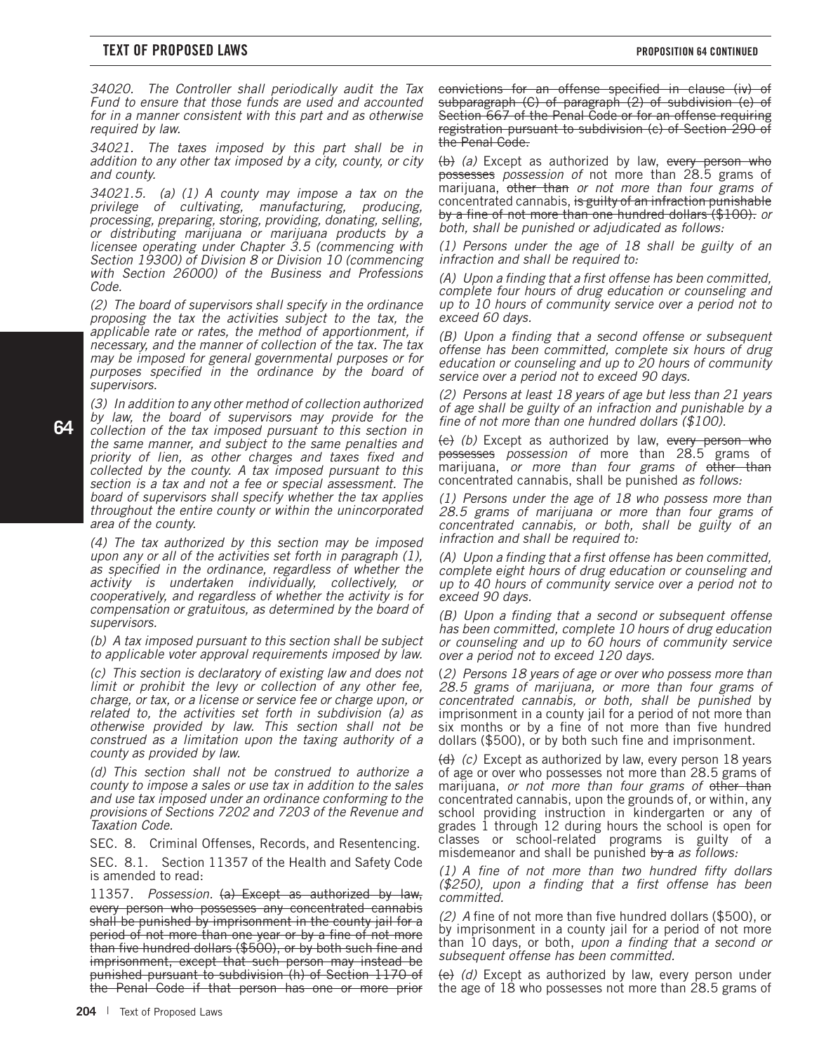*34020. The Controller shall periodically audit the Tax Fund to ensure that those funds are used and accounted for in a manner consistent with this part and as otherwise required by law.*

*34021. The taxes imposed by this part shall be in addition to any other tax imposed by a city, county, or city and county.*

*34021.5. (a) (1) A county may impose a tax on the privilege of cultivating, manufacturing, producing, processing, preparing, storing, providing, donating, selling, or distributing marijuana or marijuana products by a licensee operating under Chapter 3.5 (commencing with Section 19300) of Division 8 or Division 10 (commencing with Section 26000) of the Business and Professions Code.*

*(2) The board of supervisors shall specify in the ordinance proposing the tax the activities subject to the tax, the applicable rate or rates, the method of apportionment, if necessary, and the manner of collection of the tax. The tax may be imposed for general governmental purposes or for purposes specified in the ordinance by the board of supervisors.*

*(3) In addition to any other method of collection authorized by law, the board of supervisors may provide for the collection of the tax imposed pursuant to this section in the same manner, and subject to the same penalties and priority of lien, as other charges and taxes fixed and collected by the county. A tax imposed pursuant to this section is a tax and not a fee or special assessment. The board of supervisors shall specify whether the tax applies throughout the entire county or within the unincorporated area of the county.*

*(4) The tax authorized by this section may be imposed upon any or all of the activities set forth in paragraph (1), as specified in the ordinance, regardless of whether the activity is undertaken individually, collectively, or cooperatively, and regardless of whether the activity is for compensation or gratuitous, as determined by the board of supervisors.*

*(b) A tax imposed pursuant to this section shall be subject to applicable voter approval requirements imposed by law.*

*(c) This section is declaratory of existing law and does not limit or prohibit the levy or collection of any other fee, charge, or tax, or a license or service fee or charge upon, or related to, the activities set forth in subdivision (a) as otherwise provided by law. This section shall not be construed as a limitation upon the taxing authority of a county as provided by law.*

*(d) This section shall not be construed to authorize a county to impose a sales or use tax in addition to the sales and use tax imposed under an ordinance conforming to the provisions of Sections 7202 and 7203 of the Revenue and Taxation Code.*

SEC. 8. Criminal Offenses, Records, and Resentencing.

SEC. 8.1. Section 11357 of the Health and Safety Code is amended to read:

11357. *Possession.* ~~(a) Except as authorized by law, every person who possesses any concentrated cannabis shall be punished by imprisonment in the county jail for a period of not more than one year or by a fine of not more than five hundred dollars ($500), or by both such fine and imprisonment, except that such person may instead be punished pursuant to subdivision (h) of Section 1170 of the Penal Code if that person has one or more prior convictions for an offense specified in clause (iv) of subparagraph (C) of paragraph (2) of subdivision (e) of Section 667 of the Penal Code or for an offense requiring registration pursuant to subdivision (c) of Section 290 of the Penal Code.~~

~~(b)~~ *(a)* Except as authorized by law, ~~every person who possesses~~ *possession of* not more than 28.5 grams of marijuana, ~~other than~~ *or not more than four grams of* concentrated cannabis, ~~is guilty of an infraction punishable by a fine of not more than one hundred dollars ($100).~~ *or both, shall be punished or adjudicated as follows:*

*(1) Persons under the age of 18 shall be guilty of an infraction and shall be required to:*

*(A) Upon a finding that a first offense has been committed, complete four hours of drug education or counseling and up to 10 hours of community service over a period not to exceed 60 days.*

*(B) Upon a finding that a second offense or subsequent offense has been committed, complete six hours of drug education or counseling and up to 20 hours of community service over a period not to exceed 90 days.*

*(2) Persons at least 18 years of age but less than 21 years of age shall be guilty of an infraction and punishable by a fine of not more than one hundred dollars ($100).*

~~(c)~~ *(b)* Except as authorized by law, ~~every person who possesses~~ *possession of* more than 28.5 grams of marijuana, *or more than four grams of* ~~other than~~ concentrated cannabis, shall be punished *as follows:*

*(1) Persons under the age of 18 who possess more than 28.5 grams of marijuana or more than four grams of concentrated cannabis, or both, shall be guilty of an infraction and shall be required to:*

*(A) Upon a finding that a first offense has been committed, complete eight hours of drug education or counseling and up to 40 hours of community service over a period not to exceed 90 days.*

*(B) Upon a finding that a second or subsequent offense has been committed, complete 10 hours of drug education or counseling and up to 60 hours of community service over a period not to exceed 120 days.*

(*2) Persons 18 years of age or over who possess more than 28.5 grams of marijuana, or more than four grams of concentrated cannabis, or both, shall be punished* by imprisonment in a county jail for a period of not more than six months or by a fine of not more than five hundred dollars ($500), or by both such fine and imprisonment.

~~(d)~~ *(c)* Except as authorized by law, every person 18 years of age or over who possesses not more than 28.5 grams of marijuana, *or not more than four grams of* ~~other than~~ concentrated cannabis, upon the grounds of, or within, any school providing instruction in kindergarten or any of grades 1 through 12 during hours the school is open for classes or school-related programs is guilty of a misdemeanor and shall be punished ~~by a~~ *as follows:*

*(1) A fine of not more than two hundred fifty dollars ($250), upon a finding that a first offense has been committed.*

*(2) A* fine of not more than five hundred dollars ($500), or by imprisonment in a county jail for a period of not more than 10 days, or both, *upon a finding that a second or subsequent offense has been committed.*

~~(e)~~ *(d)* Except as authorized by law, every person under the age of 18 who possesses not more than 28.5 grams of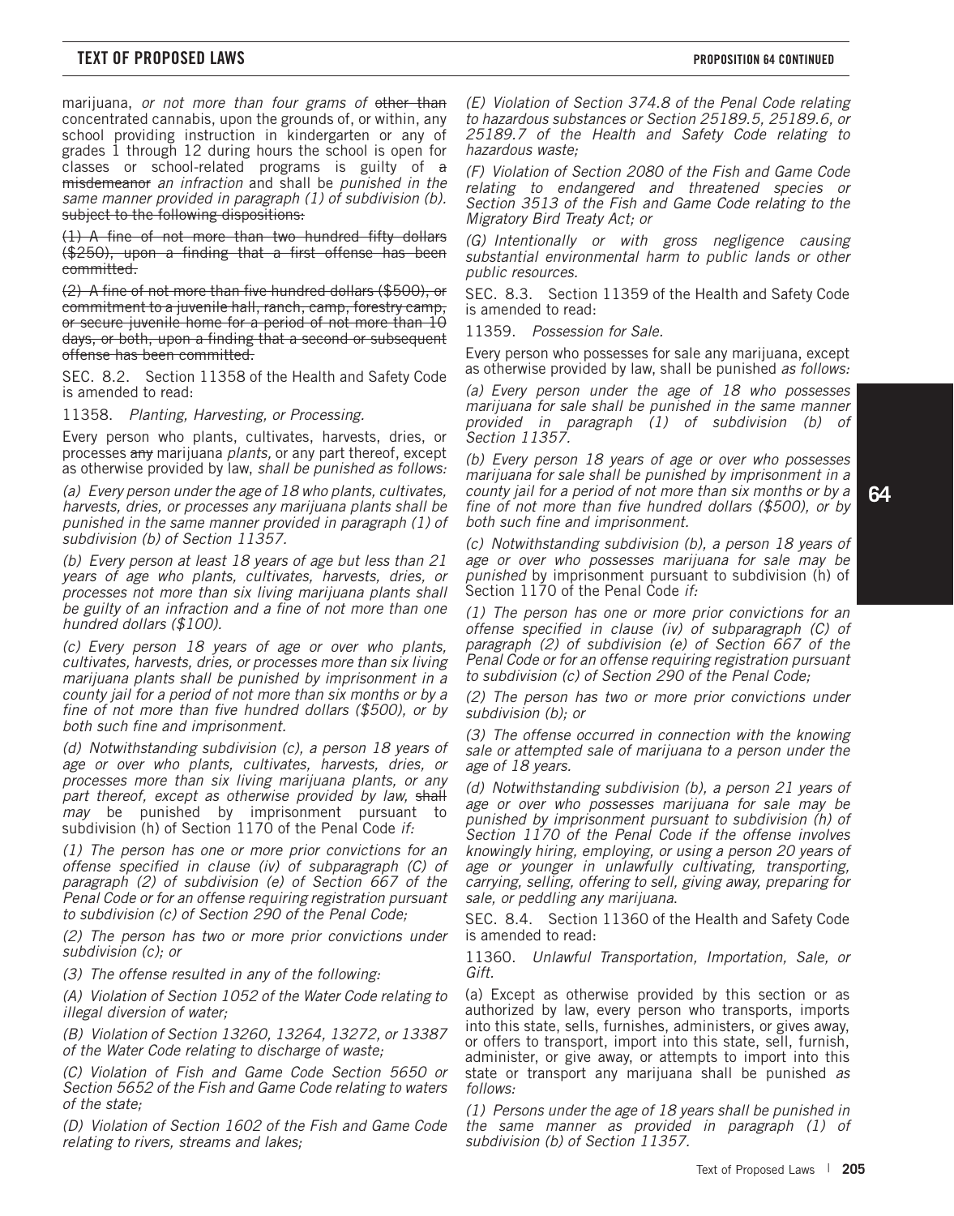marijuana, *or not more than four grams of* ~~other than~~ concentrated cannabis, upon the grounds of, or within, any school providing instruction in kindergarten or any of grades 1 through 12 during hours the school is open for classes or school-related programs is guilty of ~~a misdemeanor~~ *an infraction* and shall be *punished in the same manner provided in paragraph (1) of subdivision (b).* ~~subject to the following dispositions:~~

~~(1) A fine of not more than two hundred fifty dollars ($250), upon a finding that a first offense has been committed.~~

~~(2) A fine of not more than five hundred dollars ($500), or commitment to a juvenile hall, ranch, camp, forestry camp, or secure juvenile home for a period of not more than 10 days, or both, upon a finding that a second or subsequent offense has been committed.~~

SEC. 8.2. Section 11358 of the Health and Safety Code is amended to read:

11358. *Planting, Harvesting, or Processing.*

Every person who plants, cultivates, harvests, dries, or processes ~~any~~ marijuana *plants,* or any part thereof, except as otherwise provided by law, *shall be punished as follows:*

*(a) Every person under the age of 18 who plants, cultivates, harvests, dries, or processes any marijuana plants shall be punished in the same manner provided in paragraph (1) of subdivision (b) of Section 11357.*

*(b) Every person at least 18 years of age but less than 21 years of age who plants, cultivates, harvests, dries, or processes not more than six living marijuana plants shall be guilty of an infraction and a fine of not more than one hundred dollars ($100).*

*(c) Every person 18 years of age or over who plants, cultivates, harvests, dries, or processes more than six living marijuana plants shall be punished by imprisonment in a county jail for a period of not more than six months or by a fine of not more than five hundred dollars ($500), or by both such fine and imprisonment.*

*(d) Notwithstanding subdivision (c), a person 18 years of age or over who plants, cultivates, harvests, dries, or processes more than six living marijuana plants, or any part thereof, except as otherwise provided by law,* ~~shall~~ *may* be punished by imprisonment pursuant to subdivision (h) of Section 1170 of the Penal Code *if:*

*(1) The person has one or more prior convictions for an offense specified in clause (iv) of subparagraph (C) of paragraph (2) of subdivision (e) of Section 667 of the Penal Code or for an offense requiring registration pursuant to subdivision (c) of Section 290 of the Penal Code;*

*(2) The person has two or more prior convictions under subdivision (c); or*

*(3) The offense resulted in any of the following:*

*(A) Violation of Section 1052 of the Water Code relating to illegal diversion of water;*

*(B) Violation of Section 13260, 13264, 13272, or 13387 of the Water Code relating to discharge of waste;*

*(C) Violation of Fish and Game Code Section 5650 or Section 5652 of the Fish and Game Code relating to waters of the state;*

*(D) Violation of Section 1602 of the Fish and Game Code relating to rivers, streams and lakes;*

*(E) Violation of Section 374.8 of the Penal Code relating to hazardous substances or Section 25189.5, 25189.6, or 25189.7 of the Health and Safety Code relating to hazardous waste;*

*(F) Violation of Section 2080 of the Fish and Game Code relating to endangered and threatened species or Section 3513 of the Fish and Game Code relating to the Migratory Bird Treaty Act; or*

*(G) Intentionally or with gross negligence causing substantial environmental harm to public lands or other public resources.*

SEC. 8.3. Section 11359 of the Health and Safety Code is amended to read:

11359. *Possession for Sale.*

Every person who possesses for sale any marijuana, except as otherwise provided by law, shall be punished *as follows:*

*(a) Every person under the age of 18 who possesses marijuana for sale shall be punished in the same manner provided in paragraph (1) of subdivision (b) of Section 11357.*

*(b) Every person 18 years of age or over who possesses marijuana for sale shall be punished by imprisonment in a county jail for a period of not more than six months or by a fine of not more than five hundred dollars ($500), or by both such fine and imprisonment.*

*(c) Notwithstanding subdivision (b), a person 18 years of age or over who possesses marijuana for sale may be punished* by imprisonment pursuant to subdivision (h) of Section 1170 of the Penal Code *if:*

*(1) The person has one or more prior convictions for an offense specified in clause (iv) of subparagraph (C) of paragraph (2) of subdivision (e) of Section 667 of the Penal Code or for an offense requiring registration pursuant to subdivision (c) of Section 290 of the Penal Code;*

*(2) The person has two or more prior convictions under subdivision (b); or*

*(3) The offense occurred in connection with the knowing sale or attempted sale of marijuana to a person under the age of 18 years.*

*(d) Notwithstanding subdivision (b), a person 21 years of age or over who possesses marijuana for sale may be punished by imprisonment pursuant to subdivision (h) of Section 1170 of the Penal Code if the offense involves knowingly hiring, employing, or using a person 20 years of age or younger in unlawfully cultivating, transporting, carrying, selling, offering to sell, giving away, preparing for sale, or peddling any marijuana.*

SEC. 8.4. Section 11360 of the Health and Safety Code is amended to read:

11360. *Unlawful Transportation, Importation, Sale, or Gift.*

(a) Except as otherwise provided by this section or as authorized by law, every person who transports, imports into this state, sells, furnishes, administers, or gives away, or offers to transport, import into this state, sell, furnish, administer, or give away, or attempts to import into this state or transport any marijuana shall be punished *as follows:*

*(1) Persons under the age of 18 years shall be punished in the same manner as provided in paragraph (1) of subdivision (b) of Section 11357.*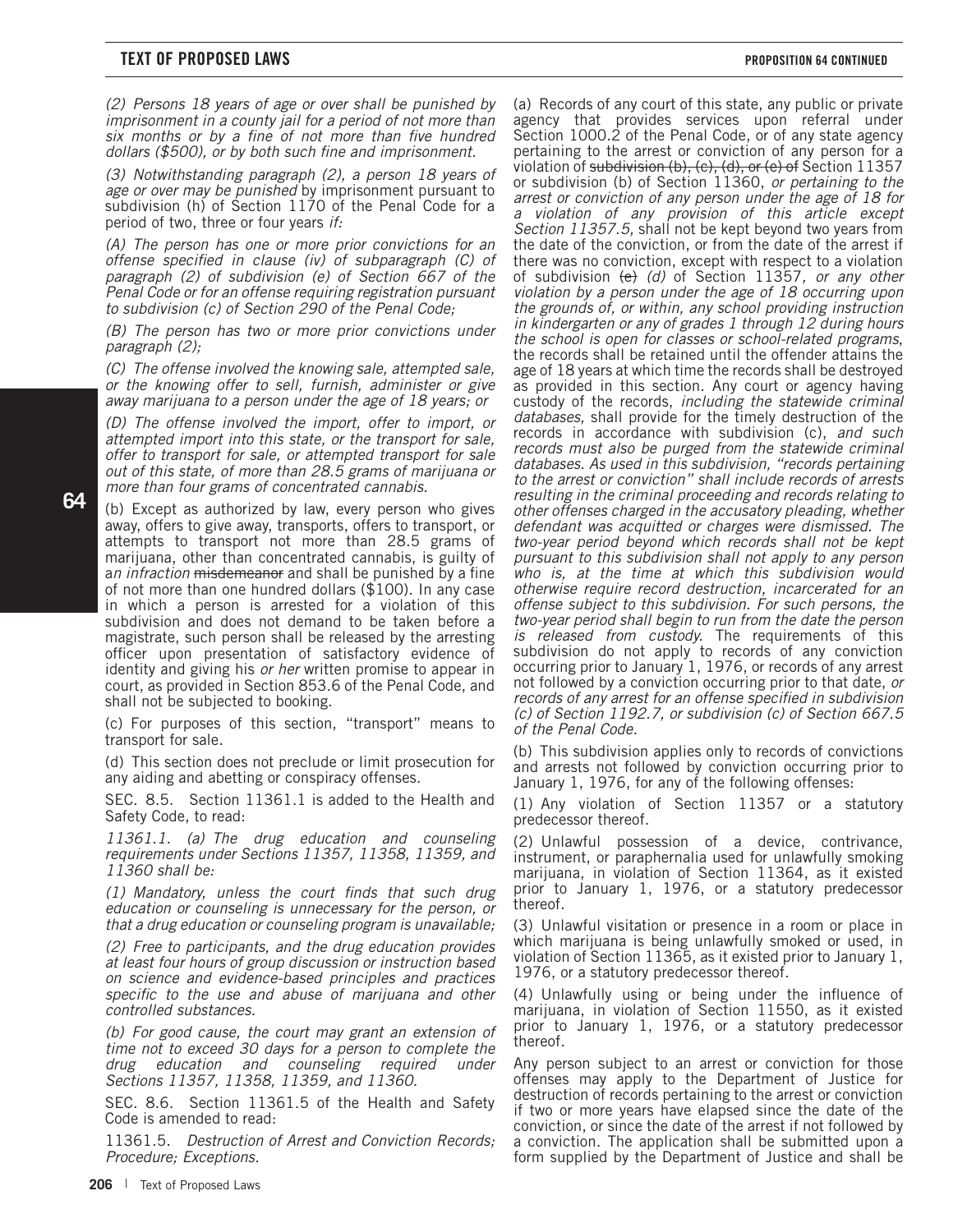*(2) Persons 18 years of age or over shall be punished by imprisonment in a county jail for a period of not more than six months or by a fine of not more than five hundred dollars ($500), or by both such fine and imprisonment.*

*(3) Notwithstanding paragraph (2), a person 18 years of age or over may be punished* by imprisonment pursuant to subdivision (h) of Section 1170 of the Penal Code for a period of two, three or four years *if:*

*(A) The person has one or more prior convictions for an offense specified in clause (iv) of subparagraph (C) of paragraph (2) of subdivision (e) of Section 667 of the Penal Code or for an offense requiring registration pursuant to subdivision (c) of Section 290 of the Penal Code;*

*(B) The person has two or more prior convictions under paragraph (2);*

*(C) The offense involved the knowing sale, attempted sale, or the knowing offer to sell, furnish, administer or give away marijuana to a person under the age of 18 years; or*

*(D) The offense involved the import, offer to import, or attempted import into this state, or the transport for sale, offer to transport for sale, or attempted transport for sale out of this state, of more than 28.5 grams of marijuana or more than four grams of concentrated cannabis.*

(b) Except as authorized by law, every person who gives away, offers to give away, transports, offers to transport, or attempts to transport not more than 28.5 grams of marijuana, other than concentrated cannabis, is guilty of a*n infraction* ~~misdemeanor~~ and shall be punished by a fine of not more than one hundred dollars ($100). In any case in which a person is arrested for a violation of this subdivision and does not demand to be taken before a magistrate, such person shall be released by the arresting officer upon presentation of satisfactory evidence of identity and giving his *or her* written promise to appear in court, as provided in Section 853.6 of the Penal Code, and shall not be subjected to booking.

(c) For purposes of this section, "transport" means to transport for sale.

(d) This section does not preclude or limit prosecution for any aiding and abetting or conspiracy offenses.

SEC. 8.5. Section 11361.1 is added to the Health and Safety Code, to read:

*11361.1. (a) The drug education and counseling requirements under Sections 11357, 11358, 11359, and 11360 shall be:*

*(1) Mandatory, unless the court finds that such drug education or counseling is unnecessary for the person, or that a drug education or counseling program is unavailable;*

*(2) Free to participants, and the drug education provides at least four hours of group discussion or instruction based on science and evidence-based principles and practices specific to the use and abuse of marijuana and other controlled substances.*

*(b) For good cause, the court may grant an extension of time not to exceed 30 days for a person to complete the drug education and counseling required under Sections 11357, 11358, 11359, and 11360.*

SEC. 8.6. Section 11361.5 of the Health and Safety Code is amended to read:

11361.5. *Destruction of Arrest and Conviction Records; Procedure; Exceptions.*

(a) Records of any court of this state, any public or private agency that provides services upon referral under Section 1000.2 of the Penal Code, or of any state agency pertaining to the arrest or conviction of any person for a violation of ~~subdivision (b), (c), (d), or (e) of~~ Section 11357 or subdivision (b) of Section 11360, *or pertaining to the arrest or conviction of any person under the age of 18 for a violation of any provision of this article except Section 11357.5,* shall not be kept beyond two years from the date of the conviction, or from the date of the arrest if there was no conviction, except with respect to a violation of subdivision ~~(e)~~ *(d)* of Section 11357*, or any other violation by a person under the age of 18 occurring upon the grounds of, or within, any school providing instruction in kindergarten or any of grades 1 through 12 during hours the school is open for classes or school-related programs*, the records shall be retained until the offender attains the age of 18 years at which time the records shall be destroyed as provided in this section. Any court or agency having custody of the records, *including the statewide criminal databases,* shall provide for the timely destruction of the records in accordance with subdivision (c), *and such records must also be purged from the statewide criminal databases. As used in this subdivision, "records pertaining to the arrest or conviction" shall include records of arrests resulting in the criminal proceeding and records relating to other offenses charged in the accusatory pleading, whether defendant was acquitted or charges were dismissed. The two-year period beyond which records shall not be kept pursuant to this subdivision shall not apply to any person who is, at the time at which this subdivision would otherwise require record destruction, incarcerated for an offense subject to this subdivision. For such persons, the two-year period shall begin to run from the date the person is released from custody.* The requirements of this subdivision do not apply to records of any conviction occurring prior to January 1, 1976, or records of any arrest not followed by a conviction occurring prior to that date, *or records of any arrest for an offense specified in subdivision (c) of Section 1192.7, or subdivision (c) of Section 667.5 of the Penal Code.*

(b) This subdivision applies only to records of convictions and arrests not followed by conviction occurring prior to January 1, 1976, for any of the following offenses:

(1) Any violation of Section 11357 or a statutory predecessor thereof.

(2) Unlawful possession of a device, contrivance, instrument, or paraphernalia used for unlawfully smoking marijuana, in violation of Section 11364, as it existed prior to January 1, 1976, or a statutory predecessor thereof.

(3) Unlawful visitation or presence in a room or place in which marijuana is being unlawfully smoked or used, in violation of Section 11365, as it existed prior to January 1, 1976, or a statutory predecessor thereof.

(4) Unlawfully using or being under the influence of marijuana, in violation of Section 11550, as it existed prior to January 1, 1976, or a statutory predecessor thereof.

Any person subject to an arrest or conviction for those offenses may apply to the Department of Justice for destruction of records pertaining to the arrest or conviction if two or more years have elapsed since the date of the conviction, or since the date of the arrest if not followed by a conviction. The application shall be submitted upon a form supplied by the Department of Justice and shall be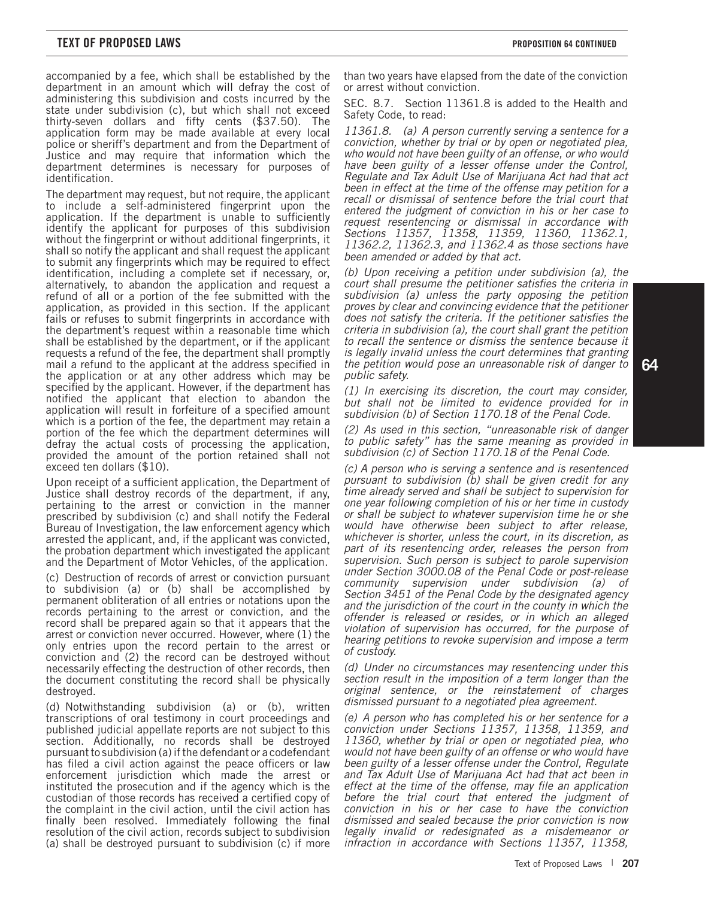accompanied by a fee, which shall be established by the department in an amount which will defray the cost of administering this subdivision and costs incurred by the state under subdivision (c), but which shall not exceed thirty-seven dollars and fifty cents ($37.50). The application form may be made available at every local police or sheriff's department and from the Department of Justice and may require that information which the department determines is necessary for purposes of identification.

The department may request, but not require, the applicant to include a self-administered fingerprint upon the application. If the department is unable to sufficiently identify the applicant for purposes of this subdivision without the fingerprint or without additional fingerprints, it shall so notify the applicant and shall request the applicant to submit any fingerprints which may be required to effect identification, including a complete set if necessary, or, alternatively, to abandon the application and request a refund of all or a portion of the fee submitted with the application, as provided in this section. If the applicant fails or refuses to submit fingerprints in accordance with the department's request within a reasonable time which shall be established by the department, or if the applicant requests a refund of the fee, the department shall promptly mail a refund to the applicant at the address specified in the application or at any other address which may be specified by the applicant. However, if the department has notified the applicant that election to abandon the application will result in forfeiture of a specified amount which is a portion of the fee, the department may retain a portion of the fee which the department determines will defray the actual costs of processing the application, provided the amount of the portion retained shall not exceed ten dollars ($10).

Upon receipt of a sufficient application, the Department of Justice shall destroy records of the department, if any, pertaining to the arrest or conviction in the manner prescribed by subdivision (c) and shall notify the Federal Bureau of Investigation, the law enforcement agency which arrested the applicant, and, if the applicant was convicted, the probation department which investigated the applicant and the Department of Motor Vehicles, of the application.

(c) Destruction of records of arrest or conviction pursuant to subdivision (a) or (b) shall be accomplished by permanent obliteration of all entries or notations upon the records pertaining to the arrest or conviction, and the record shall be prepared again so that it appears that the arrest or conviction never occurred. However, where (1) the only entries upon the record pertain to the arrest or conviction and (2) the record can be destroyed without necessarily effecting the destruction of other records, then the document constituting the record shall be physically destroyed.

(d) Notwithstanding subdivision (a) or (b), written transcriptions of oral testimony in court proceedings and published judicial appellate reports are not subject to this section. Additionally, no records shall be destroyed pursuant to subdivision (a) if the defendant or a codefendant has filed a civil action against the peace officers or law enforcement jurisdiction which made the arrest or instituted the prosecution and if the agency which is the custodian of those records has received a certified copy of the complaint in the civil action, until the civil action has finally been resolved. Immediately following the final resolution of the civil action, records subject to subdivision (a) shall be destroyed pursuant to subdivision (c) if more than two years have elapsed from the date of the conviction or arrest without conviction.

SEC. 8.7. Section 11361.8 is added to the Health and Safety Code, to read:

*11361.8. (a) A person currently serving a sentence for a conviction, whether by trial or by open or negotiated plea, who would not have been guilty of an offense, or who would have been guilty of a lesser offense under the Control, Regulate and Tax Adult Use of Marijuana Act had that act been in effect at the time of the offense may petition for a recall or dismissal of sentence before the trial court that entered the judgment of conviction in his or her case to request resentencing or dismissal in accordance with Sections 11357, 11358, 11359, 11360, 11362.1, 11362.2, 11362.3, and 11362.4 as those sections have been amended or added by that act.*

*(b) Upon receiving a petition under subdivision (a), the court shall presume the petitioner satisfies the criteria in subdivision (a) unless the party opposing the petition proves by clear and convincing evidence that the petitioner does not satisfy the criteria. If the petitioner satisfies the criteria in subdivision (a), the court shall grant the petition to recall the sentence or dismiss the sentence because it is legally invalid unless the court determines that granting the petition would pose an unreasonable risk of danger to public safety.*

*(1) In exercising its discretion, the court may consider, but shall not be limited to evidence provided for in subdivision (b) of Section 1170.18 of the Penal Code.*

*(2) As used in this section, "unreasonable risk of danger to public safety" has the same meaning as provided in subdivision (c) of Section 1170.18 of the Penal Code.*

*(c) A person who is serving a sentence and is resentenced pursuant to subdivision (b) shall be given credit for any time already served and shall be subject to supervision for one year following completion of his or her time in custody or shall be subject to whatever supervision time he or she would have otherwise been subject to after release, whichever is shorter, unless the court, in its discretion, as part of its resentencing order, releases the person from supervision. Such person is subject to parole supervision under Section 3000.08 of the Penal Code or post-release community supervision under subdivision (a) of Section 3451 of the Penal Code by the designated agency and the jurisdiction of the court in the county in which the offender is released or resides, or in which an alleged violation of supervision has occurred, for the purpose of hearing petitions to revoke supervision and impose a term of custody.*

*(d) Under no circumstances may resentencing under this section result in the imposition of a term longer than the original sentence, or the reinstatement of charges dismissed pursuant to a negotiated plea agreement.*

*(e) A person who has completed his or her sentence for a conviction under Sections 11357, 11358, 11359, and 11360, whether by trial or open or negotiated plea, who would not have been guilty of an offense or who would have been guilty of a lesser offense under the Control, Regulate and Tax Adult Use of Marijuana Act had that act been in effect at the time of the offense, may file an application before the trial court that entered the judgment of conviction in his or her case to have the conviction dismissed and sealed because the prior conviction is now legally invalid or redesignated as a misdemeanor or infraction in accordance with Sections 11357, 11358,*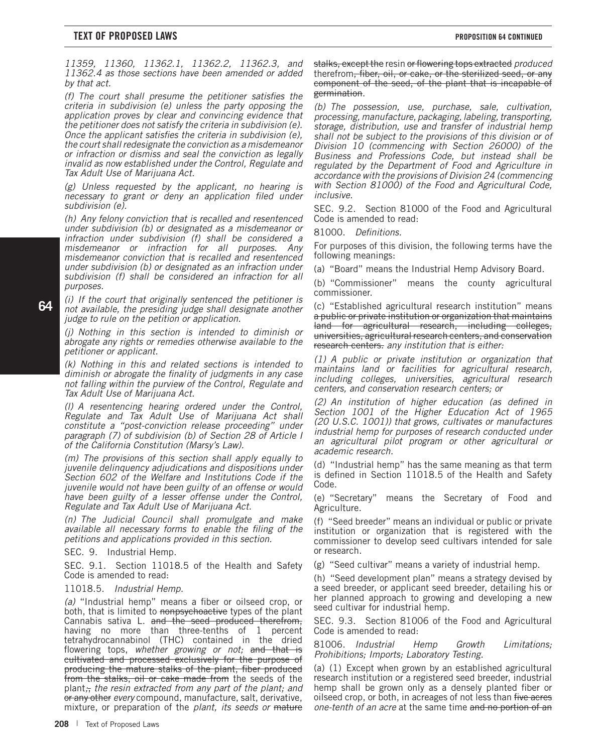*11359, 11360, 11362.1, 11362.2, 11362.3, and 11362.4 as those sections have been amended or added by that act.*

*(f) The court shall presume the petitioner satisfies the criteria in subdivision (e) unless the party opposing the application proves by clear and convincing evidence that the petitioner does not satisfy the criteria in subdivision (e). Once the applicant satisfies the criteria in subdivision (e), the court shall redesignate the conviction as a misdemeanor or infraction or dismiss and seal the conviction as legally invalid as now established under the Control, Regulate and Tax Adult Use of Marijuana Act.*

*(g) Unless requested by the applicant, no hearing is necessary to grant or deny an application filed under subdivision (e).*

*(h) Any felony conviction that is recalled and resentenced under subdivision (b) or designated as a misdemeanor or infraction under subdivision (f) shall be considered a misdemeanor or infraction for all purposes. Any misdemeanor conviction that is recalled and resentenced under subdivision (b) or designated as an infraction under subdivision (f) shall be considered an infraction for all purposes.*

*(i) If the court that originally sentenced the petitioner is not available, the presiding judge shall designate another judge to rule on the petition or application.*

*(j) Nothing in this section is intended to diminish or abrogate any rights or remedies otherwise available to the petitioner or applicant.*

*(k) Nothing in this and related sections is intended to diminish or abrogate the finality of judgments in any case not falling within the purview of the Control, Regulate and Tax Adult Use of Marijuana Act.*

*(l) A resentencing hearing ordered under the Control, Regulate and Tax Adult Use of Marijuana Act shall constitute a "post-conviction release proceeding" under paragraph (7) of subdivision (b) of Section 28 of Article I of the California Constitution (Marsy's Law).*

*(m) The provisions of this section shall apply equally to juvenile delinquency adjudications and dispositions under Section 602 of the Welfare and Institutions Code if the juvenile would not have been guilty of an offense or would have been guilty of a lesser offense under the Control, Regulate and Tax Adult Use of Marijuana Act.*

*(n) The Judicial Council shall promulgate and make available all necessary forms to enable the filing of the petitions and applications provided in this section.*

SEC. 9. Industrial Hemp.

SEC. 9.1. Section 11018.5 of the Health and Safety Code is amended to read:

11018.5. *Industrial Hemp.*

*(a)* "Industrial hemp" means a fiber or oilseed crop, or both, that is limited to ~~nonpsychoactive~~ types of the plant Cannabis sativa L. ~~and the seed produced therefrom,~~ having no more than three-tenths of 1 percent tetrahydrocannabinol (THC) contained in the dried flowering tops, *whether growing or not;* ~~and that is cultivated and processed exclusively for the purpose of producing the mature stalks of the plant, fiber produced from the stalks, oil or cake made from~~ the seeds of the plant~~,~~*; the resin extracted from any part of the plant; and* ~~or any other~~ *every* compound, manufacture, salt, derivative, mixture, or preparation of the *plant, its seeds or* ~~mature stalks, except the~~ resin ~~or flowering tops extracted~~ *produced* therefrom~~, fiber, oil, or cake, or the sterilized seed, or any component of the seed, of the plant that is incapable of germination~~.

*(b) The possession, use, purchase, sale, cultivation, processing, manufacture, packaging, labeling, transporting, storage, distribution, use and transfer of industrial hemp shall not be subject to the provisions of this division or of Division 10 (commencing with Section 26000) of the Business and Professions Code, but instead shall be regulated by the Department of Food and Agriculture in accordance with the provisions of Division 24 (commencing with Section 81000) of the Food and Agricultural Code, inclusive.*

SEC. 9.2. Section 81000 of the Food and Agricultural Code is amended to read:

81000. *Definitions.*

For purposes of this division, the following terms have the following meanings:

(a) "Board" means the Industrial Hemp Advisory Board.

(b) "Commissioner" means the county agricultural commissioner.

(c) "Established agricultural research institution" means ~~a public or private institution or organization that maintains land for agricultural research, including colleges, universities, agricultural research centers, and conservation research centers.~~ *any institution that is either:*

*(1) A public or private institution or organization that maintains land or facilities for agricultural research, including colleges, universities, agricultural research centers, and conservation research centers; or*

*(2) An institution of higher education (as defined in Section 1001 of the Higher Education Act of 1965 (20 U.S.C. 1001)) that grows, cultivates or manufactures industrial hemp for purposes of research conducted under an agricultural pilot program or other agricultural or academic research.*

(d) "Industrial hemp" has the same meaning as that term is defined in Section 11018.5 of the Health and Safety Code.

(e) "Secretary" means the Secretary of Food and Agriculture.

(f) "Seed breeder" means an individual or public or private institution or organization that is registered with the commissioner to develop seed cultivars intended for sale or research.

(g) "Seed cultivar" means a variety of industrial hemp.

(h) "Seed development plan" means a strategy devised by a seed breeder, or applicant seed breeder, detailing his or her planned approach to growing and developing a new seed cultivar for industrial hemp.

SEC. 9.3. Section 81006 of the Food and Agricultural Code is amended to read:

81006. *Industrial Hemp Growth Limitations; Prohibitions; Imports; Laboratory Testing.*

(a) (1) Except when grown by an established agricultural research institution or a registered seed breeder, industrial hemp shall be grown only as a densely planted fiber or oilseed crop, or both, in acreages of not less than ~~five acres~~ *one-tenth of an acre* at the same time ~~and no portion of an~~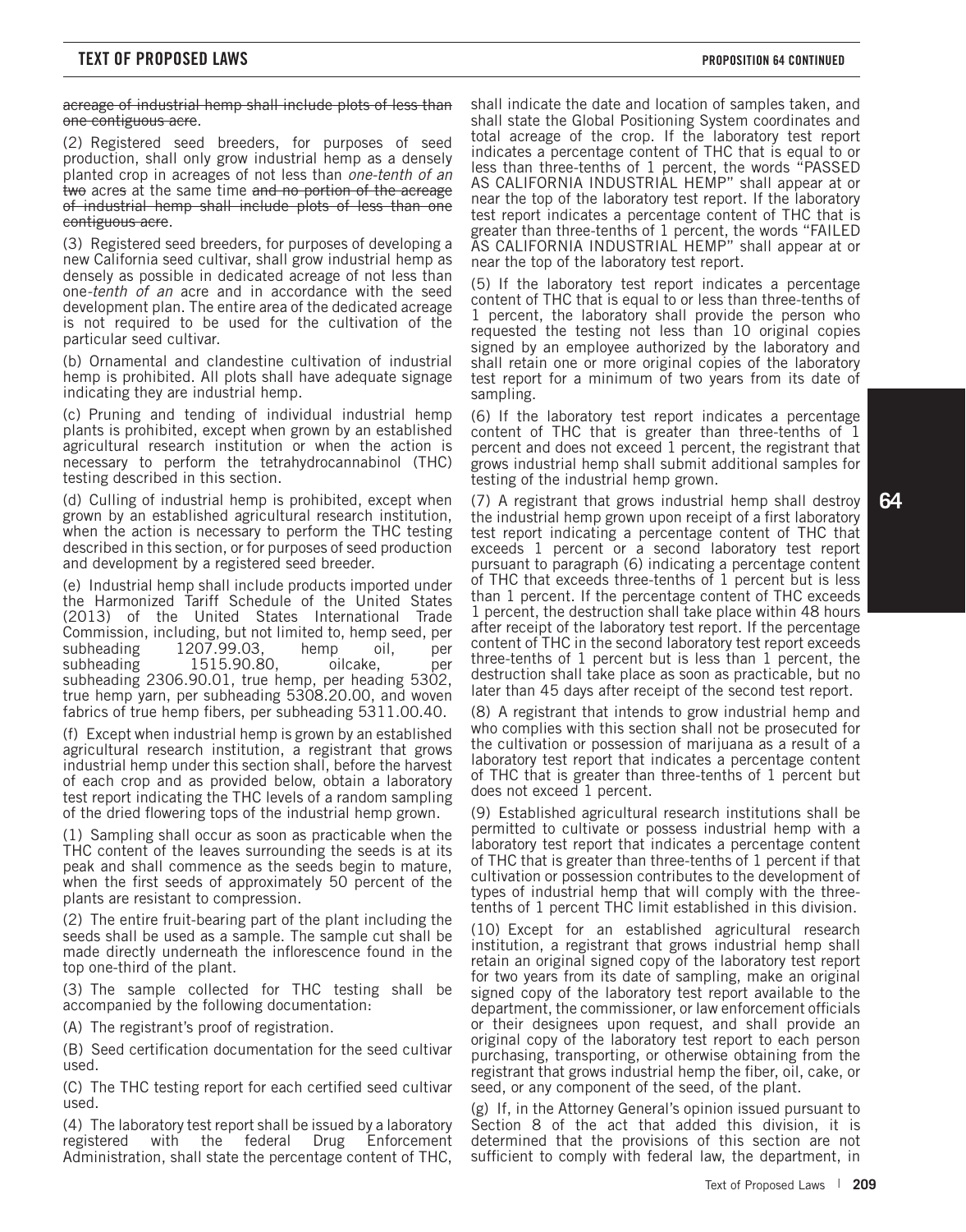~~acreage of industrial hemp shall include plots of less than one contiguous acre~~.

(2) Registered seed breeders, for purposes of seed production, shall only grow industrial hemp as a densely planted crop in acreages of not less than *one-tenth of an* ~~two~~ acres at the same time ~~and no portion of the acreage of industrial hemp shall include plots of less than one contiguous acre~~.

(3) Registered seed breeders, for purposes of developing a new California seed cultivar, shall grow industrial hemp as densely as possible in dedicated acreage of not less than one-*tenth of an* acre and in accordance with the seed development plan. The entire area of the dedicated acreage is not required to be used for the cultivation of the particular seed cultivar.

(b) Ornamental and clandestine cultivation of industrial hemp is prohibited. All plots shall have adequate signage indicating they are industrial hemp.

(c) Pruning and tending of individual industrial hemp plants is prohibited, except when grown by an established agricultural research institution or when the action is necessary to perform the tetrahydrocannabinol (THC) testing described in this section.

(d) Culling of industrial hemp is prohibited, except when grown by an established agricultural research institution, when the action is necessary to perform the THC testing described in this section, or for purposes of seed production and development by a registered seed breeder.

(e) Industrial hemp shall include products imported under the Harmonized Tariff Schedule of the United States (2013) of the United States International Trade Commission, including, but not limited to, hemp seed, per subheading 1207.99.03, hemp oil, per subheading 1515.90.80, oilcake, per subheading 2306.90.01, true hemp, per heading 5302, true hemp yarn, per subheading 5308.20.00, and woven fabrics of true hemp fibers, per subheading 5311.00.40.

(f) Except when industrial hemp is grown by an established agricultural research institution, a registrant that grows industrial hemp under this section shall, before the harvest of each crop and as provided below, obtain a laboratory test report indicating the THC levels of a random sampling of the dried flowering tops of the industrial hemp grown.

(1) Sampling shall occur as soon as practicable when the THC content of the leaves surrounding the seeds is at its peak and shall commence as the seeds begin to mature, when the first seeds of approximately 50 percent of the plants are resistant to compression.

(2) The entire fruit-bearing part of the plant including the seeds shall be used as a sample. The sample cut shall be made directly underneath the inflorescence found in the top one-third of the plant.

(3) The sample collected for THC testing shall be accompanied by the following documentation:

(A) The registrant's proof of registration.

(B) Seed certification documentation for the seed cultivar used.

(C) The THC testing report for each certified seed cultivar used.

(4) The laboratory test report shall be issued by a laboratory registered with the federal Drug Enforcement Administration, shall state the percentage content of THC, shall indicate the date and location of samples taken, and shall state the Global Positioning System coordinates and total acreage of the crop. If the laboratory test report indicates a percentage content of THC that is equal to or less than three-tenths of 1 percent, the words "PASSED AS CALIFORNIA INDUSTRIAL HEMP" shall appear at or near the top of the laboratory test report. If the laboratory test report indicates a percentage content of THC that is greater than three-tenths of 1 percent, the words "FAILED AS CALIFORNIA INDUSTRIAL HEMP" shall appear at or near the top of the laboratory test report.

(5) If the laboratory test report indicates a percentage content of THC that is equal to or less than three-tenths of 1 percent, the laboratory shall provide the person who requested the testing not less than 10 original copies signed by an employee authorized by the laboratory and shall retain one or more original copies of the laboratory test report for a minimum of two years from its date of sampling.

(6) If the laboratory test report indicates a percentage content of THC that is greater than three-tenths of 1 percent and does not exceed 1 percent, the registrant that grows industrial hemp shall submit additional samples for testing of the industrial hemp grown.

(7) A registrant that grows industrial hemp shall destroy the industrial hemp grown upon receipt of a first laboratory test report indicating a percentage content of THC that exceeds 1 percent or a second laboratory test report pursuant to paragraph (6) indicating a percentage content of THC that exceeds three-tenths of 1 percent but is less than 1 percent. If the percentage content of THC exceeds 1 percent, the destruction shall take place within 48 hours after receipt of the laboratory test report. If the percentage content of THC in the second laboratory test report exceeds three-tenths of 1 percent but is less than 1 percent, the destruction shall take place as soon as practicable, but no later than 45 days after receipt of the second test report.

(8) A registrant that intends to grow industrial hemp and who complies with this section shall not be prosecuted for the cultivation or possession of marijuana as a result of a laboratory test report that indicates a percentage content of THC that is greater than three-tenths of 1 percent but does not exceed 1 percent.

(9) Established agricultural research institutions shall be permitted to cultivate or possess industrial hemp with a laboratory test report that indicates a percentage content of THC that is greater than three-tenths of 1 percent if that cultivation or possession contributes to the development of types of industrial hemp that will comply with the three-tenths of 1 percent THC limit established in this division.

(10) Except for an established agricultural research institution, a registrant that grows industrial hemp shall retain an original signed copy of the laboratory test report for two years from its date of sampling, make an original signed copy of the laboratory test report available to the department, the commissioner, or law enforcement officials or their designees upon request, and shall provide an original copy of the laboratory test report to each person purchasing, transporting, or otherwise obtaining from the registrant that grows industrial hemp the fiber, oil, cake, or seed, or any component of the seed, of the plant.

(g) If, in the Attorney General's opinion issued pursuant to Section 8 of the act that added this division, it is determined that the provisions of this section are not sufficient to comply with federal law, the department, in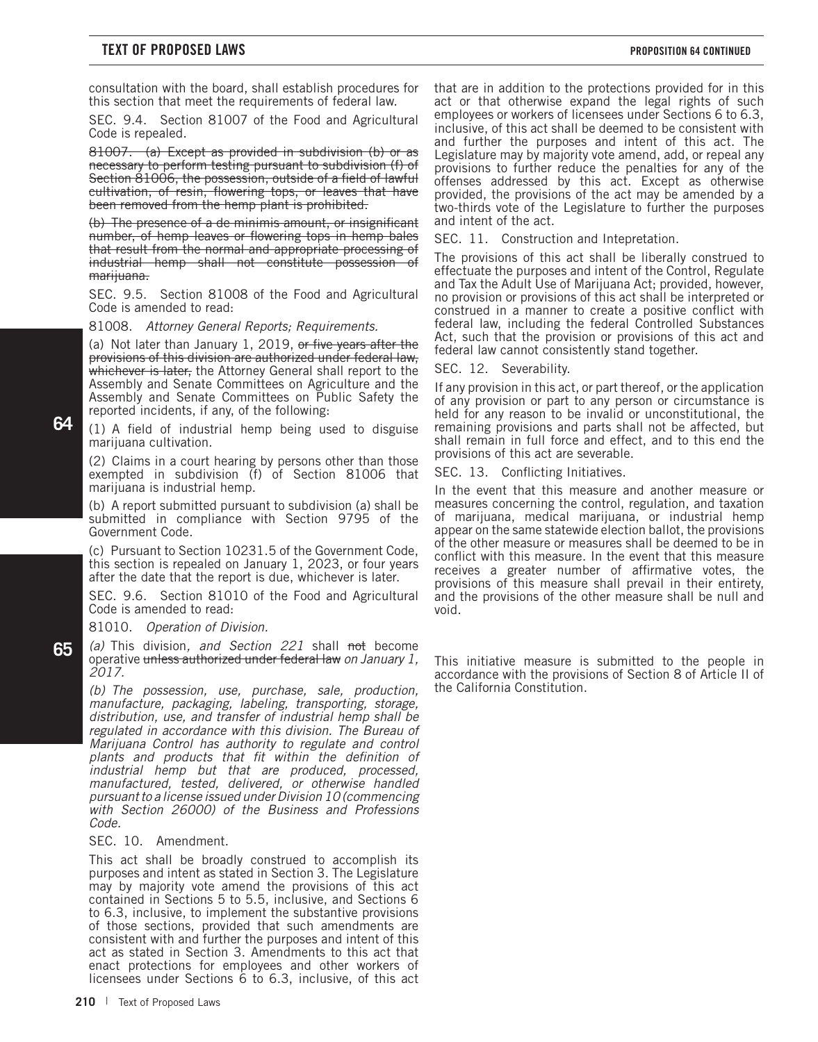consultation with the board, shall establish procedures for this section that meet the requirements of federal law.

SEC. 9.4. Section 81007 of the Food and Agricultural Code is repealed.

~~81007. (a) Except as provided in subdivision (b) or as necessary to perform testing pursuant to subdivision (f) of Section 81006, the possession, outside of a field of lawful cultivation, of resin, flowering tops, or leaves that have been removed from the hemp plant is prohibited.~~

~~(b) The presence of a de minimis amount, or insignificant number, of hemp leaves or flowering tops in hemp bales that result from the normal and appropriate processing of industrial hemp shall not constitute possession of marijuana.~~

SEC. 9.5. Section 81008 of the Food and Agricultural Code is amended to read:

81008. *Attorney General Reports; Requirements.*

(a) Not later than January 1, 2019, ~~or five years after the provisions of this division are authorized under federal law, whichever is later,~~ the Attorney General shall report to the Assembly and Senate Committees on Agriculture and the Assembly and Senate Committees on Public Safety the reported incidents, if any, of the following:

(1) A field of industrial hemp being used to disguise marijuana cultivation.

(2) Claims in a court hearing by persons other than those exempted in subdivision (f) of Section 81006 that marijuana is industrial hemp.

(b) A report submitted pursuant to subdivision (a) shall be submitted in compliance with Section 9795 of the Government Code.

(c) Pursuant to Section 10231.5 of the Government Code, this section is repealed on January 1, 2023, or four years after the date that the report is due, whichever is later.

SEC. 9.6. Section 81010 of the Food and Agricultural Code is amended to read:

81010. *Operation of Division.*

*(a)* This division*, and Section 221* shall ~~not~~ become operative ~~unless authorized under federal law~~ *on January 1, 2017.*

*(b) The possession, use, purchase, sale, production, manufacture, packaging, labeling, transporting, storage, distribution, use, and transfer of industrial hemp shall be regulated in accordance with this division. The Bureau of Marijuana Control has authority to regulate and control plants and products that fit within the definition of industrial hemp but that are produced, processed, manufactured, tested, delivered, or otherwise handled pursuant to a license issued under Division 10 (commencing with Section 26000) of the Business and Professions Code.*

SEC. 10. Amendment.

This act shall be broadly construed to accomplish its purposes and intent as stated in Section 3. The Legislature may by majority vote amend the provisions of this act contained in Sections 5 to 5.5, inclusive, and Sections 6 to 6.3, inclusive, to implement the substantive provisions of those sections, provided that such amendments are consistent with and further the purposes and intent of this act as stated in Section 3. Amendments to this act that enact protections for employees and other workers of licensees under Sections 6 to 6.3, inclusive, of this act that are in addition to the protections provided for in this act or that otherwise expand the legal rights of such employees or workers of licensees under Sections 6 to 6.3, inclusive, of this act shall be deemed to be consistent with and further the purposes and intent of this act. The Legislature may by majority vote amend, add, or repeal any provisions to further reduce the penalties for any of the offenses addressed by this act. Except as otherwise provided, the provisions of the act may be amended by a two-thirds vote of the Legislature to further the purposes and intent of the act.

SEC. 11. Construction and Intepretation.

The provisions of this act shall be liberally construed to effectuate the purposes and intent of the Control, Regulate and Tax the Adult Use of Marijuana Act; provided, however, no provision or provisions of this act shall be interpreted or construed in a manner to create a positive conflict with federal law, including the federal Controlled Substances Act, such that the provision or provisions of this act and federal law cannot consistently stand together.

SEC. 12. Severability.

If any provision in this act, or part thereof, or the application of any provision or part to any person or circumstance is held for any reason to be invalid or unconstitutional, the remaining provisions and parts shall not be affected, but shall remain in full force and effect, and to this end the provisions of this act are severable.

SEC. 13. Conflicting Initiatives.

In the event that this measure and another measure or measures concerning the control, regulation, and taxation of marijuana, medical marijuana, or industrial hemp appear on the same statewide election ballot, the provisions of the other measure or measures shall be deemed to be in conflict with this measure. In the event that this measure receives a greater number of affirmative votes, the provisions of this measure shall prevail in their entirety, and the provisions of the other measure shall be null and void.

This initiative measure is submitted to the people in accordance with the provisions of Section 8 of Article II of the California Constitution.